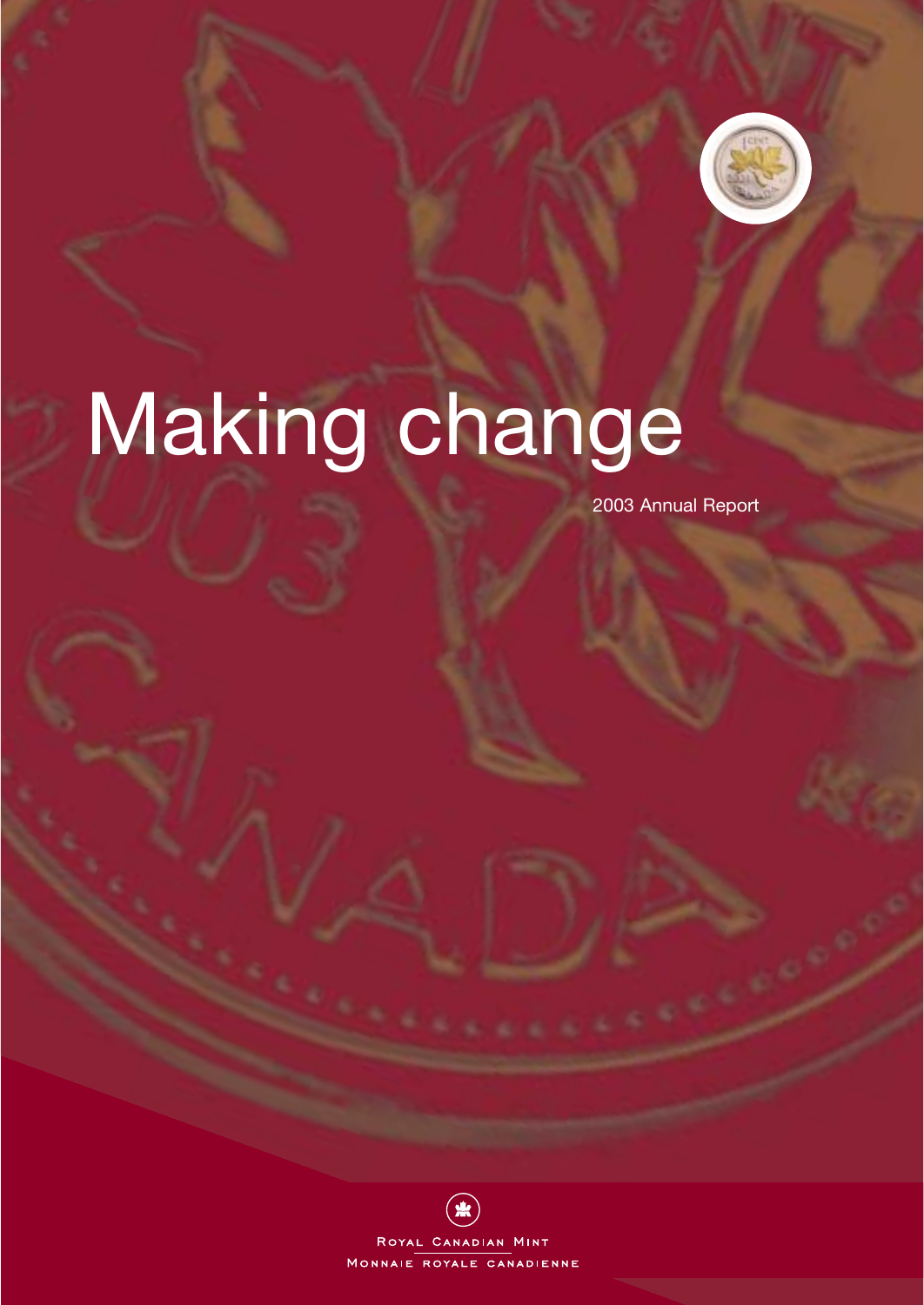# Making change

2003 Annual Report

Royal Canadian Mint

Monnaie royale canadienne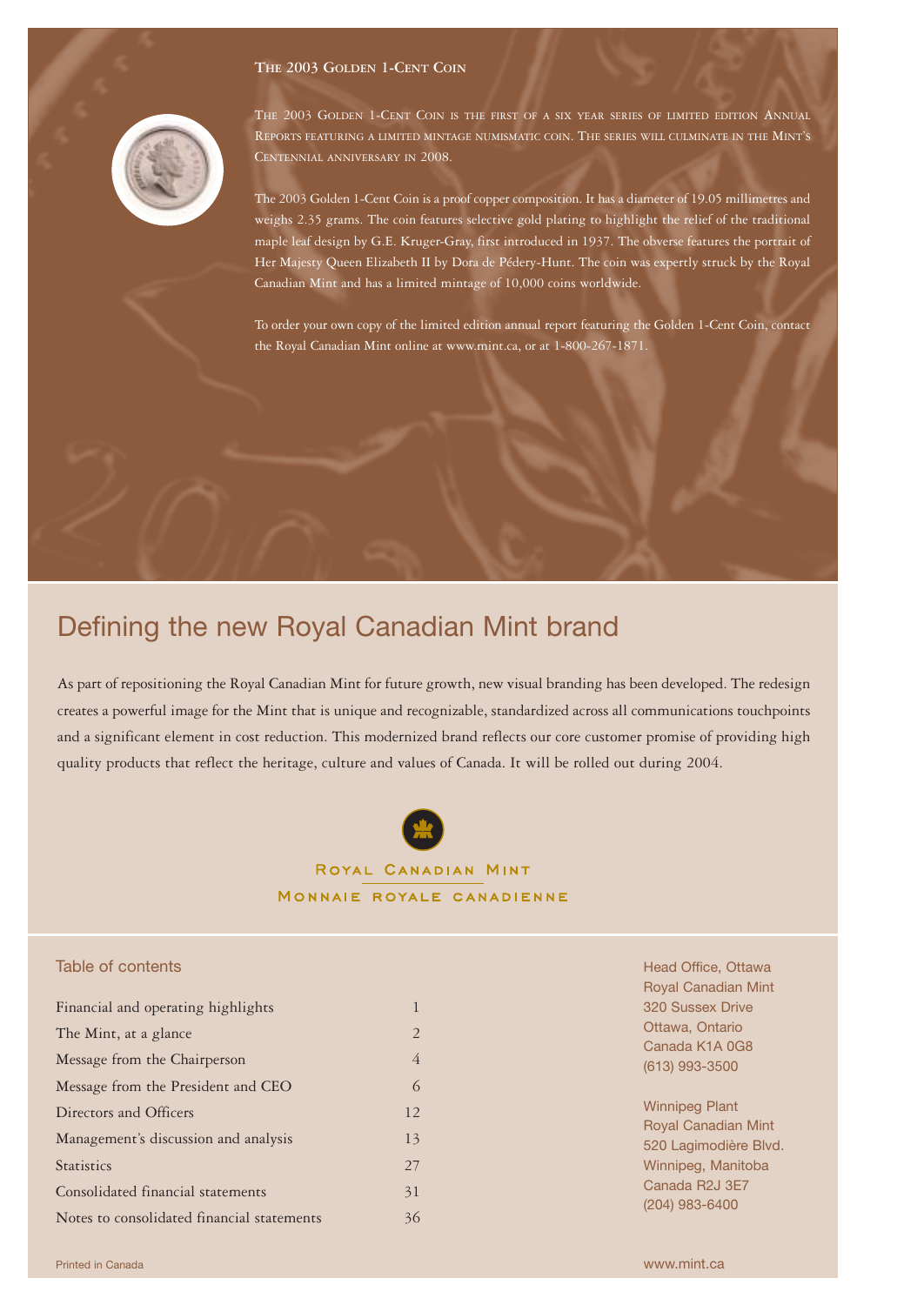## The 2003 Golden 1-Cent Coin

The 2003 Golden 1-Cent Coin is the first of a six year series of limited edition Annual Reports featuring a limited mintage numismatic coin. The series will culminate in the Mint's Centennial anniversary in 2008.

The 2003 Golden 1-Cent Coin is a proof copper composition. It has a diameter of 19.05 millimetres and weighs 2.35 grams. The coin features selective gold plating to highlight the relief of the traditional maple leaf design by G.E. Kruger-Gray, first introduced in 1937. The obverse features the portrait of Her Majesty Queen Elizabeth II by Dora de Pédery-Hunt. The coin was expertly struck by the Royal Canadian Mint and has a limited mintage of 10,000 coins worldwide.

To order your own copy of the limited edition annual report featuring the Golden 1-Cent Coin, contact the Royal Canadian Mint online at www.mint.ca, or at 1-800-267-1871.

# Defining the new Royal Canadian Mint brand

As part of repositioning the Royal Canadian Mint for future growth, new visual branding has been developed. The redesign creates a powerful image for the Mint that is unique and recognizable, standardized across all communications touchpoints and a significant element in cost reduction. This modernized brand reflects our core customer promise of providing high quality products that reflect the heritage, culture and values of Canada. It will be rolled out during 2004.

Royal Canadian Mint
Monnaie royale canadienne

## Table of contents

| | |
|---|---|
| Financial and operating highlights | 1 |
| The Mint, at a glance | 2 |
| Message from the Chairperson | 4 |
| Message from the President and CEO | 6 |
| Directors and Officers | 12 |
| Management's discussion and analysis | 13 |
| Statistics | 27 |
| Consolidated financial statements | 31 |
| Notes to consolidated financial statements | 36 |

Head Office, Ottawa
Royal Canadian Mint
320 Sussex Drive
Ottawa, Ontario
Canada K1A 0G8
(613) 993-3500

Winnipeg Plant
Royal Canadian Mint
520 Lagimodière Blvd.
Winnipeg, Manitoba
Canada R2J 3E7
(204) 983-6400

Printed in Canada

www.mint.ca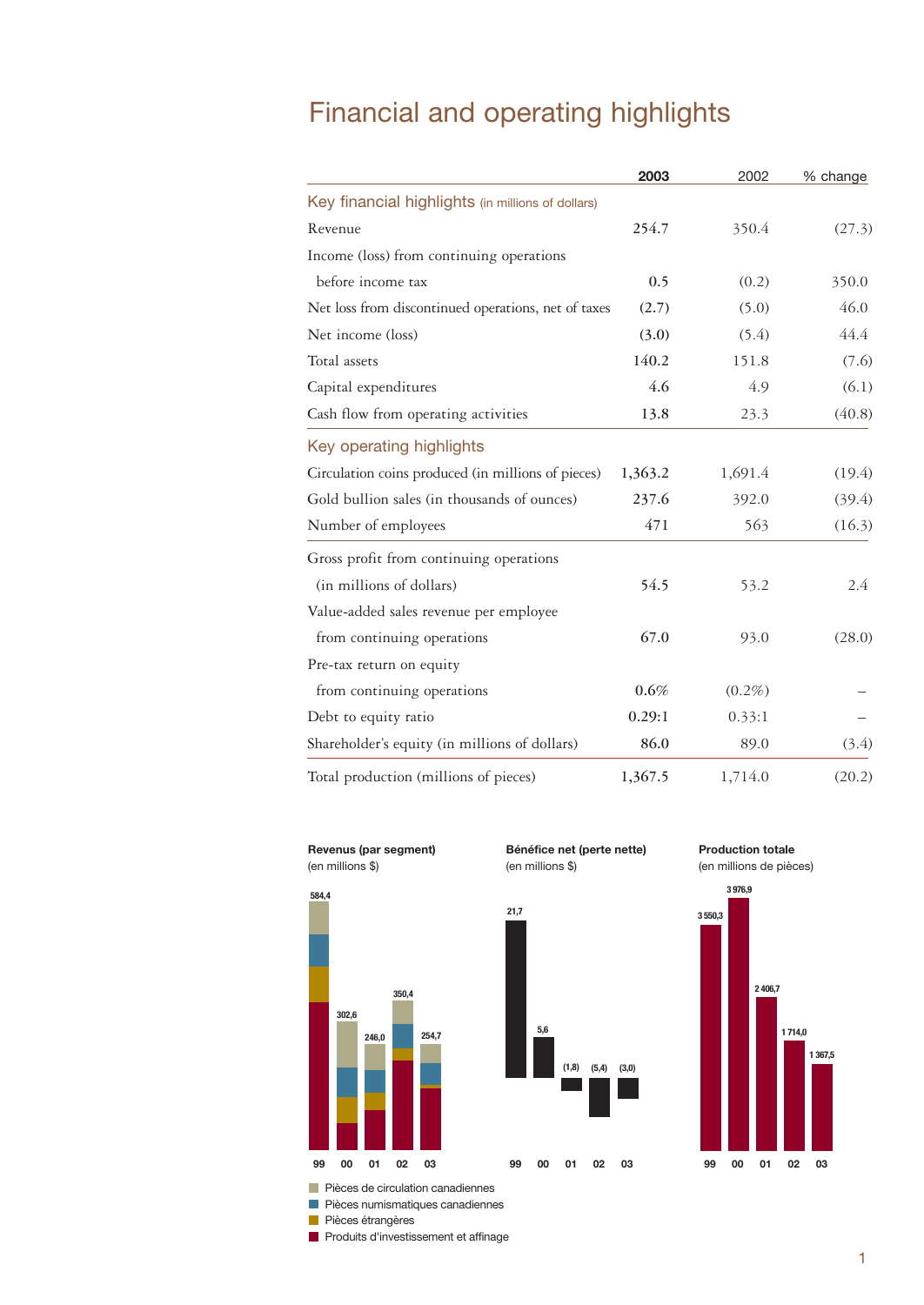# Financial and operating highlights

| | **2003** | 2002 | % change |
|---|---|---|---|
| **Key financial highlights** (in millions of dollars) | | | |
| Revenue | **254.7** | 350.4 | (27.3) |
| Income (loss) from continuing operations before income tax | **0.5** | (0.2) | 350.0 |
| Net loss from discontinued operations, net of taxes | **(2.7)** | (5.0) | 46.0 |
| Net income (loss) | **(3.0)** | (5.4) | 44.4 |
| Total assets | **140.2** | 151.8 | (7.6) |
| Capital expenditures | **4.6** | 4.9 | (6.1) |
| Cash flow from operating activities | **13.8** | 23.3 | (40.8) |
| **Key operating highlights** | | | |
| Circulation coins produced (in millions of pieces) | **1,363.2** | 1,691.4 | (19.4) |
| Gold bullion sales (in thousands of ounces) | **237.6** | 392.0 | (39.4) |
| Number of employees | **471** | 563 | (16.3) |
| Gross profit from continuing operations (in millions of dollars) | **54.5** | 53.2 | 2.4 |
| Value-added sales revenue per employee from continuing operations | **67.0** | 93.0 | (28.0) |
| Pre-tax return on equity from continuing operations | **0.6%** | (0.2%) | – |
| Debt to equity ratio | **0.29:1** | 0.33:1 | – |
| Shareholder's equity (in millions of dollars) | **86.0** | 89.0 | (3.4) |
| Total production (millions of pieces) | **1,367.5** | 1,714.0 | (20.2) |

**Revenus (par segment)**
(en millions $)

| 99 | 00 | 01 | 02 | 03 |
|---|---|---|---|---|
| 584,4 | 302,6 | 246,0 | 350,4 | 254,7 |

- Pièces de circulation canadiennes
- Pièces numismatiques canadiennes
- Pièces étrangères
- Produits d'investissement et affinage

**Bénéfice net (perte nette)**
(en millions $)

| 99 | 00 | 01 | 02 | 03 |
|---|---|---|---|---|
| 21,7 | 5,6 | (1,8) | (5,4) | (3,0) |

**Production totale**
(en millions de pièces)

| 99 | 00 | 01 | 02 | 03 |
|---|---|---|---|---|
| 3 550,3 | 3 976,9 | 2 406,7 | 1 714,0 | 1 367,5 |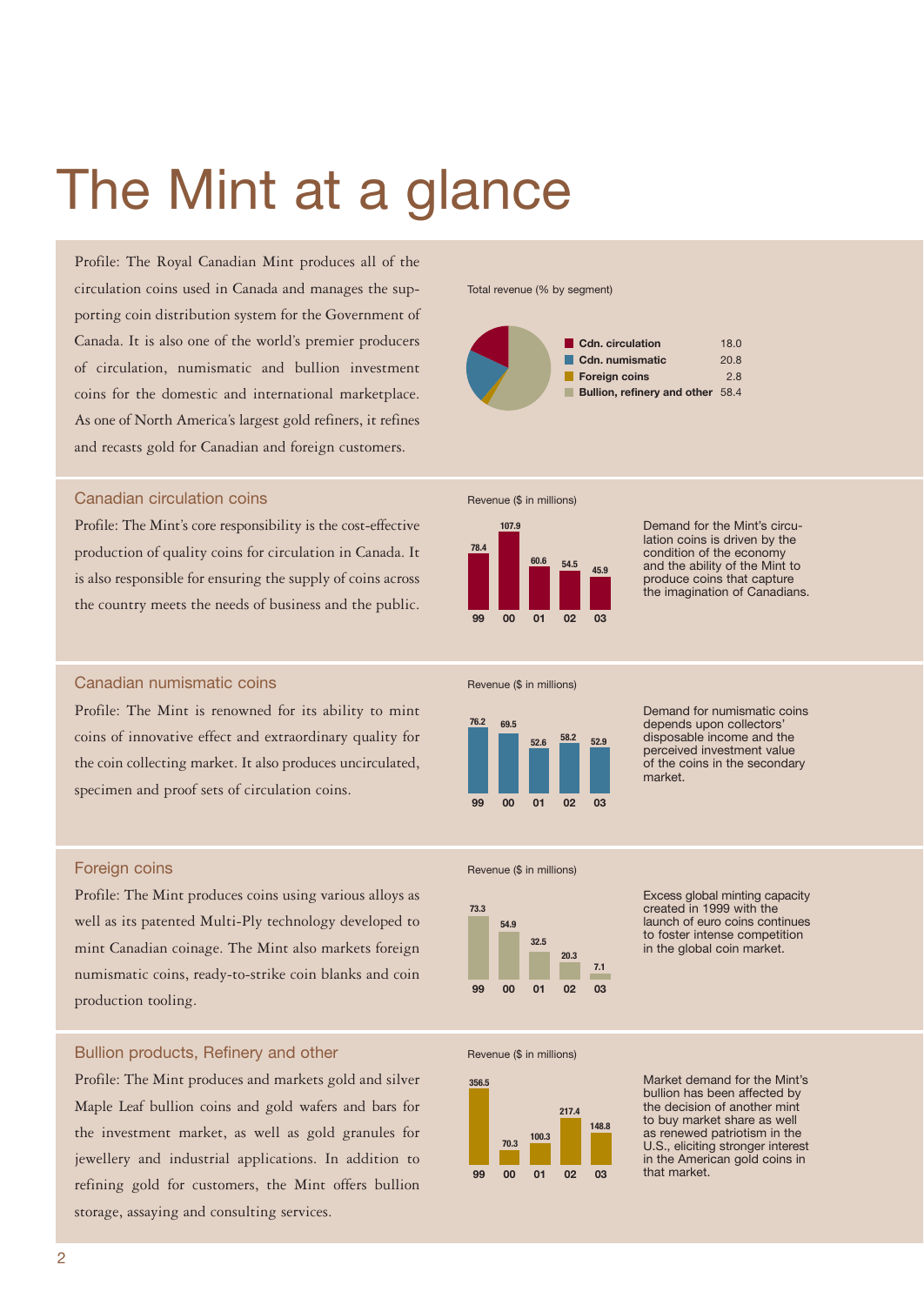# The Mint at a glance

Profile: The Royal Canadian Mint produces all of the circulation coins used in Canada and manages the supporting coin distribution system for the Government of Canada. It is also one of the world's premier producers of circulation, numismatic and bullion investment coins for the domestic and international marketplace. As one of North America's largest gold refiners, it refines and recasts gold for Canadian and foreign customers.

Total revenue (% by segment)

| Segment | % |
|---|---|
| Cdn. circulation | 18.0 |
| Cdn. numismatic | 20.8 |
| Foreign coins | 2.8 |
| Bullion, refinery and other | 58.4 |

## Canadian circulation coins

Profile: The Mint's core responsibility is the cost-effective production of quality coins for circulation in Canada. It is also responsible for ensuring the supply of coins across the country meets the needs of business and the public.

Revenue ($ in millions)

| 99 | 00 | 01 | 02 | 03 |
|---|---|---|---|---|
| 78.4 | 107.9 | 60.6 | 54.5 | 45.9 |

Demand for the Mint's circulation coins is driven by the condition of the economy and the ability of the Mint to produce coins that capture the imagination of Canadians.

## Canadian numismatic coins

Profile: The Mint is renowned for its ability to mint coins of innovative effect and extraordinary quality for the coin collecting market. It also produces uncirculated, specimen and proof sets of circulation coins.

Revenue ($ in millions)

| 99 | 00 | 01 | 02 | 03 |
|---|---|---|---|---|
| 76.2 | 69.5 | 52.6 | 58.2 | 52.9 |

Demand for numismatic coins depends upon collectors' disposable income and the perceived investment value of the coins in the secondary market.

## Foreign coins

Profile: The Mint produces coins using various alloys as well as its patented Multi-Ply technology developed to mint Canadian coinage. The Mint also markets foreign numismatic coins, ready-to-strike coin blanks and coin production tooling.

Revenue ($ in millions)

| 99 | 00 | 01 | 02 | 03 |
|---|---|---|---|---|
| 73.3 | 54.9 | 32.5 | 20.3 | 7.1 |

Excess global minting capacity created in 1999 with the launch of euro coins continues to foster intense competition in the global coin market.

## Bullion products, Refinery and other

Profile: The Mint produces and markets gold and silver Maple Leaf bullion coins and gold wafers and bars for the investment market, as well as gold granules for jewellery and industrial applications. In addition to refining gold for customers, the Mint offers bullion storage, assaying and consulting services.

Revenue ($ in millions)

| 99 | 00 | 01 | 02 | 03 |
|---|---|---|---|---|
| 356.5 | 70.3 | 100.3 | 217.4 | 148.8 |

Market demand for the Mint's bullion has been affected by the decision of another mint to buy market share as well as renewed patriotism in the U.S., eliciting stronger interest in the American gold coins in that market.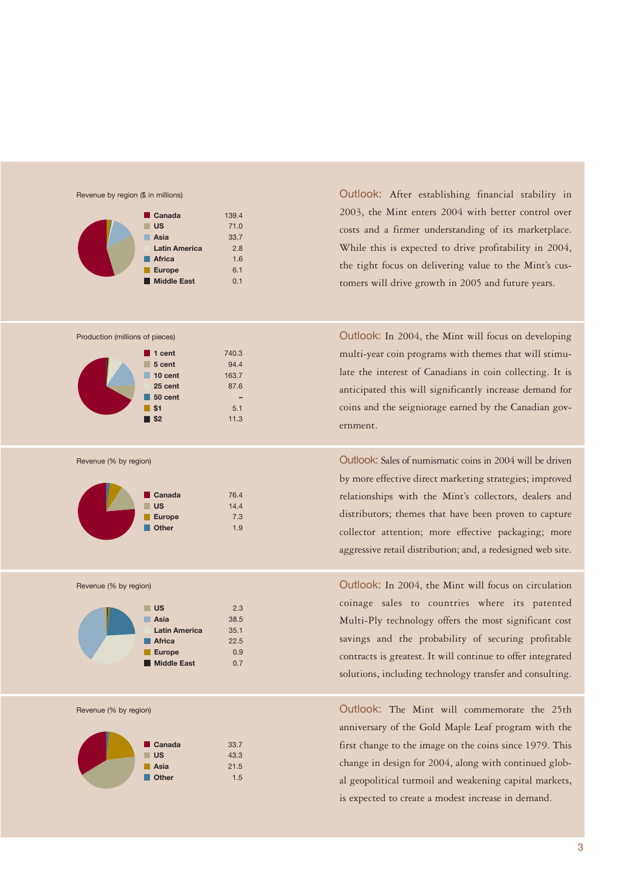Revenue by region ($ in millions)

| Region | |
|---|---|
| Canada | 139.4 |
| US | 71.0 |
| Asia | 33.7 |
| Latin America | 2.8 |
| Africa | 1.6 |
| Europe | 6.1 |
| Middle East | 0.1 |

Outlook: After establishing financial stability in 2003, the Mint enters 2004 with better control over costs and a firmer understanding of its marketplace. While this is expected to drive profitability in 2004, the tight focus on delivering value to the Mint's customers will drive growth in 2005 and future years.

Production (millions of pieces)

| Denomination | |
|---|---|
| 1 cent | 740.3 |
| 5 cent | 94.4 |
| 10 cent | 163.7 |
| 25 cent | 87.6 |
| 50 cent | – |
| $1 | 5.1 |
| $2 | 11.3 |

Outlook: In 2004, the Mint will focus on developing multi-year coin programs with themes that will stimulate the interest of Canadians in coin collecting. It is anticipated this will significantly increase demand for coins and the seigniorage earned by the Canadian government.

Revenue (% by region)

| Region | |
|---|---|
| Canada | 76.4 |
| US | 14.4 |
| Europe | 7.3 |
| Other | 1.9 |

Outlook: Sales of numismatic coins in 2004 will be driven by more effective direct marketing strategies; improved relationships with the Mint's collectors, dealers and distributors; themes that have been proven to capture collector attention; more effective packaging; more aggressive retail distribution; and, a redesigned web site.

Revenue (% by region)

| Region | |
|---|---|
| US | 2.3 |
| Asia | 38.5 |
| Latin America | 35.1 |
| Africa | 22.5 |
| Europe | 0.9 |
| Middle East | 0.7 |

Outlook: In 2004, the Mint will focus on circulation coinage sales to countries where its patented Multi-Ply technology offers the most significant cost savings and the probability of securing profitable contracts is greatest. It will continue to offer integrated solutions, including technology transfer and consulting.

Revenue (% by region)

| Region | |
|---|---|
| Canada | 33.7 |
| US | 43.3 |
| Asia | 21.5 |
| Other | 1.5 |

Outlook: The Mint will commemorate the 25th anniversary of the Gold Maple Leaf program with the first change to the image on the coins since 1979. This change in design for 2004, along with continued global geopolitical turmoil and weakening capital markets, is expected to create a modest increase in demand.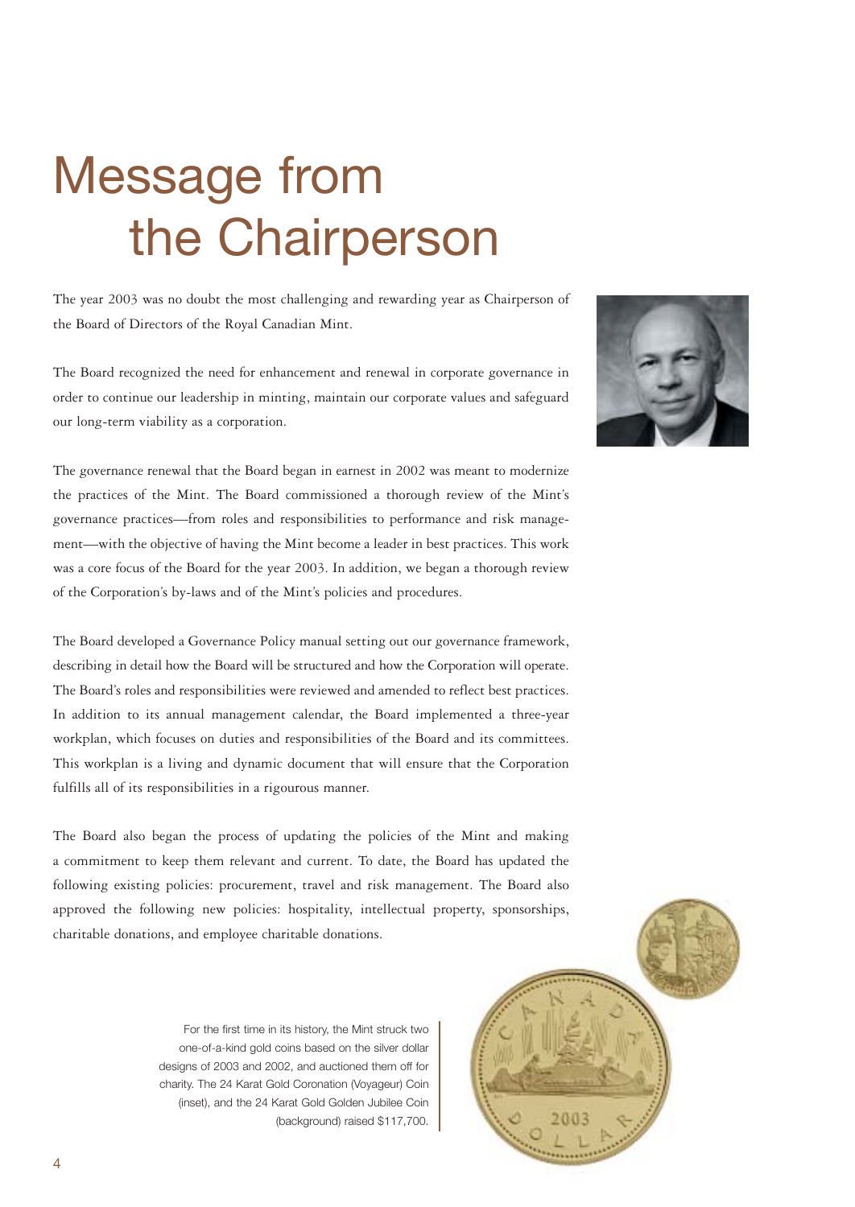# Message from the Chairperson

The year 2003 was no doubt the most challenging and rewarding year as Chairperson of the Board of Directors of the Royal Canadian Mint.

The Board recognized the need for enhancement and renewal in corporate governance in order to continue our leadership in minting, maintain our corporate values and safeguard our long-term viability as a corporation.

The governance renewal that the Board began in earnest in 2002 was meant to modernize the practices of the Mint. The Board commissioned a thorough review of the Mint's governance practices—from roles and responsibilities to performance and risk management—with the objective of having the Mint become a leader in best practices. This work was a core focus of the Board for the year 2003. In addition, we began a thorough review of the Corporation's by-laws and of the Mint's policies and procedures.

The Board developed a Governance Policy manual setting out our governance framework, describing in detail how the Board will be structured and how the Corporation will operate. The Board's roles and responsibilities were reviewed and amended to reflect best practices. In addition to its annual management calendar, the Board implemented a three-year workplan, which focuses on duties and responsibilities of the Board and its committees. This workplan is a living and dynamic document that will ensure that the Corporation fulfills all of its responsibilities in a rigourous manner.

The Board also began the process of updating the policies of the Mint and making a commitment to keep them relevant and current. To date, the Board has updated the following existing policies: procurement, travel and risk management. The Board also approved the following new policies: hospitality, intellectual property, sponsorships, charitable donations, and employee charitable donations.

For the first time in its history, the Mint struck two one-of-a-kind gold coins based on the silver dollar designs of 2003 and 2002, and auctioned them off for charity. The 24 Karat Gold Coronation (Voyageur) Coin (inset), and the 24 Karat Gold Golden Jubilee Coin (background) raised $117,700.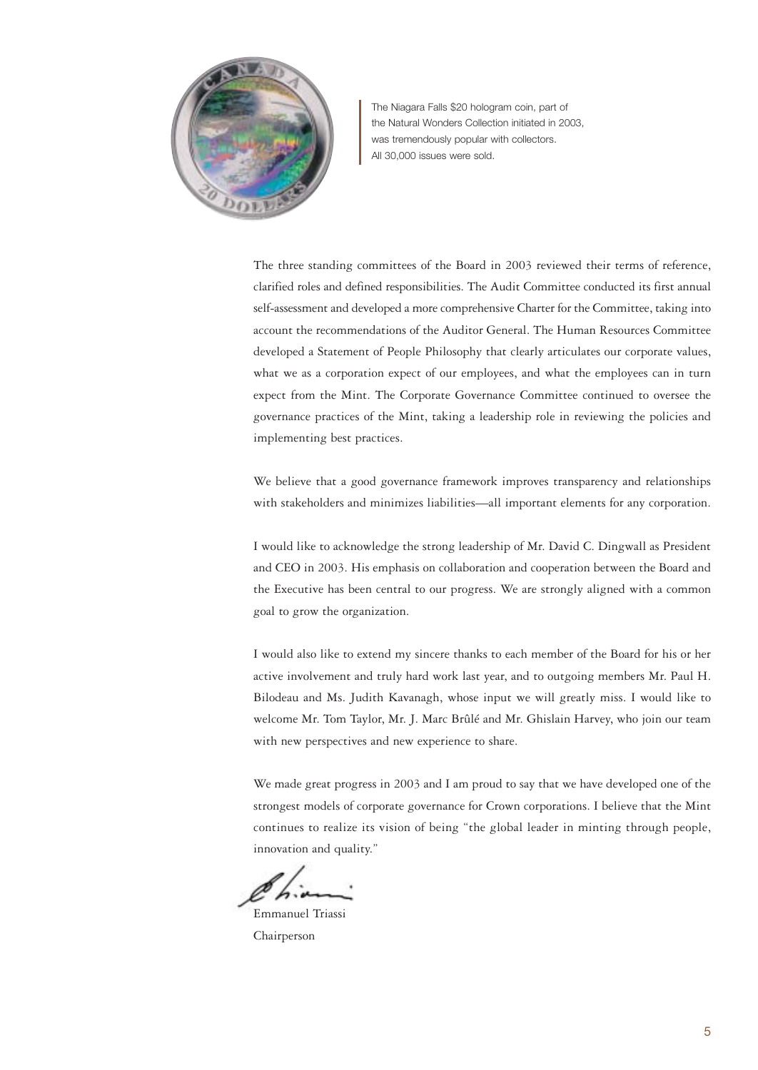The Niagara Falls $20 hologram coin, part of the Natural Wonders Collection initiated in 2003, was tremendously popular with collectors. All 30,000 issues were sold.

The three standing committees of the Board in 2003 reviewed their terms of reference, clarified roles and defined responsibilities. The Audit Committee conducted its first annual self-assessment and developed a more comprehensive Charter for the Committee, taking into account the recommendations of the Auditor General. The Human Resources Committee developed a Statement of People Philosophy that clearly articulates our corporate values, what we as a corporation expect of our employees, and what the employees can in turn expect from the Mint. The Corporate Governance Committee continued to oversee the governance practices of the Mint, taking a leadership role in reviewing the policies and implementing best practices.

We believe that a good governance framework improves transparency and relationships with stakeholders and minimizes liabilities—all important elements for any corporation.

I would like to acknowledge the strong leadership of Mr. David C. Dingwall as President and CEO in 2003. His emphasis on collaboration and cooperation between the Board and the Executive has been central to our progress. We are strongly aligned with a common goal to grow the organization.

I would also like to extend my sincere thanks to each member of the Board for his or her active involvement and truly hard work last year, and to outgoing members Mr. Paul H. Bilodeau and Ms. Judith Kavanagh, whose input we will greatly miss. I would like to welcome Mr. Tom Taylor, Mr. J. Marc Brûlé and Mr. Ghislain Harvey, who join our team with new perspectives and new experience to share.

We made great progress in 2003 and I am proud to say that we have developed one of the strongest models of corporate governance for Crown corporations. I believe that the Mint continues to realize its vision of being "the global leader in minting through people, innovation and quality."

Emmanuel Triassi
Chairperson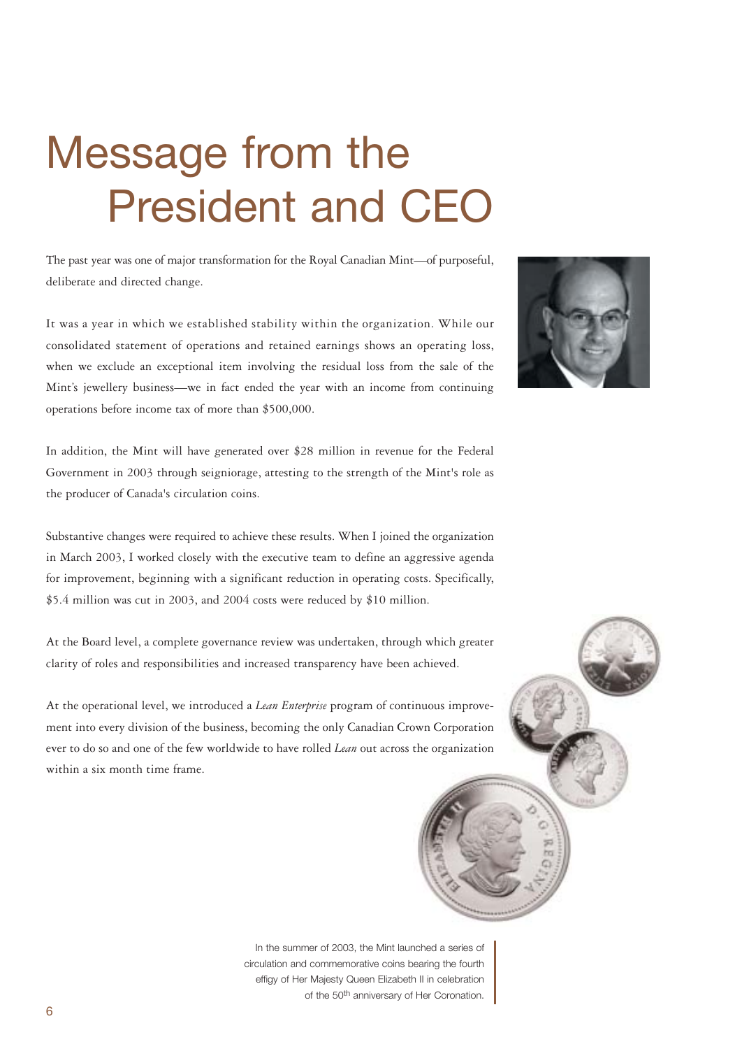# Message from the President and CEO

The past year was one of major transformation for the Royal Canadian Mint—of purposeful, deliberate and directed change.

It was a year in which we established stability within the organization. While our consolidated statement of operations and retained earnings shows an operating loss, when we exclude an exceptional item involving the residual loss from the sale of the Mint's jewellery business—we in fact ended the year with an income from continuing operations before income tax of more than $500,000.

In addition, the Mint will have generated over $28 million in revenue for the Federal Government in 2003 through seigniorage, attesting to the strength of the Mint's role as the producer of Canada's circulation coins.

Substantive changes were required to achieve these results. When I joined the organization in March 2003, I worked closely with the executive team to define an aggressive agenda for improvement, beginning with a significant reduction in operating costs. Specifically, $5.4 million was cut in 2003, and 2004 costs were reduced by $10 million.

At the Board level, a complete governance review was undertaken, through which greater clarity of roles and responsibilities and increased transparency have been achieved.

At the operational level, we introduced a *Lean Enterprise* program of continuous improvement into every division of the business, becoming the only Canadian Crown Corporation ever to do so and one of the few worldwide to have rolled *Lean* out across the organization within a six month time frame.

In the summer of 2003, the Mint launched a series of circulation and commemorative coins bearing the fourth effigy of Her Majesty Queen Elizabeth II in celebration of the 50th anniversary of Her Coronation.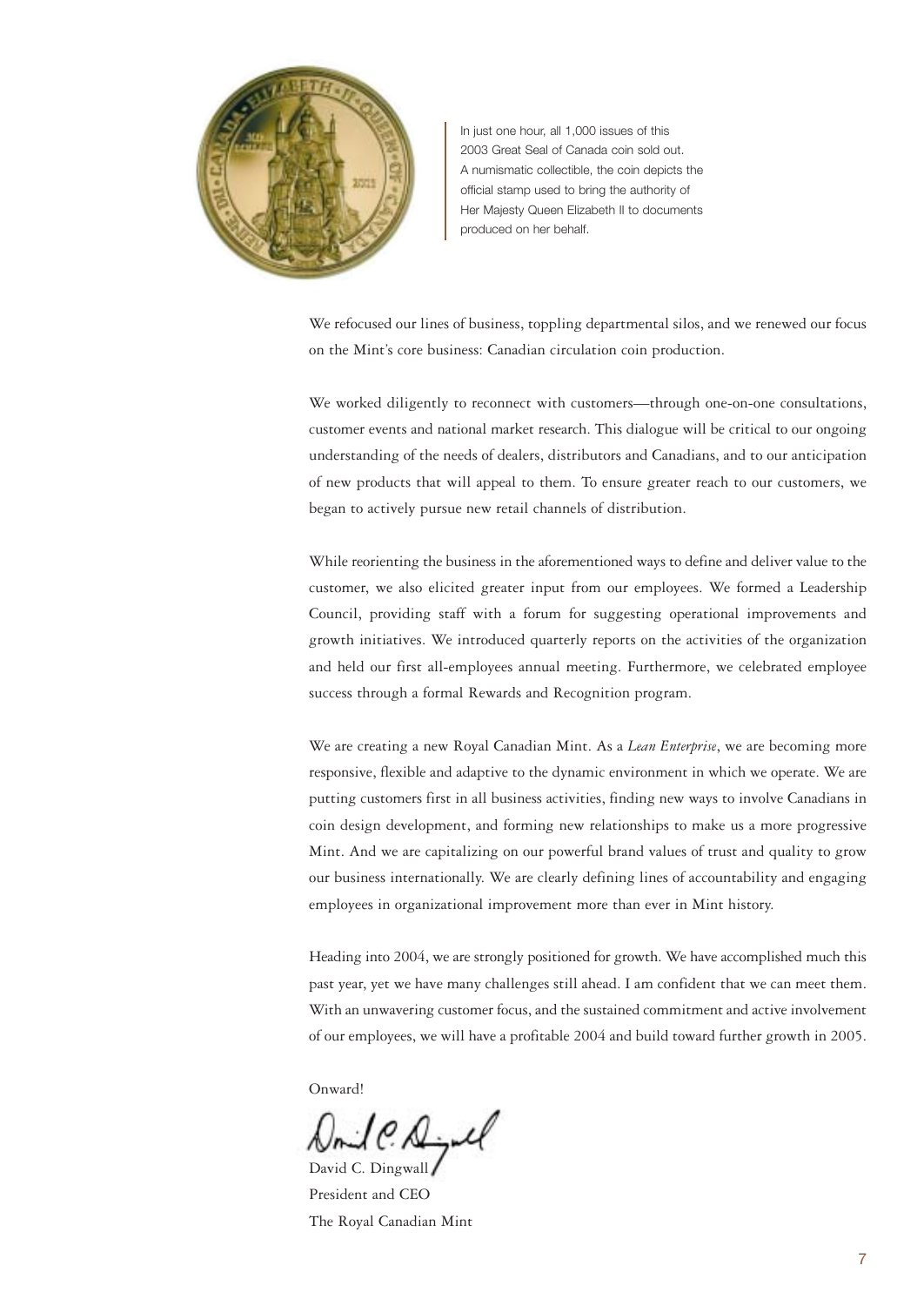In just one hour, all 1,000 issues of this 2003 Great Seal of Canada coin sold out. A numismatic collectible, the coin depicts the official stamp used to bring the authority of Her Majesty Queen Elizabeth II to documents produced on her behalf.

We refocused our lines of business, toppling departmental silos, and we renewed our focus on the Mint's core business: Canadian circulation coin production.

We worked diligently to reconnect with customers—through one-on-one consultations, customer events and national market research. This dialogue will be critical to our ongoing understanding of the needs of dealers, distributors and Canadians, and to our anticipation of new products that will appeal to them. To ensure greater reach to our customers, we began to actively pursue new retail channels of distribution.

While reorienting the business in the aforementioned ways to define and deliver value to the customer, we also elicited greater input from our employees. We formed a Leadership Council, providing staff with a forum for suggesting operational improvements and growth initiatives. We introduced quarterly reports on the activities of the organization and held our first all-employees annual meeting. Furthermore, we celebrated employee success through a formal Rewards and Recognition program.

We are creating a new Royal Canadian Mint. As a *Lean Enterprise*, we are becoming more responsive, flexible and adaptive to the dynamic environment in which we operate. We are putting customers first in all business activities, finding new ways to involve Canadians in coin design development, and forming new relationships to make us a more progressive Mint. And we are capitalizing on our powerful brand values of trust and quality to grow our business internationally. We are clearly defining lines of accountability and engaging employees in organizational improvement more than ever in Mint history.

Heading into 2004, we are strongly positioned for growth. We have accomplished much this past year, yet we have many challenges still ahead. I am confident that we can meet them. With an unwavering customer focus, and the sustained commitment and active involvement of our employees, we will have a profitable 2004 and build toward further growth in 2005.

Onward!

David C. Dingwall
President and CEO
The Royal Canadian Mint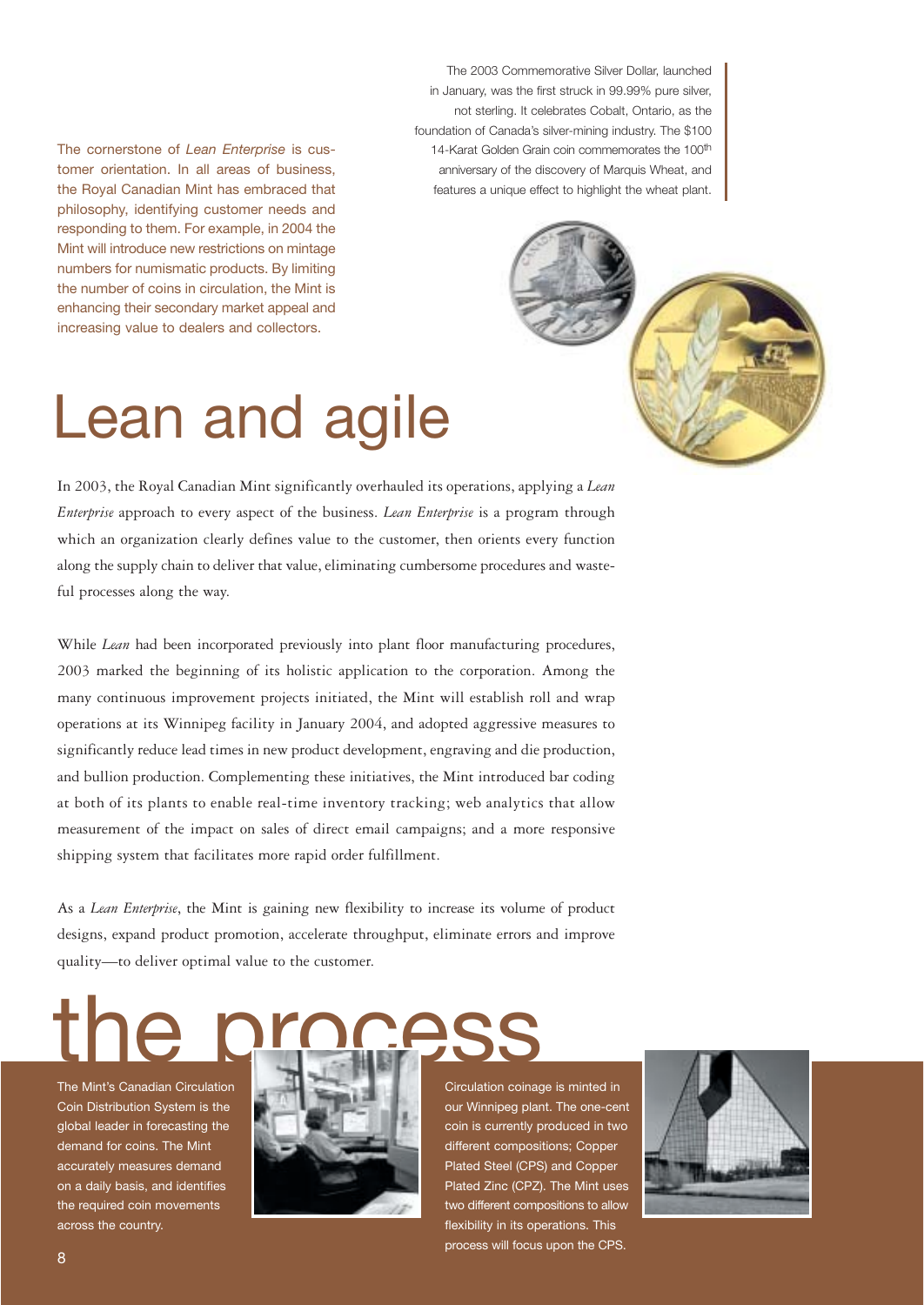The cornerstone of *Lean Enterprise* is customer orientation. In all areas of business, the Royal Canadian Mint has embraced that philosophy, identifying customer needs and responding to them. For example, in 2004 the Mint will introduce new restrictions on mintage numbers for numismatic products. By limiting the number of coins in circulation, the Mint is enhancing their secondary market appeal and increasing value to dealers and collectors.

The 2003 Commemorative Silver Dollar, launched in January, was the first struck in 99.99% pure silver, not sterling. It celebrates Cobalt, Ontario, as the foundation of Canada's silver-mining industry. The $100 14-Karat Golden Grain coin commemorates the 100th anniversary of the discovery of Marquis Wheat, and features a unique effect to highlight the wheat plant.

# Lean and agile

In 2003, the Royal Canadian Mint significantly overhauled its operations, applying a *Lean Enterprise* approach to every aspect of the business. *Lean Enterprise* is a program through which an organization clearly defines value to the customer, then orients every function along the supply chain to deliver that value, eliminating cumbersome procedures and wasteful processes along the way.

While *Lean* had been incorporated previously into plant floor manufacturing procedures, 2003 marked the beginning of its holistic application to the corporation. Among the many continuous improvement projects initiated, the Mint will establish roll and wrap operations at its Winnipeg facility in January 2004, and adopted aggressive measures to significantly reduce lead times in new product development, engraving and die production, and bullion production. Complementing these initiatives, the Mint introduced bar coding at both of its plants to enable real-time inventory tracking; web analytics that allow measurement of the impact on sales of direct email campaigns; and a more responsive shipping system that facilitates more rapid order fulfillment.

As a *Lean Enterprise*, the Mint is gaining new flexibility to increase its volume of product designs, expand product promotion, accelerate throughput, eliminate errors and improve quality—to deliver optimal value to the customer.

# the process

The Mint's Canadian Circulation Coin Distribution System is the global leader in forecasting the demand for coins. The Mint accurately measures demand on a daily basis, and identifies the required coin movements across the country.

Circulation coinage is minted in our Winnipeg plant. The one-cent coin is currently produced in two different compositions; Copper Plated Steel (CPS) and Copper Plated Zinc (CPZ). The Mint uses two different compositions to allow flexibility in its operations. This process will focus upon the CPS.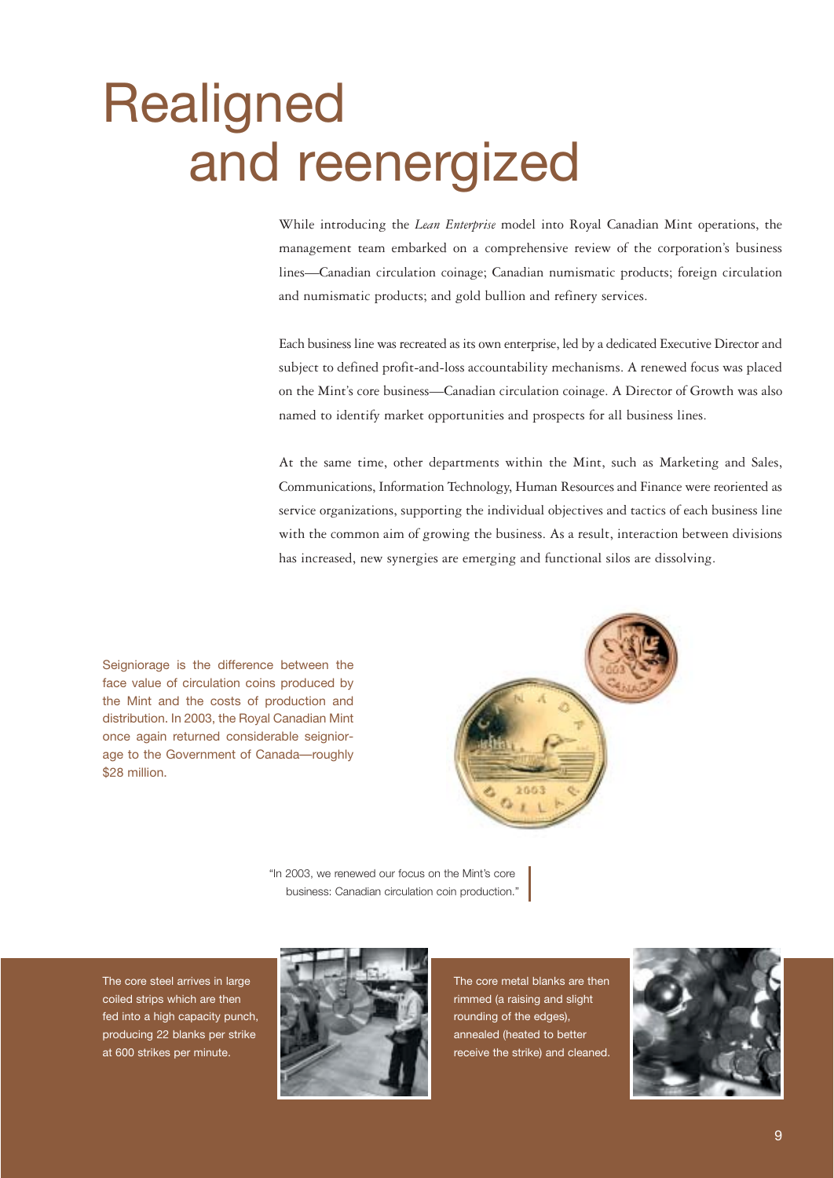# Realigned and reenergized

While introducing the *Lean Enterprise* model into Royal Canadian Mint operations, the management team embarked on a comprehensive review of the corporation's business lines—Canadian circulation coinage; Canadian numismatic products; foreign circulation and numismatic products; and gold bullion and refinery services.

Each business line was recreated as its own enterprise, led by a dedicated Executive Director and subject to defined profit-and-loss accountability mechanisms. A renewed focus was placed on the Mint's core business—Canadian circulation coinage. A Director of Growth was also named to identify market opportunities and prospects for all business lines.

At the same time, other departments within the Mint, such as Marketing and Sales, Communications, Information Technology, Human Resources and Finance were reoriented as service organizations, supporting the individual objectives and tactics of each business line with the common aim of growing the business. As a result, interaction between divisions has increased, new synergies are emerging and functional silos are dissolving.

Seigniorage is the difference between the face value of circulation coins produced by the Mint and the costs of production and distribution. In 2003, the Royal Canadian Mint once again returned considerable seigniorage to the Government of Canada—roughly $28 million.

"In 2003, we renewed our focus on the Mint's core business: Canadian circulation coin production."

The core steel arrives in large coiled strips which are then fed into a high capacity punch, producing 22 blanks per strike at 600 strikes per minute.

The core metal blanks are then rimmed (a raising and slight rounding of the edges), annealed (heated to better receive the strike) and cleaned.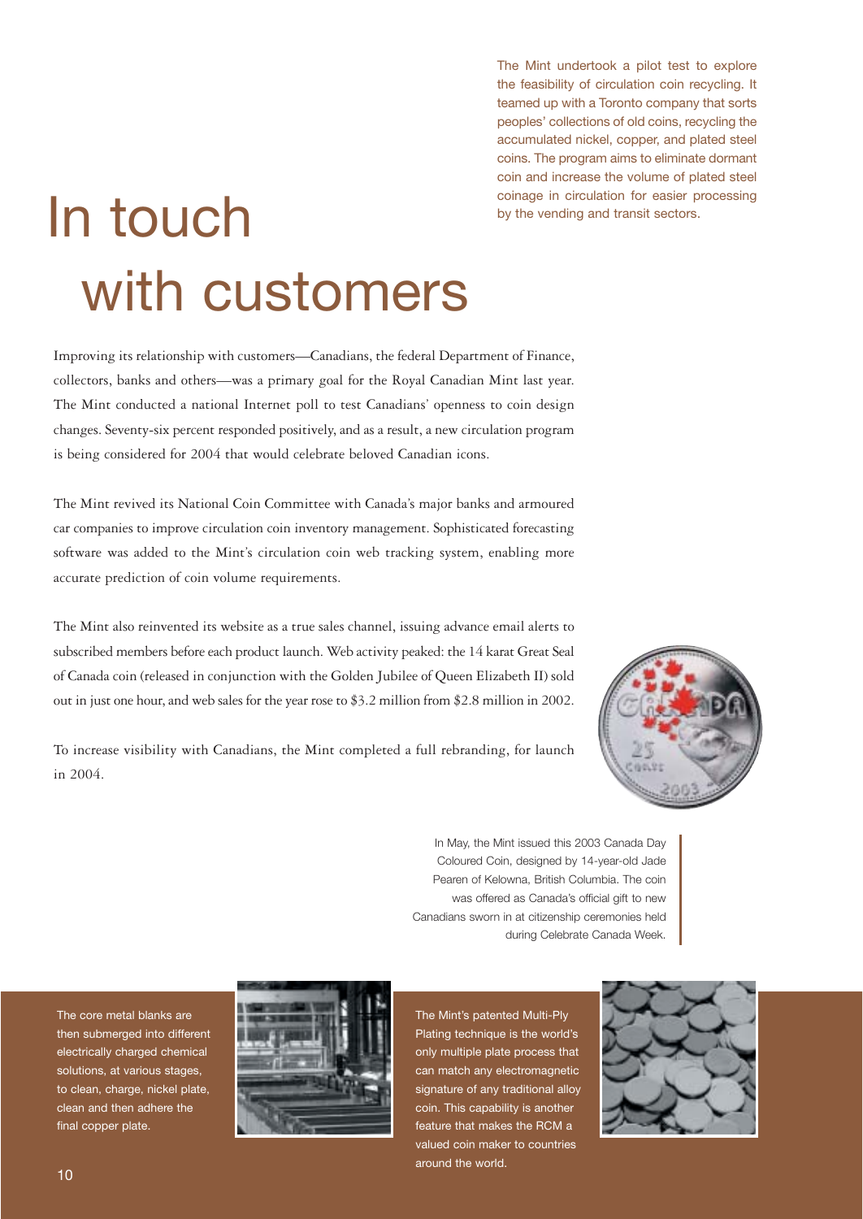The Mint undertook a pilot test to explore the feasibility of circulation coin recycling. It teamed up with a Toronto company that sorts peoples' collections of old coins, recycling the accumulated nickel, copper, and plated steel coins. The program aims to eliminate dormant coin and increase the volume of plated steel coinage in circulation for easier processing by the vending and transit sectors.

# In touch with customers

Improving its relationship with customers—Canadians, the federal Department of Finance, collectors, banks and others—was a primary goal for the Royal Canadian Mint last year. The Mint conducted a national Internet poll to test Canadians' openness to coin design changes. Seventy-six percent responded positively, and as a result, a new circulation program is being considered for 2004 that would celebrate beloved Canadian icons.

The Mint revived its National Coin Committee with Canada's major banks and armoured car companies to improve circulation coin inventory management. Sophisticated forecasting software was added to the Mint's circulation coin web tracking system, enabling more accurate prediction of coin volume requirements.

The Mint also reinvented its website as a true sales channel, issuing advance email alerts to subscribed members before each product launch. Web activity peaked: the 14 karat Great Seal of Canada coin (released in conjunction with the Golden Jubilee of Queen Elizabeth II) sold out in just one hour, and web sales for the year rose to $3.2 million from $2.8 million in 2002.

To increase visibility with Canadians, the Mint completed a full rebranding, for launch in 2004.

In May, the Mint issued this 2003 Canada Day Coloured Coin, designed by 14-year-old Jade Pearen of Kelowna, British Columbia. The coin was offered as Canada's official gift to new Canadians sworn in at citizenship ceremonies held during Celebrate Canada Week.

The core metal blanks are then submerged into different electrically charged chemical solutions, at various stages, to clean, charge, nickel plate, clean and then adhere the final copper plate.

The Mint's patented Multi-Ply Plating technique is the world's only multiple plate process that can match any electromagnetic signature of any traditional alloy coin. This capability is another feature that makes the RCM a valued coin maker to countries around the world.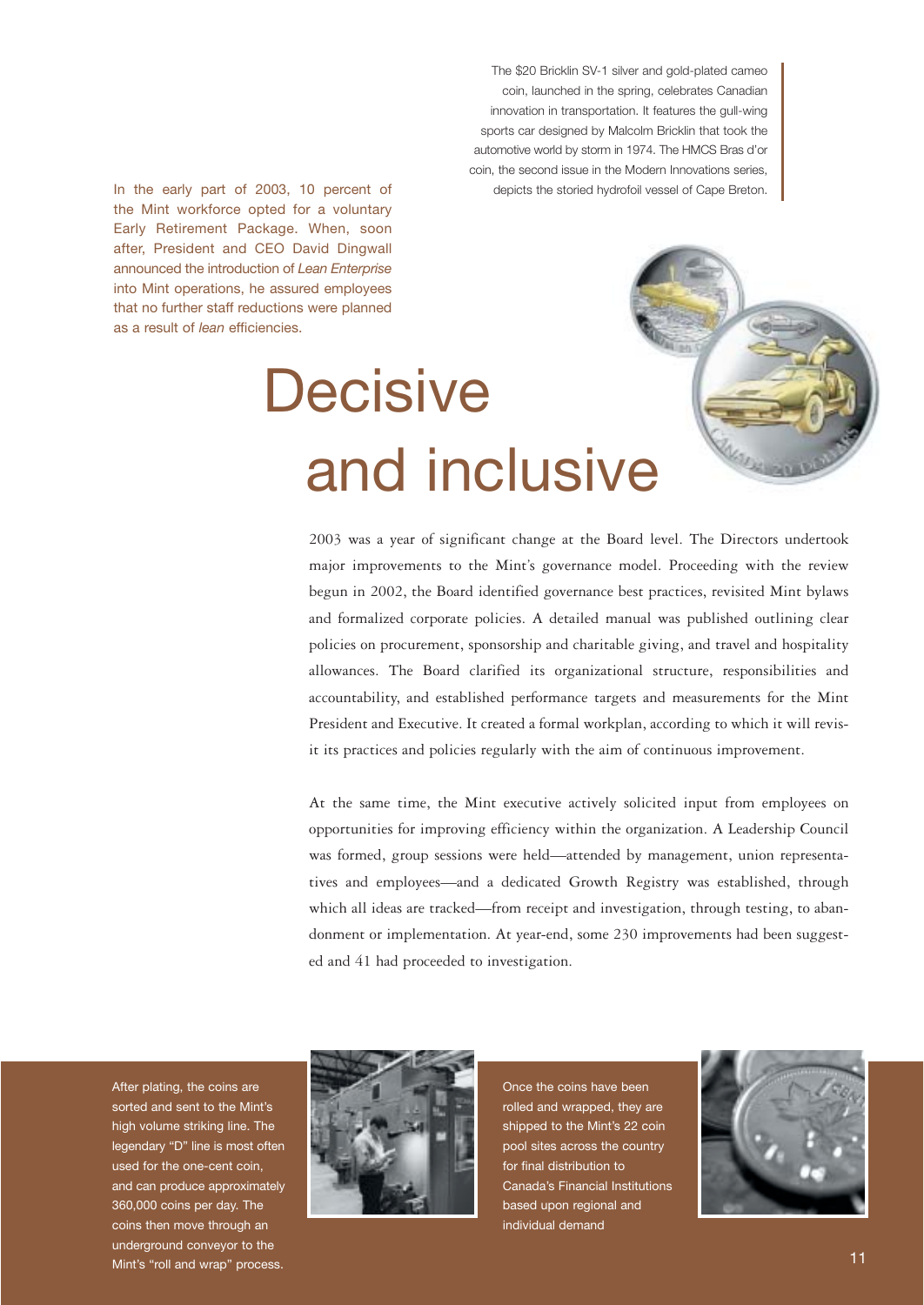The $20 Bricklin SV-1 silver and gold-plated cameo coin, launched in the spring, celebrates Canadian innovation in transportation. It features the gull-wing sports car designed by Malcolm Bricklin that took the automotive world by storm in 1974. The HMCS Bras d'or coin, the second issue in the Modern Innovations series, depicts the storied hydrofoil vessel of Cape Breton.

In the early part of 2003, 10 percent of the Mint workforce opted for a voluntary Early Retirement Package. When, soon after, President and CEO David Dingwall announced the introduction of *Lean Enterprise* into Mint operations, he assured employees that no further staff reductions were planned as a result of *lean* efficiencies.

# Decisive and inclusive

2003 was a year of significant change at the Board level. The Directors undertook major improvements to the Mint's governance model. Proceeding with the review begun in 2002, the Board identified governance best practices, revisited Mint bylaws and formalized corporate policies. A detailed manual was published outlining clear policies on procurement, sponsorship and charitable giving, and travel and hospitality allowances. The Board clarified its organizational structure, responsibilities and accountability, and established performance targets and measurements for the Mint President and Executive. It created a formal workplan, according to which it will revisit its practices and policies regularly with the aim of continuous improvement.

At the same time, the Mint executive actively solicited input from employees on opportunities for improving efficiency within the organization. A Leadership Council was formed, group sessions were held—attended by management, union representatives and employees—and a dedicated Growth Registry was established, through which all ideas are tracked—from receipt and investigation, through testing, to abandonment or implementation. At year-end, some 230 improvements had been suggested and 41 had proceeded to investigation.

After plating, the coins are sorted and sent to the Mint's high volume striking line. The legendary "D" line is most often used for the one-cent coin, and can produce approximately 360,000 coins per day. The coins then move through an underground conveyor to the Mint's "roll and wrap" process.

Once the coins have been rolled and wrapped, they are shipped to the Mint's 22 coin pool sites across the country for final distribution to Canada's Financial Institutions based upon regional and individual demand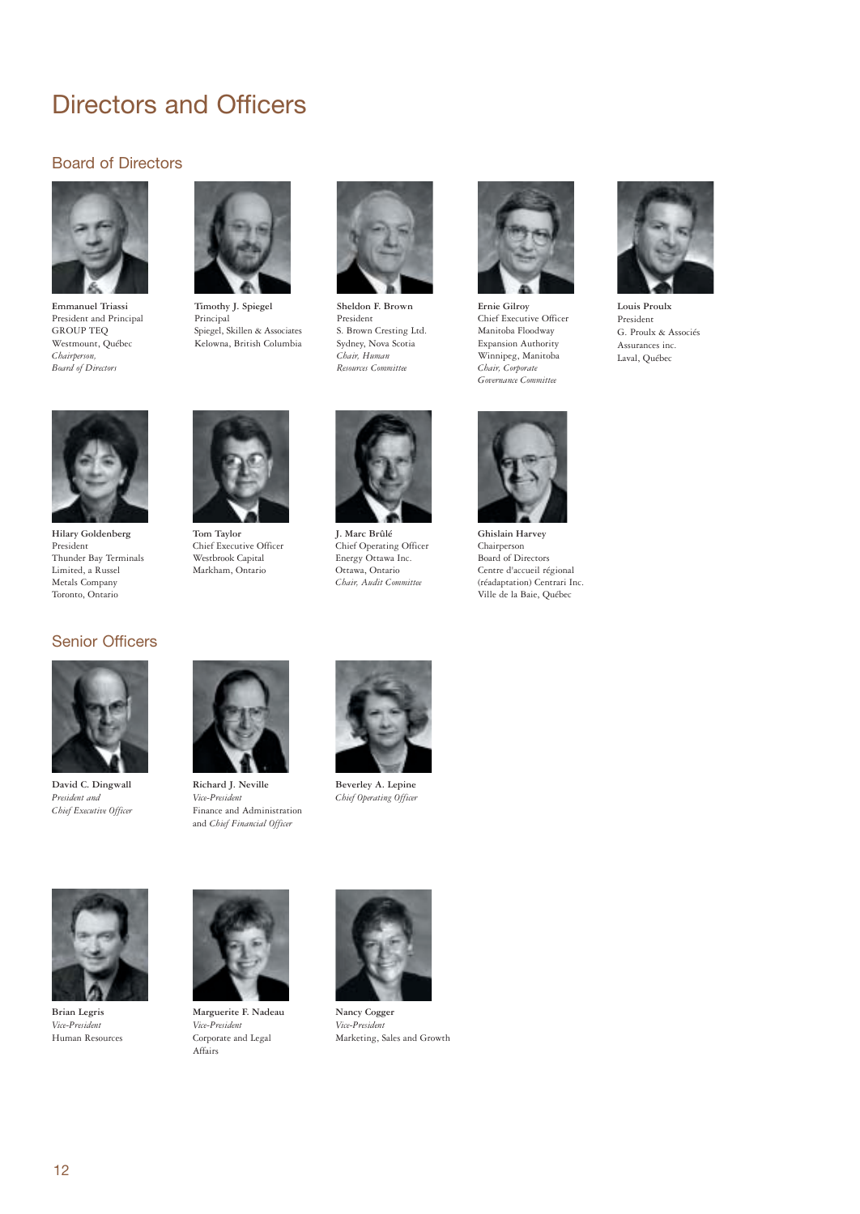# Directors and Officers

## Board of Directors

**Emmanuel Triassi**
President and Principal
GROUP TEQ
Westmount, Québec
*Chairperson, Board of Directors*

**Timothy J. Spiegel**
Principal
Spiegel, Skillen & Associates
Kelowna, British Columbia

**Sheldon F. Brown**
President
S. Brown Cresting Ltd.
Sydney, Nova Scotia
*Chair, Human Resources Committee*

**Ernie Gilroy**
Chief Executive Officer
Manitoba Floodway Expansion Authority
Winnipeg, Manitoba
*Chair, Corporate Governance Committee*

**Louis Proulx**
President
G. Proulx & Associés Assurances inc.
Laval, Québec

**Hilary Goldenberg**
President
Thunder Bay Terminals Limited, a Russel Metals Company
Toronto, Ontario

**Tom Taylor**
Chief Executive Officer
Westbrook Capital
Markham, Ontario

**J. Marc Brûlé**
Chief Operating Officer
Energy Ottawa Inc.
Ottawa, Ontario
*Chair, Audit Committee*

**Ghislain Harvey**
Chairperson
Board of Directors
Centre d'accueil régional (réadaptation) Centrari Inc.
Ville de la Baie, Québec

## Senior Officers

**David C. Dingwall**
*President and Chief Executive Officer*

**Richard J. Neville**
*Vice-President*
Finance and Administration and *Chief Financial Officer*

**Beverley A. Lepine**
*Chief Operating Officer*

**Brian Legris**
*Vice-President*
Human Resources

**Marguerite F. Nadeau**
*Vice-President*
Corporate and Legal Affairs

**Nancy Cogger**
*Vice-President*
Marketing, Sales and Growth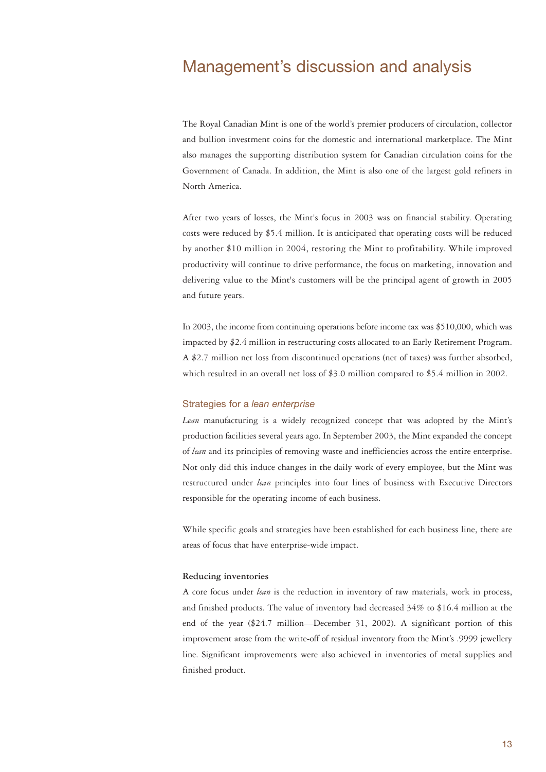# Management's discussion and analysis

The Royal Canadian Mint is one of the world's premier producers of circulation, collector and bullion investment coins for the domestic and international marketplace. The Mint also manages the supporting distribution system for Canadian circulation coins for the Government of Canada. In addition, the Mint is also one of the largest gold refiners in North America.

After two years of losses, the Mint's focus in 2003 was on financial stability. Operating costs were reduced by $5.4 million. It is anticipated that operating costs will be reduced by another $10 million in 2004, restoring the Mint to profitability. While improved productivity will continue to drive performance, the focus on marketing, innovation and delivering value to the Mint's customers will be the principal agent of growth in 2005 and future years.

In 2003, the income from continuing operations before income tax was $510,000, which was impacted by $2.4 million in restructuring costs allocated to an Early Retirement Program. A $2.7 million net loss from discontinued operations (net of taxes) was further absorbed, which resulted in an overall net loss of $3.0 million compared to $5.4 million in 2002.

## Strategies for a *lean enterprise*

*Lean* manufacturing is a widely recognized concept that was adopted by the Mint's production facilities several years ago. In September 2003, the Mint expanded the concept of *lean* and its principles of removing waste and inefficiencies across the entire enterprise. Not only did this induce changes in the daily work of every employee, but the Mint was restructured under *lean* principles into four lines of business with Executive Directors responsible for the operating income of each business.

While specific goals and strategies have been established for each business line, there are areas of focus that have enterprise-wide impact.

### Reducing inventories

A core focus under *lean* is the reduction in inventory of raw materials, work in process, and finished products. The value of inventory had decreased 34% to $16.4 million at the end of the year ($24.7 million—December 31, 2002). A significant portion of this improvement arose from the write-off of residual inventory from the Mint's .9999 jewellery line. Significant improvements were also achieved in inventories of metal supplies and finished product.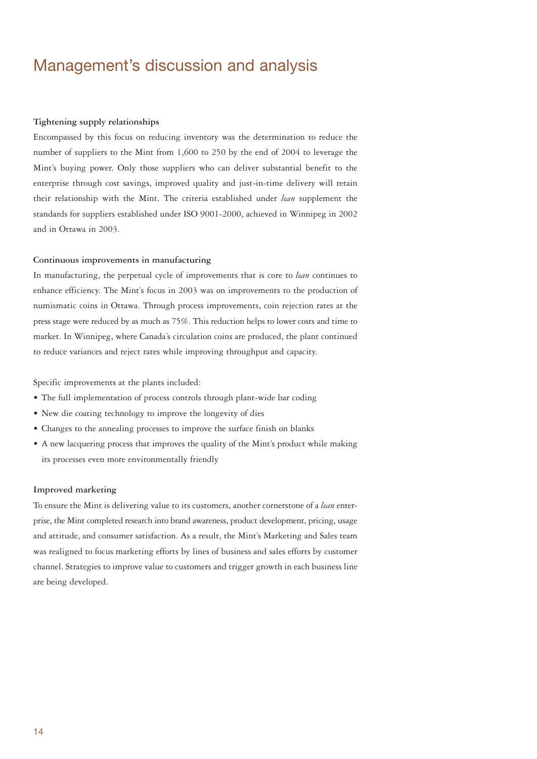# Management's discussion and analysis

### Tightening supply relationships

Encompassed by this focus on reducing inventory was the determination to reduce the number of suppliers to the Mint from 1,600 to 250 by the end of 2004 to leverage the Mint's buying power. Only those suppliers who can deliver substantial benefit to the enterprise through cost savings, improved quality and just-in-time delivery will retain their relationship with the Mint. The criteria established under *lean* supplement the standards for suppliers established under ISO 9001-2000, achieved in Winnipeg in 2002 and in Ottawa in 2003.

### Continuous improvements in manufacturing

In manufacturing, the perpetual cycle of improvements that is core to *lean* continues to enhance efficiency. The Mint's focus in 2003 was on improvements to the production of numismatic coins in Ottawa. Through process improvements, coin rejection rates at the press stage were reduced by as much as 75%. This reduction helps to lower costs and time to market. In Winnipeg, where Canada's circulation coins are produced, the plant continued to reduce variances and reject rates while improving throughput and capacity.

Specific improvements at the plants included:

- The full implementation of process controls through plant-wide bar coding
- New die coating technology to improve the longevity of dies
- Changes to the annealing processes to improve the surface finish on blanks
- A new lacquering process that improves the quality of the Mint's product while making its processes even more environmentally friendly

### Improved marketing

To ensure the Mint is delivering value to its customers, another cornerstone of a *lean* enterprise, the Mint completed research into brand awareness, product development, pricing, usage and attitude, and consumer satisfaction. As a result, the Mint's Marketing and Sales team was realigned to focus marketing efforts by lines of business and sales efforts by customer channel. Strategies to improve value to customers and trigger growth in each business line are being developed.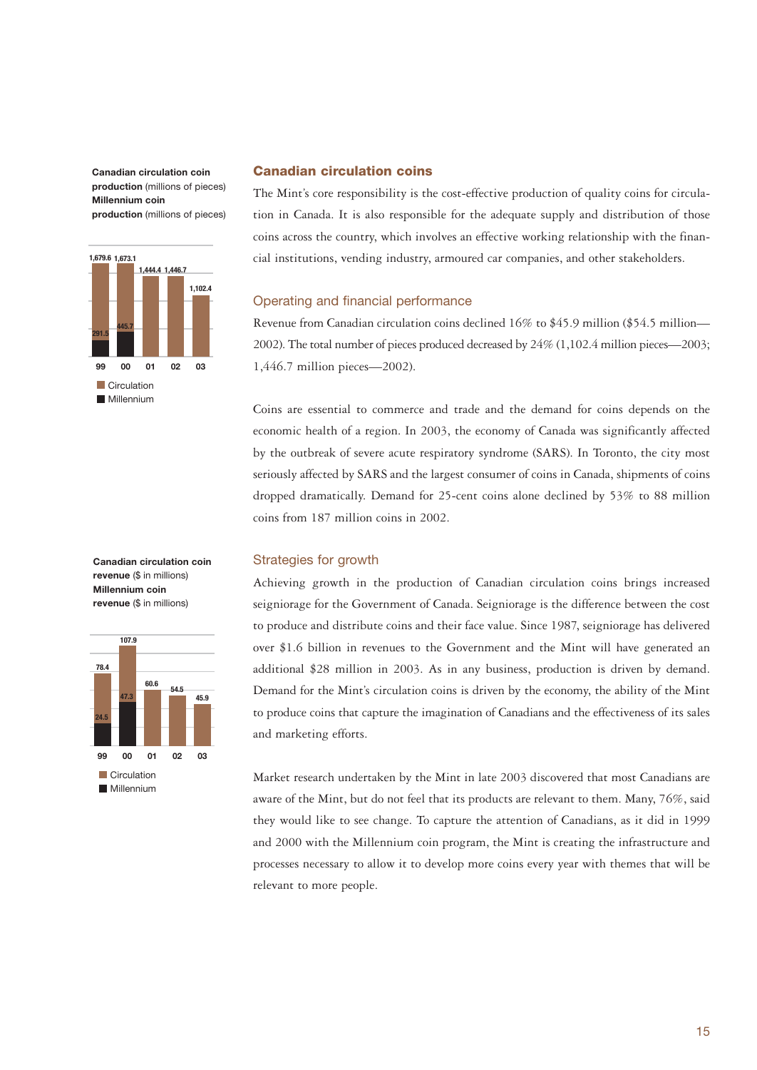**Canadian circulation coin production** (millions of pieces)
**Millennium coin production** (millions of pieces)

| Year | Circulation | Millennium |
|---|---|---|
| 99 | 1,679.6 | 291.5 |
| 00 | 1,673.1 | 445.7 |
| 01 | 1,444.4 | |
| 02 | 1,446.7 | |
| 03 | 1,102.4 | |

**Canadian circulation coin revenue** ($ in millions)
**Millennium coin revenue** ($ in millions)

| Year | Circulation | Millennium |
|---|---|---|
| 99 | 78.4 | 24.5 |
| 00 | 107.9 | 47.3 |
| 01 | 60.6 | |
| 02 | 54.5 | |
| 03 | 45.9 | |

## Canadian circulation coins

The Mint's core responsibility is the cost-effective production of quality coins for circulation in Canada. It is also responsible for the adequate supply and distribution of those coins across the country, which involves an effective working relationship with the financial institutions, vending industry, armoured car companies, and other stakeholders.

### Operating and financial performance

Revenue from Canadian circulation coins declined 16% to $45.9 million ($54.5 million—2002). The total number of pieces produced decreased by 24% (1,102.4 million pieces—2003; 1,446.7 million pieces—2002).

Coins are essential to commerce and trade and the demand for coins depends on the economic health of a region. In 2003, the economy of Canada was significantly affected by the outbreak of severe acute respiratory syndrome (SARS). In Toronto, the city most seriously affected by SARS and the largest consumer of coins in Canada, shipments of coins dropped dramatically. Demand for 25-cent coins alone declined by 53% to 88 million coins from 187 million coins in 2002.

### Strategies for growth

Achieving growth in the production of Canadian circulation coins brings increased seigniorage for the Government of Canada. Seigniorage is the difference between the cost to produce and distribute coins and their face value. Since 1987, seigniorage has delivered over $1.6 billion in revenues to the Government and the Mint will have generated an additional $28 million in 2003. As in any business, production is driven by demand. Demand for the Mint's circulation coins is driven by the economy, the ability of the Mint to produce coins that capture the imagination of Canadians and the effectiveness of its sales and marketing efforts.

Market research undertaken by the Mint in late 2003 discovered that most Canadians are aware of the Mint, but do not feel that its products are relevant to them. Many, 76%, said they would like to see change. To capture the attention of Canadians, as it did in 1999 and 2000 with the Millennium coin program, the Mint is creating the infrastructure and processes necessary to allow it to develop more coins every year with themes that will be relevant to more people.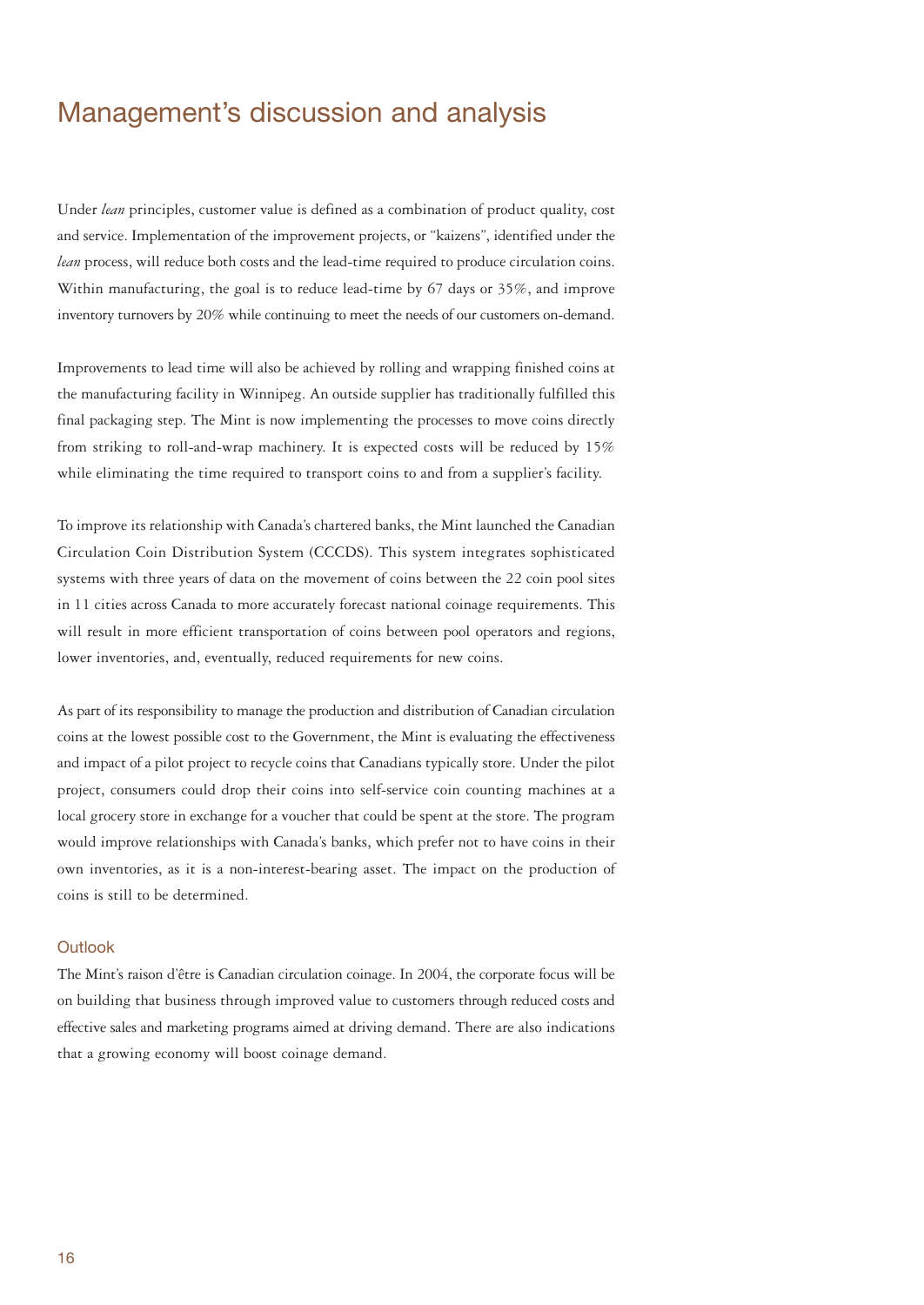# Management's discussion and analysis

Under *lean* principles, customer value is defined as a combination of product quality, cost and service. Implementation of the improvement projects, or "kaizens", identified under the *lean* process, will reduce both costs and the lead-time required to produce circulation coins. Within manufacturing, the goal is to reduce lead-time by 67 days or 35%, and improve inventory turnovers by 20% while continuing to meet the needs of our customers on-demand.

Improvements to lead time will also be achieved by rolling and wrapping finished coins at the manufacturing facility in Winnipeg. An outside supplier has traditionally fulfilled this final packaging step. The Mint is now implementing the processes to move coins directly from striking to roll-and-wrap machinery. It is expected costs will be reduced by 15% while eliminating the time required to transport coins to and from a supplier's facility.

To improve its relationship with Canada's chartered banks, the Mint launched the Canadian Circulation Coin Distribution System (CCCDS). This system integrates sophisticated systems with three years of data on the movement of coins between the 22 coin pool sites in 11 cities across Canada to more accurately forecast national coinage requirements. This will result in more efficient transportation of coins between pool operators and regions, lower inventories, and, eventually, reduced requirements for new coins.

As part of its responsibility to manage the production and distribution of Canadian circulation coins at the lowest possible cost to the Government, the Mint is evaluating the effectiveness and impact of a pilot project to recycle coins that Canadians typically store. Under the pilot project, consumers could drop their coins into self-service coin counting machines at a local grocery store in exchange for a voucher that could be spent at the store. The program would improve relationships with Canada's banks, which prefer not to have coins in their own inventories, as it is a non-interest-bearing asset. The impact on the production of coins is still to be determined.

### Outlook

The Mint's raison d'être is Canadian circulation coinage. In 2004, the corporate focus will be on building that business through improved value to customers through reduced costs and effective sales and marketing programs aimed at driving demand. There are also indications that a growing economy will boost coinage demand.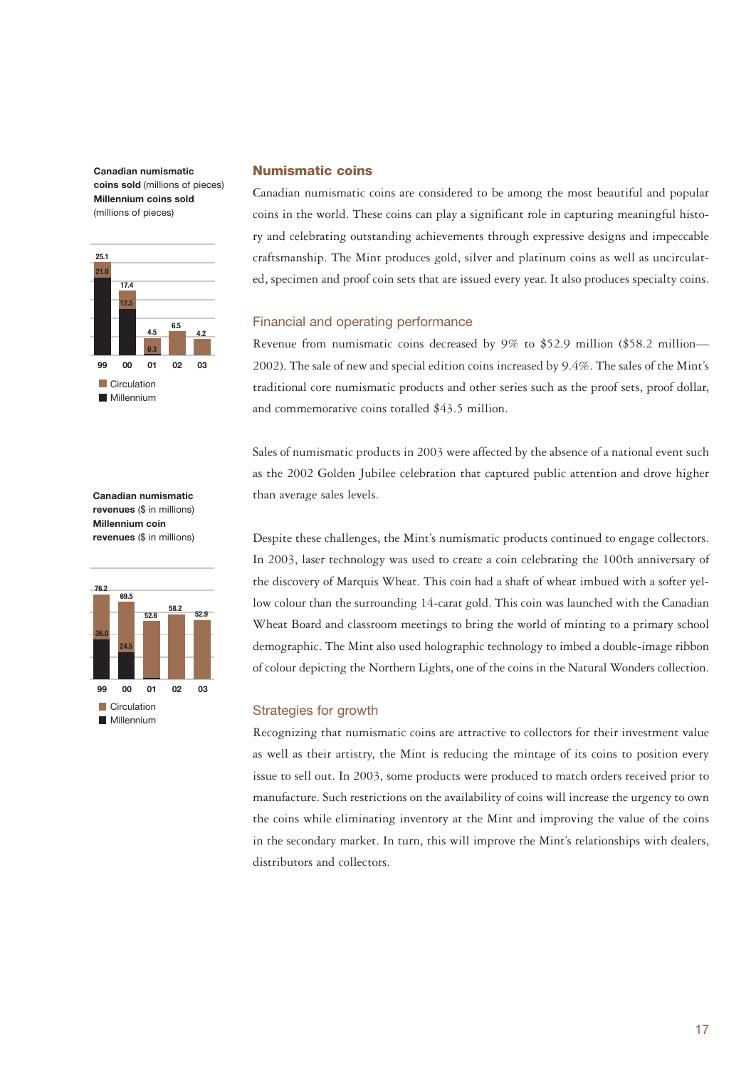**Canadian numismatic coins sold** (millions of pieces)
**Millennium coins sold** (millions of pieces)

| | 99 | 00 | 01 | 02 | 03 |
|---|---|---|---|---|---|
| Total | 25.1 | 17.4 | 4.5 | 6.5 | 4.2 |
| Millennium | 21.0 | 12.5 | 0.3 | | |

■ Circulation
■ Millennium

**Canadian numismatic revenues** ($ in millions)
**Millennium coin revenues** ($ in millions)

| | 99 | 00 | 01 | 02 | 03 |
|---|---|---|---|---|---|
| Total | 76.2 | 69.5 | 52.6 | 58.2 | 52.9 |
| Millennium | 36.0 | 24.5 | | | |

■ Circulation
■ Millennium

## Numismatic coins

Canadian numismatic coins are considered to be among the most beautiful and popular coins in the world. These coins can play a significant role in capturing meaningful history and celebrating outstanding achievements through expressive designs and impeccable craftsmanship. The Mint produces gold, silver and platinum coins as well as uncirculated, specimen and proof coin sets that are issued every year. It also produces specialty coins.

### Financial and operating performance

Revenue from numismatic coins decreased by 9% to $52.9 million ($58.2 million—2002). The sale of new and special edition coins increased by 9.4%. The sales of the Mint's traditional core numismatic products and other series such as the proof sets, proof dollar, and commemorative coins totalled $43.5 million.

Sales of numismatic products in 2003 were affected by the absence of a national event such as the 2002 Golden Jubilee celebration that captured public attention and drove higher than average sales levels.

Despite these challenges, the Mint's numismatic products continued to engage collectors. In 2003, laser technology was used to create a coin celebrating the 100th anniversary of the discovery of Marquis Wheat. This coin had a shaft of wheat imbued with a softer yellow colour than the surrounding 14-carat gold. This coin was launched with the Canadian Wheat Board and classroom meetings to bring the world of minting to a primary school demographic. The Mint also used holographic technology to imbed a double-image ribbon of colour depicting the Northern Lights, one of the coins in the Natural Wonders collection.

### Strategies for growth

Recognizing that numismatic coins are attractive to collectors for their investment value as well as their artistry, the Mint is reducing the mintage of its coins to position every issue to sell out. In 2003, some products were produced to match orders received prior to manufacture. Such restrictions on the availability of coins will increase the urgency to own the coins while eliminating inventory at the Mint and improving the value of the coins in the secondary market. In turn, this will improve the Mint's relationships with dealers, distributors and collectors.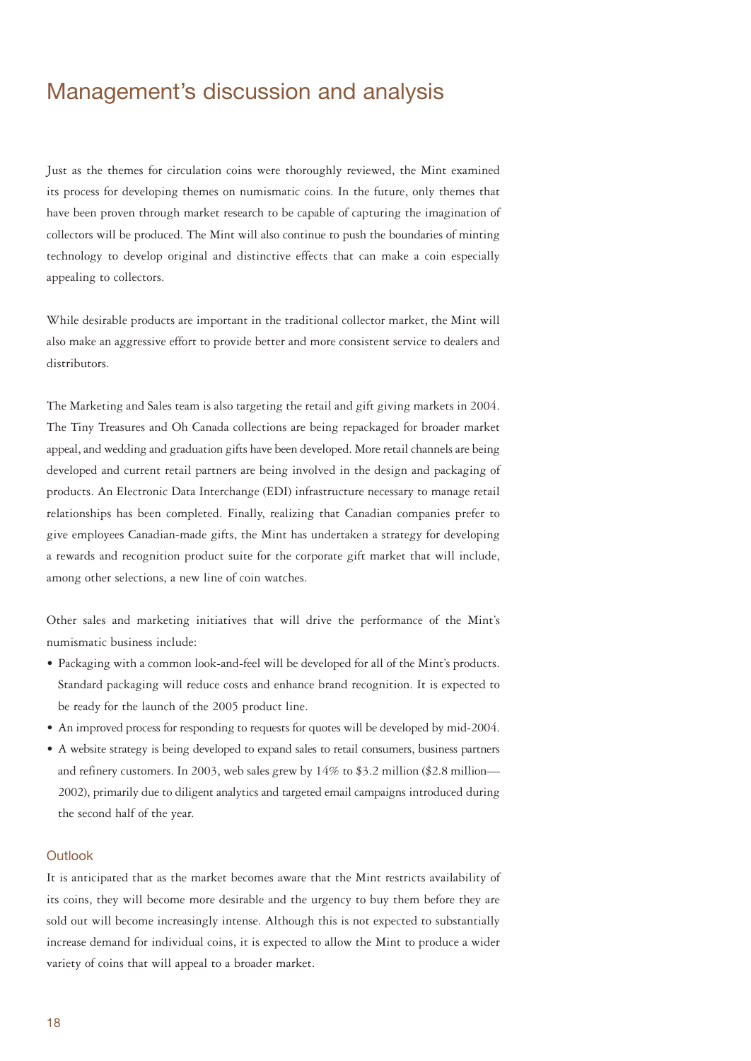# Management's discussion and analysis

Just as the themes for circulation coins were thoroughly reviewed, the Mint examined its process for developing themes on numismatic coins. In the future, only themes that have been proven through market research to be capable of capturing the imagination of collectors will be produced. The Mint will also continue to push the boundaries of minting technology to develop original and distinctive effects that can make a coin especially appealing to collectors.

While desirable products are important in the traditional collector market, the Mint will also make an aggressive effort to provide better and more consistent service to dealers and distributors.

The Marketing and Sales team is also targeting the retail and gift giving markets in 2004. The Tiny Treasures and Oh Canada collections are being repackaged for broader market appeal, and wedding and graduation gifts have been developed. More retail channels are being developed and current retail partners are being involved in the design and packaging of products. An Electronic Data Interchange (EDI) infrastructure necessary to manage retail relationships has been completed. Finally, realizing that Canadian companies prefer to give employees Canadian-made gifts, the Mint has undertaken a strategy for developing a rewards and recognition product suite for the corporate gift market that will include, among other selections, a new line of coin watches.

Other sales and marketing initiatives that will drive the performance of the Mint's numismatic business include:

- Packaging with a common look-and-feel will be developed for all of the Mint's products. Standard packaging will reduce costs and enhance brand recognition. It is expected to be ready for the launch of the 2005 product line.
- An improved process for responding to requests for quotes will be developed by mid-2004.
- A website strategy is being developed to expand sales to retail consumers, business partners and refinery customers. In 2003, web sales grew by 14% to $3.2 million ($2.8 million—2002), primarily due to diligent analytics and targeted email campaigns introduced during the second half of the year.

## Outlook

It is anticipated that as the market becomes aware that the Mint restricts availability of its coins, they will become more desirable and the urgency to buy them before they are sold out will become increasingly intense. Although this is not expected to substantially increase demand for individual coins, it is expected to allow the Mint to produce a wider variety of coins that will appeal to a broader market.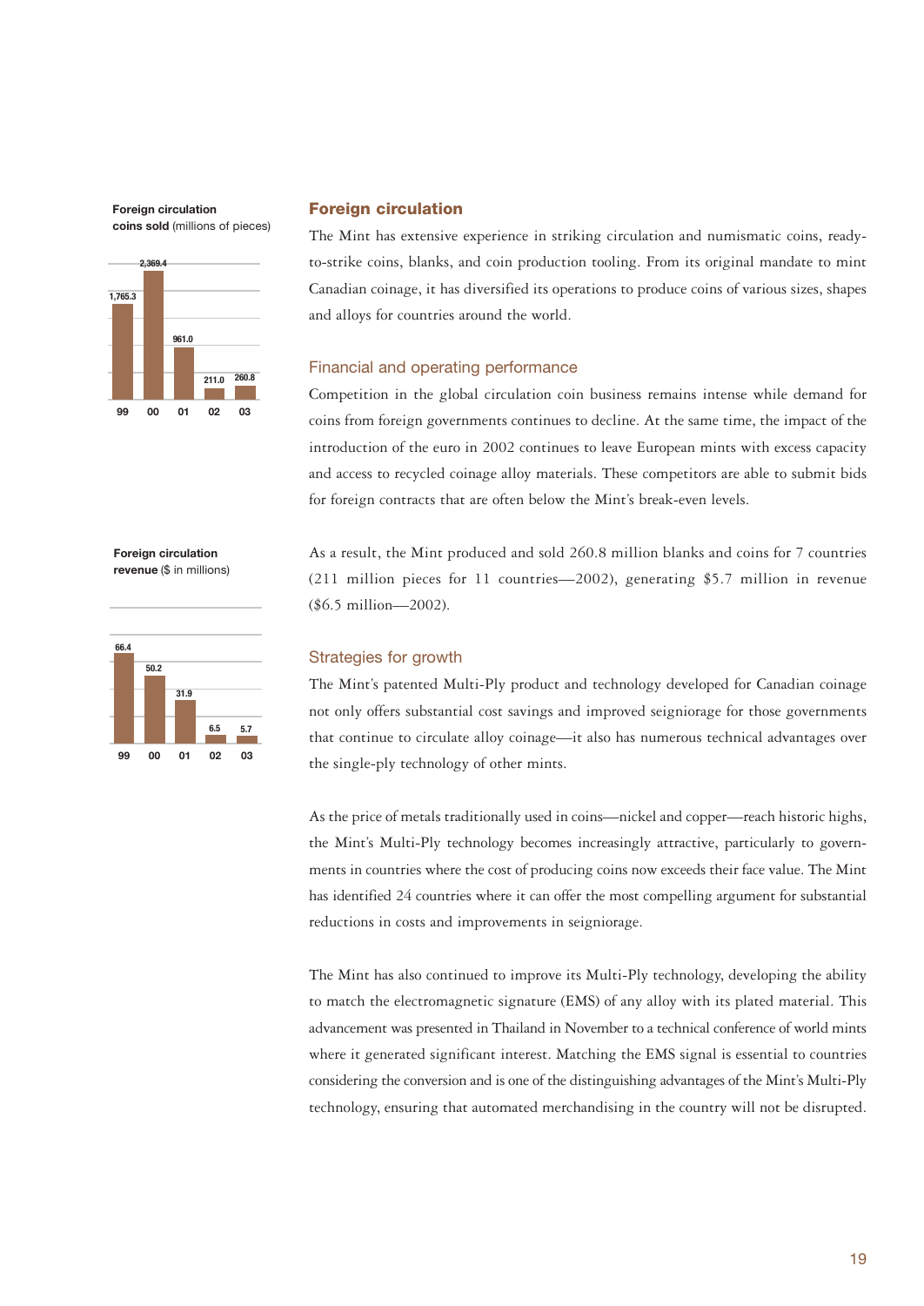**Foreign circulation coins sold** (millions of pieces)

| 99 | 00 | 01 | 02 | 03 |
|---|---|---|---|---|
| 1,765.3 | 2,369.4 | 961.0 | 211.0 | 260.8 |

**Foreign circulation revenue** ($ in millions)

| 99 | 00 | 01 | 02 | 03 |
|---|---|---|---|---|
| 66.4 | 50.2 | 31.9 | 6.5 | 5.7 |

## Foreign circulation

The Mint has extensive experience in striking circulation and numismatic coins, ready-to-strike coins, blanks, and coin production tooling. From its original mandate to mint Canadian coinage, it has diversified its operations to produce coins of various sizes, shapes and alloys for countries around the world.

### Financial and operating performance

Competition in the global circulation coin business remains intense while demand for coins from foreign governments continues to decline. At the same time, the impact of the introduction of the euro in 2002 continues to leave European mints with excess capacity and access to recycled coinage alloy materials. These competitors are able to submit bids for foreign contracts that are often below the Mint's break-even levels.

As a result, the Mint produced and sold 260.8 million blanks and coins for 7 countries (211 million pieces for 11 countries—2002), generating $5.7 million in revenue ($6.5 million—2002).

### Strategies for growth

The Mint's patented Multi-Ply product and technology developed for Canadian coinage not only offers substantial cost savings and improved seigniorage for those governments that continue to circulate alloy coinage—it also has numerous technical advantages over the single-ply technology of other mints.

As the price of metals traditionally used in coins—nickel and copper—reach historic highs, the Mint's Multi-Ply technology becomes increasingly attractive, particularly to governments in countries where the cost of producing coins now exceeds their face value. The Mint has identified 24 countries where it can offer the most compelling argument for substantial reductions in costs and improvements in seigniorage.

The Mint has also continued to improve its Multi-Ply technology, developing the ability to match the electromagnetic signature (EMS) of any alloy with its plated material. This advancement was presented in Thailand in November to a technical conference of world mints where it generated significant interest. Matching the EMS signal is essential to countries considering the conversion and is one of the distinguishing advantages of the Mint's Multi-Ply technology, ensuring that automated merchandising in the country will not be disrupted.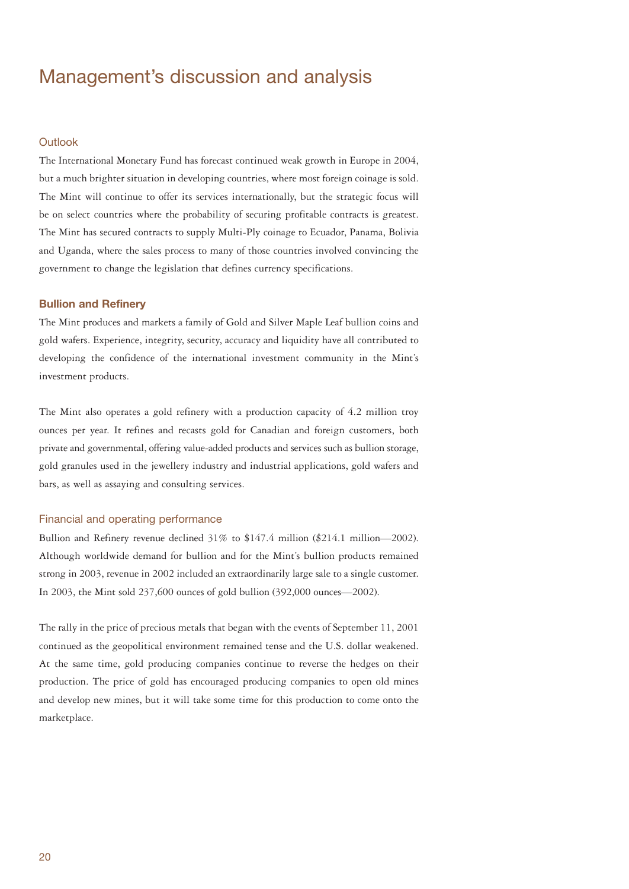# Management's discussion and analysis

### Outlook

The International Monetary Fund has forecast continued weak growth in Europe in 2004, but a much brighter situation in developing countries, where most foreign coinage is sold. The Mint will continue to offer its services internationally, but the strategic focus will be on select countries where the probability of securing profitable contracts is greatest. The Mint has secured contracts to supply Multi-Ply coinage to Ecuador, Panama, Bolivia and Uganda, where the sales process to many of those countries involved convincing the government to change the legislation that defines currency specifications.

## Bullion and Refinery

The Mint produces and markets a family of Gold and Silver Maple Leaf bullion coins and gold wafers. Experience, integrity, security, accuracy and liquidity have all contributed to developing the confidence of the international investment community in the Mint's investment products.

The Mint also operates a gold refinery with a production capacity of 4.2 million troy ounces per year. It refines and recasts gold for Canadian and foreign customers, both private and governmental, offering value-added products and services such as bullion storage, gold granules used in the jewellery industry and industrial applications, gold wafers and bars, as well as assaying and consulting services.

### Financial and operating performance

Bullion and Refinery revenue declined 31% to $147.4 million ($214.1 million—2002). Although worldwide demand for bullion and for the Mint's bullion products remained strong in 2003, revenue in 2002 included an extraordinarily large sale to a single customer. In 2003, the Mint sold 237,600 ounces of gold bullion (392,000 ounces—2002).

The rally in the price of precious metals that began with the events of September 11, 2001 continued as the geopolitical environment remained tense and the U.S. dollar weakened. At the same time, gold producing companies continue to reverse the hedges on their production. The price of gold has encouraged producing companies to open old mines and develop new mines, but it will take some time for this production to come onto the marketplace.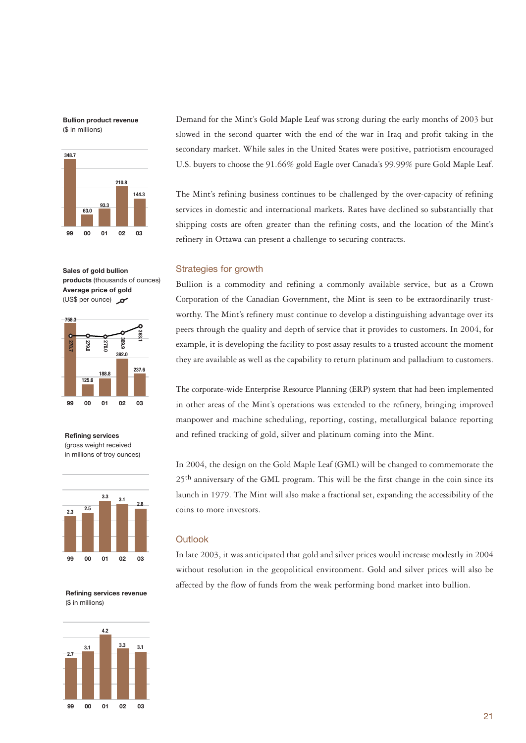**Bullion product revenue**
($ in millions)

| 99 | 00 | 01 | 02 | 03 |
|---|---|---|---|---|
| 348.7 | 63.0 | 93.3 | 210.8 | 144.3 |

**Sales of gold bullion products** (thousands of ounces)
**Average price of gold** (US$ per ounce)

| | 99 | 00 | 01 | 02 | 03 |
|---|---|---|---|---|---|
| Sales of gold bullion products | 758.3 | 125.6 | 188.8 | 392.0 | 237.6 |
| Average price of gold | 278.7 | 279.0 | 270.0 | 309.9 | 363.1 |

**Refining services**
(gross weight received in millions of troy ounces)

| 99 | 00 | 01 | 02 | 03 |
|---|---|---|---|---|
| 2.3 | 2.5 | 3.3 | 3.1 | 2.8 |

**Refining services revenue**
($ in millions)

| 99 | 00 | 01 | 02 | 03 |
|---|---|---|---|---|
| 2.7 | 3.1 | 4.2 | 3.3 | 3.1 |

Demand for the Mint's Gold Maple Leaf was strong during the early months of 2003 but slowed in the second quarter with the end of the war in Iraq and profit taking in the secondary market. While sales in the United States were positive, patriotism encouraged U.S. buyers to choose the 91.66% gold Eagle over Canada's 99.99% pure Gold Maple Leaf.

The Mint's refining business continues to be challenged by the over-capacity of refining services in domestic and international markets. Rates have declined so substantially that shipping costs are often greater than the refining costs, and the location of the Mint's refinery in Ottawa can present a challenge to securing contracts.

## Strategies for growth

Bullion is a commodity and refining a commonly available service, but as a Crown Corporation of the Canadian Government, the Mint is seen to be extraordinarily trustworthy. The Mint's refinery must continue to develop a distinguishing advantage over its peers through the quality and depth of service that it provides to customers. In 2004, for example, it is developing the facility to post assay results to a trusted account the moment they are available as well as the capability to return platinum and palladium to customers.

The corporate-wide Enterprise Resource Planning (ERP) system that had been implemented in other areas of the Mint's operations was extended to the refinery, bringing improved manpower and machine scheduling, reporting, costing, metallurgical balance reporting and refined tracking of gold, silver and platinum coming into the Mint.

In 2004, the design on the Gold Maple Leaf (GML) will be changed to commemorate the 25th anniversary of the GML program. This will be the first change in the coin since its launch in 1979. The Mint will also make a fractional set, expanding the accessibility of the coins to more investors.

## Outlook

In late 2003, it was anticipated that gold and silver prices would increase modestly in 2004 without resolution in the geopolitical environment. Gold and silver prices will also be affected by the flow of funds from the weak performing bond market into bullion.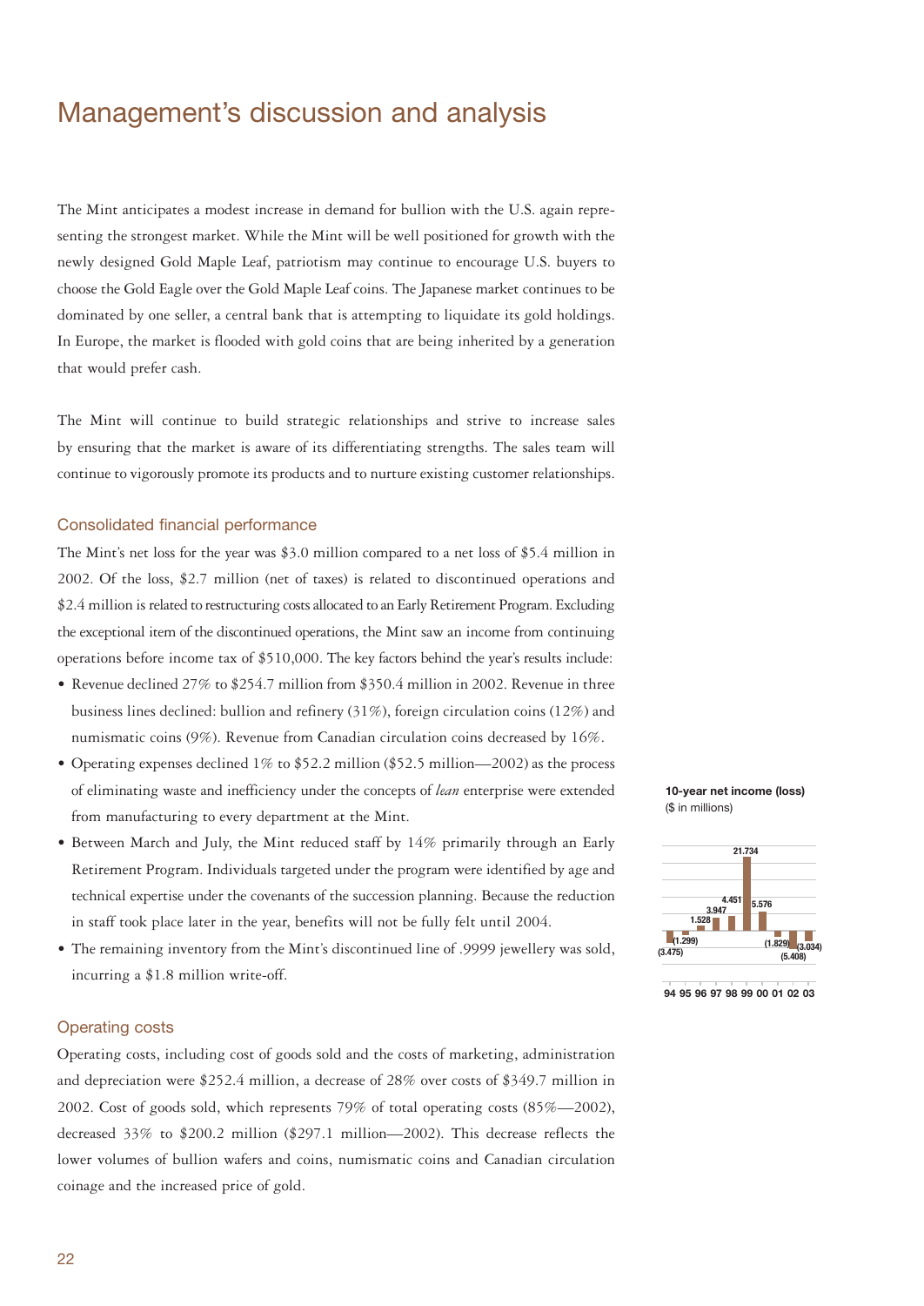# Management's discussion and analysis

The Mint anticipates a modest increase in demand for bullion with the U.S. again representing the strongest market. While the Mint will be well positioned for growth with the newly designed Gold Maple Leaf, patriotism may continue to encourage U.S. buyers to choose the Gold Eagle over the Gold Maple Leaf coins. The Japanese market continues to be dominated by one seller, a central bank that is attempting to liquidate its gold holdings. In Europe, the market is flooded with gold coins that are being inherited by a generation that would prefer cash.

The Mint will continue to build strategic relationships and strive to increase sales by ensuring that the market is aware of its differentiating strengths. The sales team will continue to vigorously promote its products and to nurture existing customer relationships.

## Consolidated financial performance

The Mint's net loss for the year was $3.0 million compared to a net loss of $5.4 million in 2002. Of the loss, $2.7 million (net of taxes) is related to discontinued operations and $2.4 million is related to restructuring costs allocated to an Early Retirement Program. Excluding the exceptional item of the discontinued operations, the Mint saw an income from continuing operations before income tax of $510,000. The key factors behind the year's results include:

- Revenue declined 27% to $254.7 million from $350.4 million in 2002. Revenue in three business lines declined: bullion and refinery (31%), foreign circulation coins (12%) and numismatic coins (9%). Revenue from Canadian circulation coins decreased by 16%.
- Operating expenses declined 1% to $52.2 million ($52.5 million—2002) as the process of eliminating waste and inefficiency under the concepts of *lean* enterprise were extended from manufacturing to every department at the Mint.
- Between March and July, the Mint reduced staff by 14% primarily through an Early Retirement Program. Individuals targeted under the program were identified by age and technical expertise under the covenants of the succession planning. Because the reduction in staff took place later in the year, benefits will not be fully felt until 2004.
- The remaining inventory from the Mint's discontinued line of .9999 jewellery was sold, incurring a $1.8 million write-off.

**10-year net income (loss)**
($ in millions)

| Year | 94 | 95 | 96 | 97 | 98 | 99 | 00 | 01 | 02 | 03 |
|---|---|---|---|---|---|---|---|---|---|---|
| Net income (loss) | (3.475) | (1.299) | 1.528 | 3.947 | 4.451 | 21.734 | 5.576 | (1.829) | (5.408) | (3.034) |

## Operating costs

Operating costs, including cost of goods sold and the costs of marketing, administration and depreciation were $252.4 million, a decrease of 28% over costs of $349.7 million in 2002. Cost of goods sold, which represents 79% of total operating costs (85%—2002), decreased 33% to $200.2 million ($297.1 million—2002). This decrease reflects the lower volumes of bullion wafers and coins, numismatic coins and Canadian circulation coinage and the increased price of gold.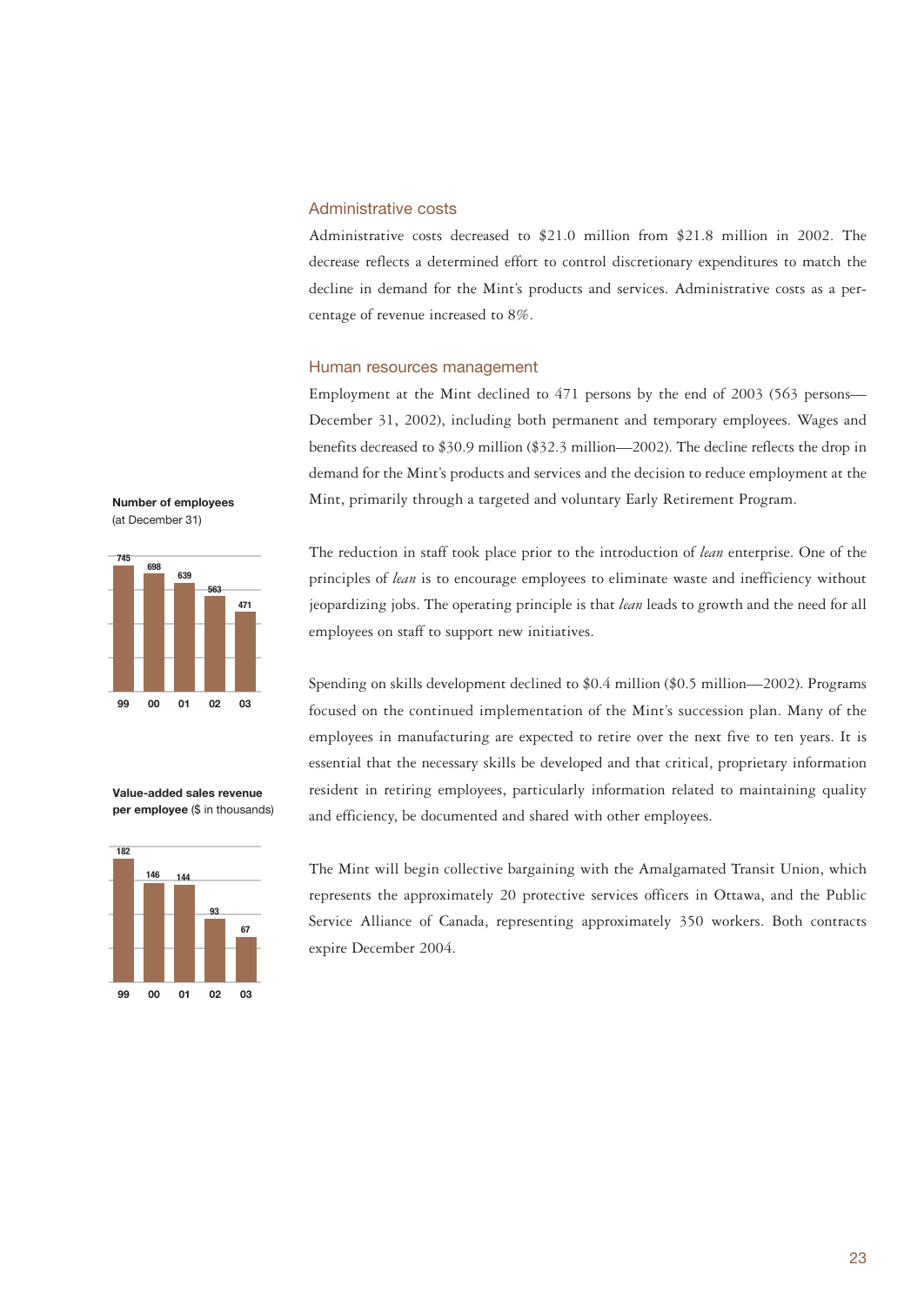## Administrative costs

Administrative costs decreased to $21.0 million from $21.8 million in 2002. The decrease reflects a determined effort to control discretionary expenditures to match the decline in demand for the Mint's products and services. Administrative costs as a percentage of revenue increased to 8%.

## Human resources management

Employment at the Mint declined to 471 persons by the end of 2003 (563 persons—December 31, 2002), including both permanent and temporary employees. Wages and benefits decreased to $30.9 million ($32.3 million—2002). The decline reflects the drop in demand for the Mint's products and services and the decision to reduce employment at the Mint, primarily through a targeted and voluntary Early Retirement Program.

The reduction in staff took place prior to the introduction of *lean* enterprise. One of the principles of *lean* is to encourage employees to eliminate waste and inefficiency without jeopardizing jobs. The operating principle is that *lean* leads to growth and the need for all employees on staff to support new initiatives.

Spending on skills development declined to $0.4 million ($0.5 million—2002). Programs focused on the continued implementation of the Mint's succession plan. Many of the employees in manufacturing are expected to retire over the next five to ten years. It is essential that the necessary skills be developed and that critical, proprietary information resident in retiring employees, particularly information related to maintaining quality and efficiency, be documented and shared with other employees.

The Mint will begin collective bargaining with the Amalgamated Transit Union, which represents the approximately 20 protective services officers in Ottawa, and the Public Service Alliance of Canada, representing approximately 350 workers. Both contracts expire December 2004.

**Number of employees** (at December 31)

| 99 | 00 | 01 | 02 | 03 |
|---|---|---|---|---|
| 745 | 698 | 639 | 563 | 471 |

**Value-added sales revenue per employee** ($ in thousands)

| 99 | 00 | 01 | 02 | 03 |
|---|---|---|---|---|
| 182 | 146 | 144 | 93 | 67 |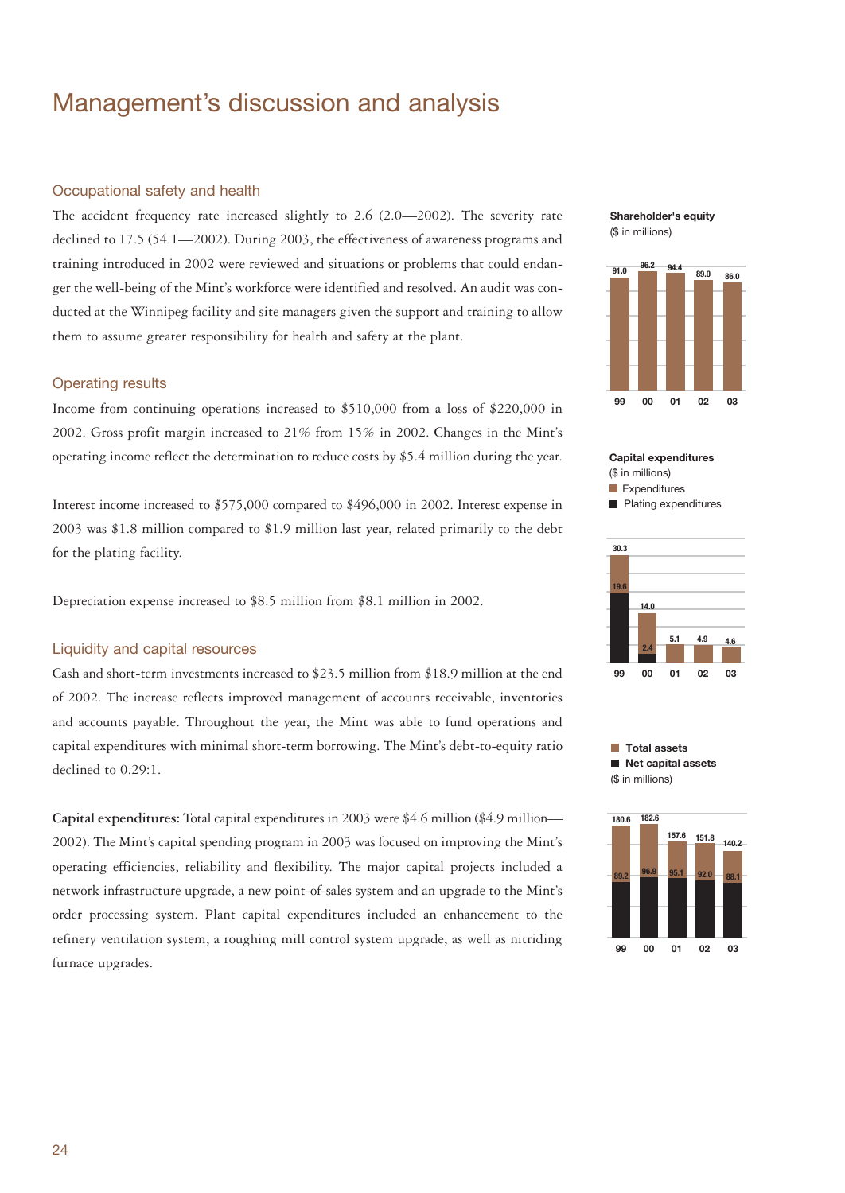# Management's discussion and analysis

## Occupational safety and health

The accident frequency rate increased slightly to 2.6 (2.0—2002). The severity rate declined to 17.5 (54.1—2002). During 2003, the effectiveness of awareness programs and training introduced in 2002 were reviewed and situations or problems that could endanger the well-being of the Mint's workforce were identified and resolved. An audit was conducted at the Winnipeg facility and site managers given the support and training to allow them to assume greater responsibility for health and safety at the plant.

## Operating results

Income from continuing operations increased to $510,000 from a loss of $220,000 in 2002. Gross profit margin increased to 21% from 15% in 2002. Changes in the Mint's operating income reflect the determination to reduce costs by $5.4 million during the year.

Interest income increased to $575,000 compared to $496,000 in 2002. Interest expense in 2003 was $1.8 million compared to $1.9 million last year, related primarily to the debt for the plating facility.

Depreciation expense increased to $8.5 million from $8.1 million in 2002.

## Liquidity and capital resources

Cash and short-term investments increased to $23.5 million from $18.9 million at the end of 2002. The increase reflects improved management of accounts receivable, inventories and accounts payable. Throughout the year, the Mint was able to fund operations and capital expenditures with minimal short-term borrowing. The Mint's debt-to-equity ratio declined to 0.29:1.

**Capital expenditures:** Total capital expenditures in 2003 were $4.6 million ($4.9 million—2002). The Mint's capital spending program in 2003 was focused on improving the Mint's operating efficiencies, reliability and flexibility. The major capital projects included a network infrastructure upgrade, a new point-of-sales system and an upgrade to the Mint's order processing system. Plant capital expenditures included an enhancement to the refinery ventilation system, a roughing mill control system upgrade, as well as nitriding furnace upgrades.

**Shareholder's equity**
($ in millions)

| 99 | 00 | 01 | 02 | 03 |
|---|---|---|---|---|
| 91.0 | 96.2 | 94.4 | 89.0 | 86.0 |

**Capital expenditures**
($ in millions)

| | 99 | 00 | 01 | 02 | 03 |
|---|---|---|---|---|---|
| Expenditures | 30.3 | 14.0 | 5.1 | 4.9 | 4.6 |
| Plating expenditures | 19.6 | 2.4 | | | |

**Total assets / Net capital assets**
($ in millions)

| | 99 | 00 | 01 | 02 | 03 |
|---|---|---|---|---|---|
| Total assets | 180.6 | 182.6 | 157.6 | 151.8 | 140.2 |
| Net capital assets | 89.2 | 96.9 | 95.1 | 92.0 | 88.1 |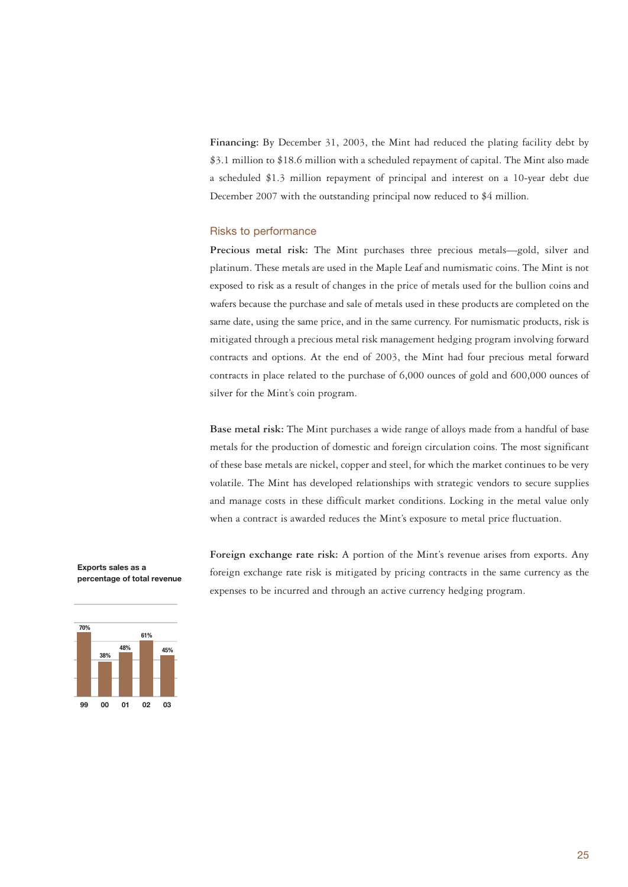**Financing:** By December 31, 2003, the Mint had reduced the plating facility debt by $3.1 million to $18.6 million with a scheduled repayment of capital. The Mint also made a scheduled $1.3 million repayment of principal and interest on a 10-year debt due December 2007 with the outstanding principal now reduced to $4 million.

## Risks to performance

**Precious metal risk:** The Mint purchases three precious metals—gold, silver and platinum. These metals are used in the Maple Leaf and numismatic coins. The Mint is not exposed to risk as a result of changes in the price of metals used for the bullion coins and wafers because the purchase and sale of metals used in these products are completed on the same date, using the same price, and in the same currency. For numismatic products, risk is mitigated through a precious metal risk management hedging program involving forward contracts and options. At the end of 2003, the Mint had four precious metal forward contracts in place related to the purchase of 6,000 ounces of gold and 600,000 ounces of silver for the Mint's coin program.

**Base metal risk:** The Mint purchases a wide range of alloys made from a handful of base metals for the production of domestic and foreign circulation coins. The most significant of these base metals are nickel, copper and steel, for which the market continues to be very volatile. The Mint has developed relationships with strategic vendors to secure supplies and manage costs in these difficult market conditions. Locking in the metal value only when a contract is awarded reduces the Mint's exposure to metal price fluctuation.

**Foreign exchange rate risk:** A portion of the Mint's revenue arises from exports. Any foreign exchange rate risk is mitigated by pricing contracts in the same currency as the expenses to be incurred and through an active currency hedging program.

**Exports sales as a percentage of total revenue**

| 99 | 00 | 01 | 02 | 03 |
|---|---|---|---|---|
| 70% | 38% | 48% | 61% | 45% |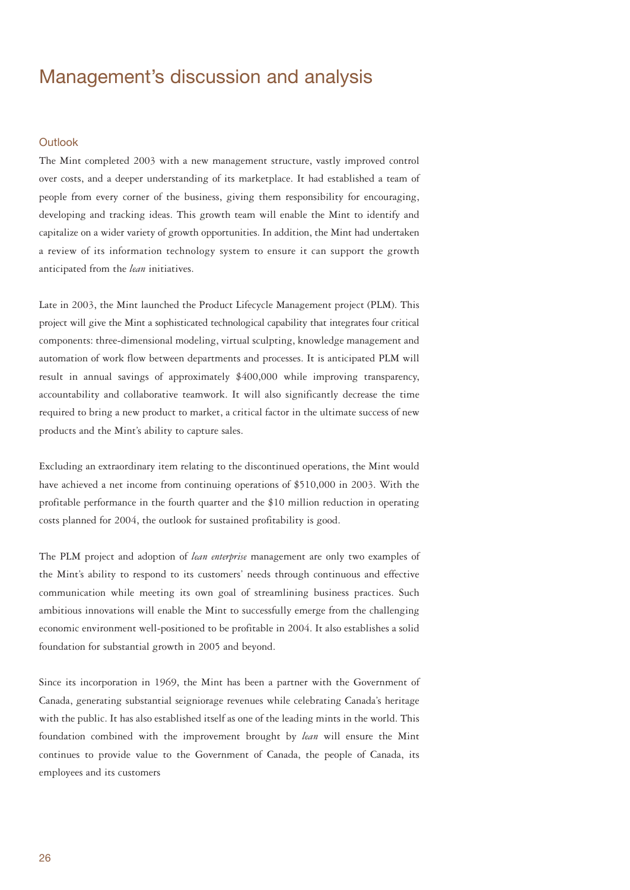# Management's discussion and analysis

## Outlook

The Mint completed 2003 with a new management structure, vastly improved control over costs, and a deeper understanding of its marketplace. It had established a team of people from every corner of the business, giving them responsibility for encouraging, developing and tracking ideas. This growth team will enable the Mint to identify and capitalize on a wider variety of growth opportunities. In addition, the Mint had undertaken a review of its information technology system to ensure it can support the growth anticipated from the *lean* initiatives.

Late in 2003, the Mint launched the Product Lifecycle Management project (PLM). This project will give the Mint a sophisticated technological capability that integrates four critical components: three-dimensional modeling, virtual sculpting, knowledge management and automation of work flow between departments and processes. It is anticipated PLM will result in annual savings of approximately $400,000 while improving transparency, accountability and collaborative teamwork. It will also significantly decrease the time required to bring a new product to market, a critical factor in the ultimate success of new products and the Mint's ability to capture sales.

Excluding an extraordinary item relating to the discontinued operations, the Mint would have achieved a net income from continuing operations of $510,000 in 2003. With the profitable performance in the fourth quarter and the $10 million reduction in operating costs planned for 2004, the outlook for sustained profitability is good.

The PLM project and adoption of *lean enterprise* management are only two examples of the Mint's ability to respond to its customers' needs through continuous and effective communication while meeting its own goal of streamlining business practices. Such ambitious innovations will enable the Mint to successfully emerge from the challenging economic environment well-positioned to be profitable in 2004. It also establishes a solid foundation for substantial growth in 2005 and beyond.

Since its incorporation in 1969, the Mint has been a partner with the Government of Canada, generating substantial seigniorage revenues while celebrating Canada's heritage with the public. It has also established itself as one of the leading mints in the world. This foundation combined with the improvement brought by *lean* will ensure the Mint continues to provide value to the Government of Canada, the people of Canada, its employees and its customers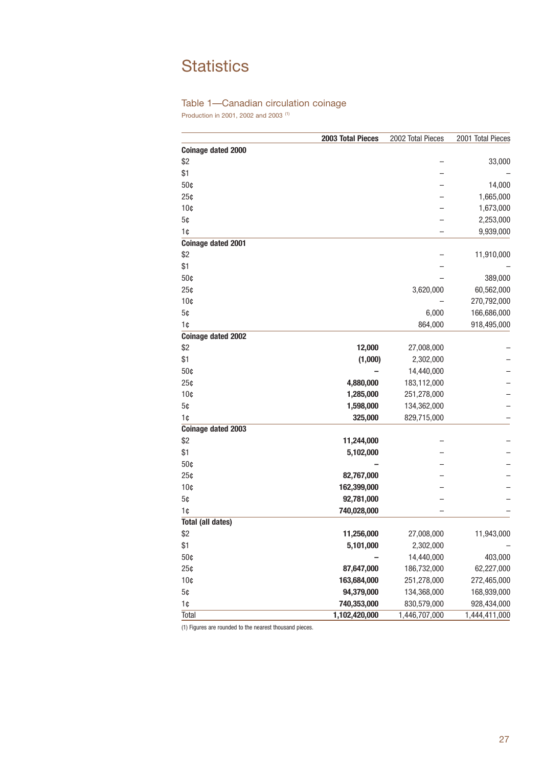# Statistics

## Table 1—Canadian circulation coinage

Production in 2001, 2002 and 2003 [1]

| | 2003 Total Pieces | 2002 Total Pieces | 2001 Total Pieces |
|---|---|---|---|
| **Coinage dated 2000** | | | |
| $2 | | – | 33,000 |
| $1 | | – | – |
| 50¢ | | – | 14,000 |
| 25¢ | | – | 1,665,000 |
| 10¢ | | – | 1,673,000 |
| 5¢ | | – | 2,253,000 |
| 1¢ | | – | 9,939,000 |
| **Coinage dated 2001** | | | |
| $2 | | – | 11,910,000 |
| $1 | | – | – |
| 50¢ | | – | 389,000 |
| 25¢ | | 3,620,000 | 60,562,000 |
| 10¢ | | – | 270,792,000 |
| 5¢ | | 6,000 | 166,686,000 |
| 1¢ | | 864,000 | 918,495,000 |
| **Coinage dated 2002** | | | |
| $2 | **12,000** | 27,008,000 | – |
| $1 | **(1,000)** | 2,302,000 | – |
| 50¢ | **–** | 14,440,000 | – |
| 25¢ | **4,880,000** | 183,112,000 | – |
| 10¢ | **1,285,000** | 251,278,000 | – |
| 5¢ | **1,598,000** | 134,362,000 | – |
| 1¢ | **325,000** | 829,715,000 | – |
| **Coinage dated 2003** | | | |
| $2 | **11,244,000** | – | – |
| $1 | **5,102,000** | – | – |
| 50¢ | **–** | – | – |
| 25¢ | **82,767,000** | – | – |
| 10¢ | **162,399,000** | – | – |
| 5¢ | **92,781,000** | – | – |
| 1¢ | **740,028,000** | – | – |
| **Total (all dates)** | | | |
| $2 | **11,256,000** | 27,008,000 | 11,943,000 |
| $1 | **5,101,000** | 2,302,000 | – |
| 50¢ | **–** | 14,440,000 | 403,000 |
| 25¢ | **87,647,000** | 186,732,000 | 62,227,000 |
| 10¢ | **163,684,000** | 251,278,000 | 272,465,000 |
| 5¢ | **94,379,000** | 134,368,000 | 168,939,000 |
| 1¢ | **740,353,000** | 830,579,000 | 928,434,000 |
| Total | **1,102,420,000** | 1,446,707,000 | 1,444,411,000 |

(1) Figures are rounded to the nearest thousand pieces.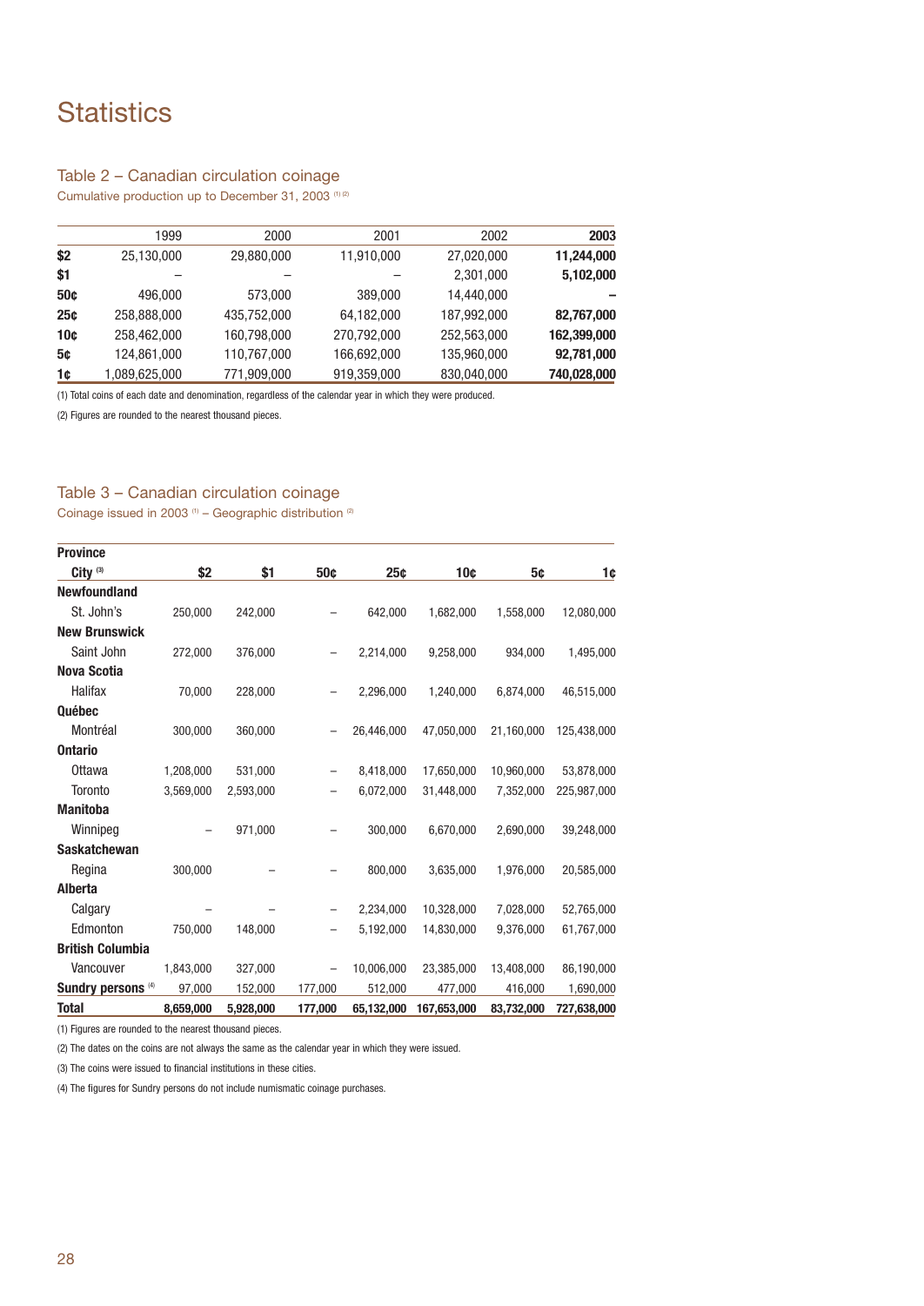# Statistics

## Table 2 – Canadian circulation coinage

Cumulative production up to December 31, 2003 [1] [2]

| | 1999 | 2000 | 2001 | 2002 | **2003** |
|---|---|---|---|---|---|
| **$2** | 25,130,000 | 29,880,000 | 11,910,000 | 27,020,000 | **11,244,000** |
| **$1** | – | – | – | 2,301,000 | **5,102,000** |
| **50¢** | 496,000 | 573,000 | 389,000 | 14,440,000 | **–** |
| **25¢** | 258,888,000 | 435,752,000 | 64,182,000 | 187,992,000 | **82,767,000** |
| **10¢** | 258,462,000 | 160,798,000 | 270,792,000 | 252,563,000 | **162,399,000** |
| **5¢** | 124,861,000 | 110,767,000 | 166,692,000 | 135,960,000 | **92,781,000** |
| **1¢** | 1,089,625,000 | 771,909,000 | 919,359,000 | 830,040,000 | **740,028,000** |

(1) Total coins of each date and denomination, regardless of the calendar year in which they were produced.

(2) Figures are rounded to the nearest thousand pieces.

## Table 3 – Canadian circulation coinage

Coinage issued in 2003 [1] – Geographic distribution [2]

| **Province** City [3] | **$2** | **$1** | **50¢** | **25¢** | **10¢** | **5¢** | **1¢** |
|---|---|---|---|---|---|---|---|
| **Newfoundland** | | | | | | | |
| St. John's | 250,000 | 242,000 | – | 642,000 | 1,682,000 | 1,558,000 | 12,080,000 |
| **New Brunswick** | | | | | | | |
| Saint John | 272,000 | 376,000 | – | 2,214,000 | 9,258,000 | 934,000 | 1,495,000 |
| **Nova Scotia** | | | | | | | |
| Halifax | 70,000 | 228,000 | – | 2,296,000 | 1,240,000 | 6,874,000 | 46,515,000 |
| **Québec** | | | | | | | |
| Montréal | 300,000 | 360,000 | – | 26,446,000 | 47,050,000 | 21,160,000 | 125,438,000 |
| **Ontario** | | | | | | | |
| Ottawa | 1,208,000 | 531,000 | – | 8,418,000 | 17,650,000 | 10,960,000 | 53,878,000 |
| Toronto | 3,569,000 | 2,593,000 | – | 6,072,000 | 31,448,000 | 7,352,000 | 225,987,000 |
| **Manitoba** | | | | | | | |
| Winnipeg | – | 971,000 | – | 300,000 | 6,670,000 | 2,690,000 | 39,248,000 |
| **Saskatchewan** | | | | | | | |
| Regina | 300,000 | – | – | 800,000 | 3,635,000 | 1,976,000 | 20,585,000 |
| **Alberta** | | | | | | | |
| Calgary | – | – | – | 2,234,000 | 10,328,000 | 7,028,000 | 52,765,000 |
| Edmonton | 750,000 | 148,000 | – | 5,192,000 | 14,830,000 | 9,376,000 | 61,767,000 |
| **British Columbia** | | | | | | | |
| Vancouver | 1,843,000 | 327,000 | – | 10,006,000 | 23,385,000 | 13,408,000 | 86,190,000 |
| **Sundry persons** [4] | 97,000 | 152,000 | 177,000 | 512,000 | 477,000 | 416,000 | 1,690,000 |
| **Total** | **8,659,000** | **5,928,000** | **177,000** | **65,132,000** | **167,653,000** | **83,732,000** | **727,638,000** |

(1) Figures are rounded to the nearest thousand pieces.

(2) The dates on the coins are not always the same as the calendar year in which they were issued.

(3) The coins were issued to financial institutions in these cities.

(4) The figures for Sundry persons do not include numismatic coinage purchases.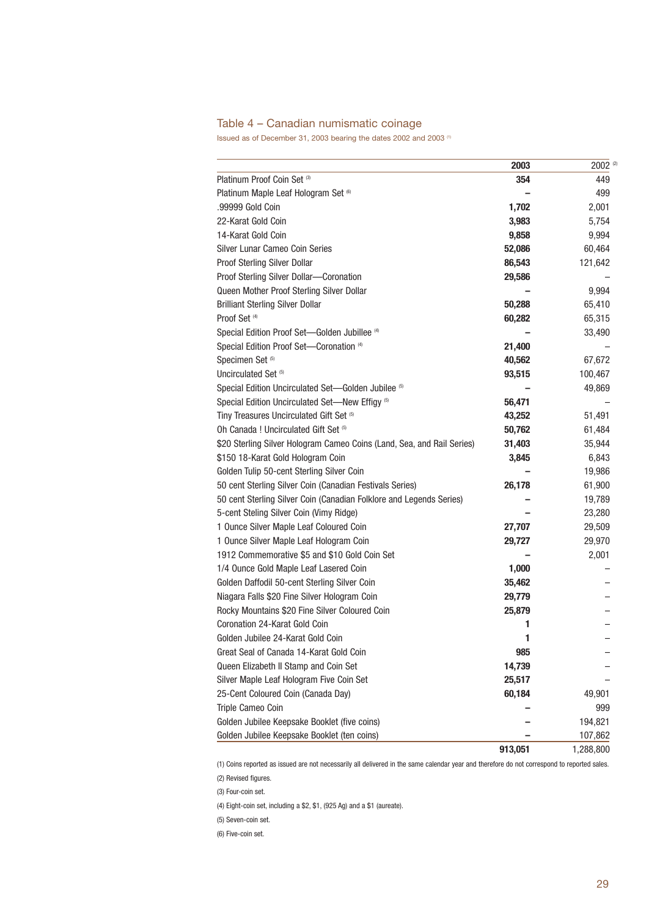## Table 4 – Canadian numismatic coinage

Issued as of December 31, 2003 bearing the dates 2002 and 2003 [1]

| | 2003 | 2002 [2] |
|---|---|---|
| Platinum Proof Coin Set [3] | **354** | 449 |
| Platinum Maple Leaf Hologram Set [6] | **–** | 499 |
| .99999 Gold Coin | **1,702** | 2,001 |
| 22-Karat Gold Coin | **3,983** | 5,754 |
| 14-Karat Gold Coin | **9,858** | 9,994 |
| Silver Lunar Cameo Coin Series | **52,086** | 60,464 |
| Proof Sterling Silver Dollar | **86,543** | 121,642 |
| Proof Sterling Silver Dollar—Coronation | **29,586** | – |
| Queen Mother Proof Sterling Silver Dollar | **–** | 9,994 |
| Brilliant Sterling Silver Dollar | **50,288** | 65,410 |
| Proof Set [4] | **60,282** | 65,315 |
| Special Edition Proof Set—Golden Jubillee [4] | **–** | 33,490 |
| Special Edition Proof Set—Coronation [4] | **21,400** | – |
| Specimen Set [5] | **40,562** | 67,672 |
| Uncirculated Set [5] | **93,515** | 100,467 |
| Special Edition Uncirculated Set—Golden Jubilee [5] | **–** | 49,869 |
| Special Edition Uncirculated Set—New Effigy [5] | **56,471** | – |
| Tiny Treasures Uncirculated Gift Set [5] | **43,252** | 51,491 |
| Oh Canada ! Uncirculated Gift Set [5] | **50,762** | 61,484 |
| $20 Sterling Silver Hologram Cameo Coins (Land, Sea, and Rail Series) | **31,403** | 35,944 |
| $150 18-Karat Gold Hologram Coin | **3,845** | 6,843 |
| Golden Tulip 50-cent Sterling Silver Coin | **–** | 19,986 |
| 50 cent Sterling Silver Coin (Canadian Festivals Series) | **26,178** | 61,900 |
| 50 cent Sterling Silver Coin (Canadian Folklore and Legends Series) | **–** | 19,789 |
| 5-cent Steling Silver Coin (Vimy Ridge) | **–** | 23,280 |
| 1 Ounce Silver Maple Leaf Coloured Coin | **27,707** | 29,509 |
| 1 Ounce Silver Maple Leaf Hologram Coin | **29,727** | 29,970 |
| 1912 Commemorative $5 and $10 Gold Coin Set | **–** | 2,001 |
| 1/4 Ounce Gold Maple Leaf Lasered Coin | **1,000** | – |
| Golden Daffodil 50-cent Sterling Silver Coin | **35,462** | – |
| Niagara Falls $20 Fine Silver Hologram Coin | **29,779** | – |
| Rocky Mountains $20 Fine Silver Coloured Coin | **25,879** | – |
| Coronation 24-Karat Gold Coin | **1** | – |
| Golden Jubilee 24-Karat Gold Coin | **1** | – |
| Great Seal of Canada 14-Karat Gold Coin | **985** | – |
| Queen Elizabeth II Stamp and Coin Set | **14,739** | – |
| Silver Maple Leaf Hologram Five Coin Set | **25,517** | – |
| 25-Cent Coloured Coin (Canada Day) | **60,184** | 49,901 |
| Triple Cameo Coin | **–** | 999 |
| Golden Jubilee Keepsake Booklet (five coins) | **–** | 194,821 |
| Golden Jubilee Keepsake Booklet (ten coins) | **–** | 107,862 |
| | **913,051** | 1,288,800 |

(1) Coins reported as issued are not necessarily all delivered in the same calendar year and therefore do not correspond to reported sales.

(2) Revised figures.

(3) Four-coin set.

(4) Eight-coin set, including a $2, $1, (925 Ag) and a $1 (aureate).

(5) Seven-coin set.

(6) Five-coin set.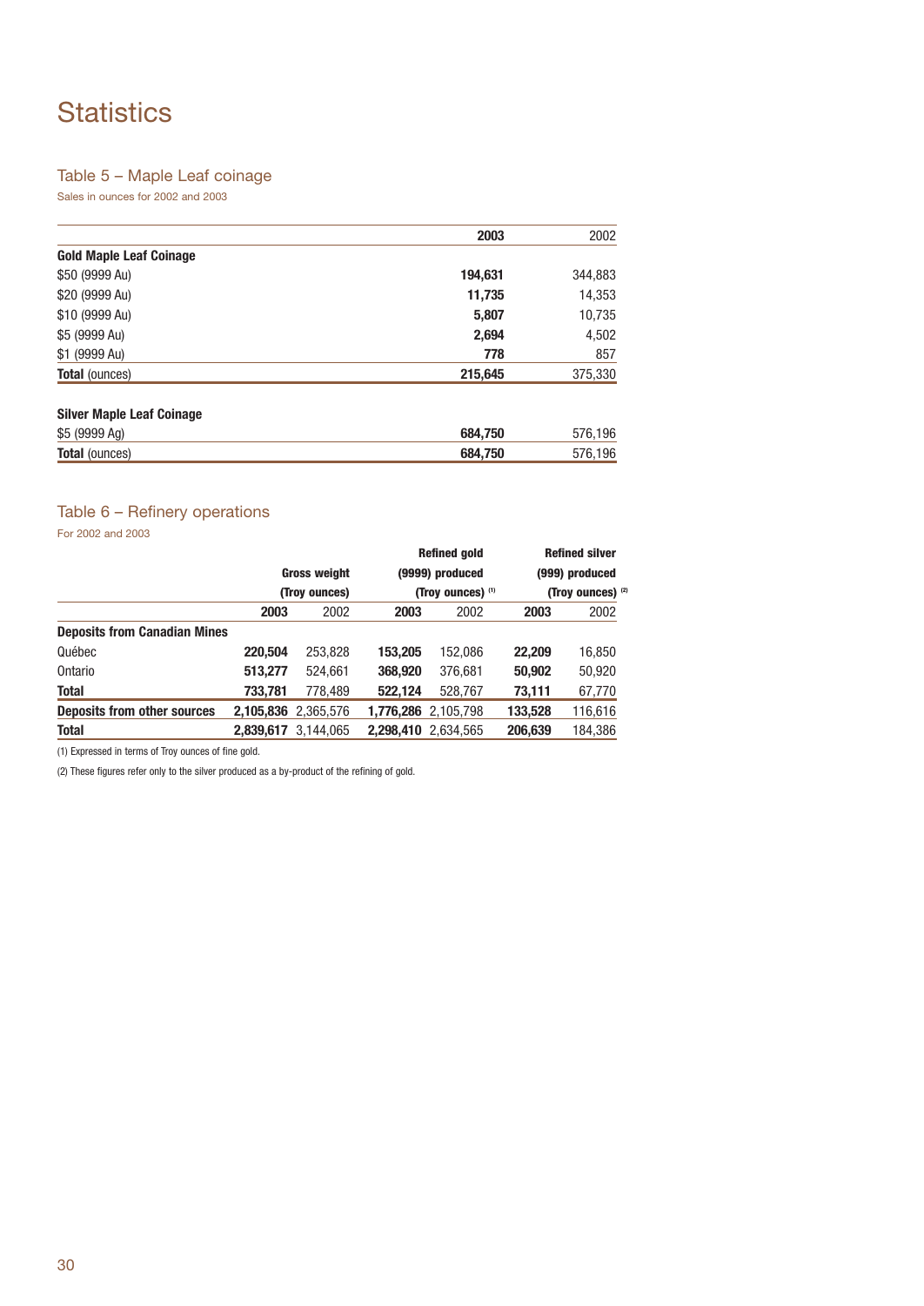# Statistics

## Table 5 – Maple Leaf coinage

Sales in ounces for 2002 and 2003

| | **2003** | 2002 |
|---|---|---|
| **Gold Maple Leaf Coinage** | | |
| $50 (9999 Au) | **194,631** | 344,883 |
| $20 (9999 Au) | **11,735** | 14,353 |
| $10 (9999 Au) | **5,807** | 10,735 |
| $5 (9999 Au) | **2,694** | 4,502 |
| $1 (9999 Au) | **778** | 857 |
| **Total** (ounces) | **215,645** | 375,330 |
| | | |
| **Silver Maple Leaf Coinage** | | |
| $5 (9999 Ag) | **684,750** | 576,196 |
| **Total** (ounces) | **684,750** | 576,196 |

## Table 6 – Refinery operations

For 2002 and 2003

| | **Gross weight (Troy ounces)** | | **Refined gold (9999) produced (Troy ounces)** [1] | | **Refined silver (999) produced (Troy ounces)** [2] | |
|---|---|---|---|---|---|---|
| | **2003** | 2002 | **2003** | 2002 | **2003** | 2002 |
| **Deposits from Canadian Mines** | | | | | | |
| Québec | **220,504** | 253,828 | **153,205** | 152,086 | **22,209** | 16,850 |
| Ontario | **513,277** | 524,661 | **368,920** | 376,681 | **50,902** | 50,920 |
| **Total** | **733,781** | 778,489 | **522,124** | 528,767 | **73,111** | 67,770 |
| **Deposits from other sources** | **2,105,836** | 2,365,576 | **1,776,286** | 2,105,798 | **133,528** | 116,616 |
| **Total** | **2,839,617** | 3,144,065 | **2,298,410** | 2,634,565 | **206,639** | 184,386 |

(1) Expressed in terms of Troy ounces of fine gold.

(2) These figures refer only to the silver produced as a by-product of the refining of gold.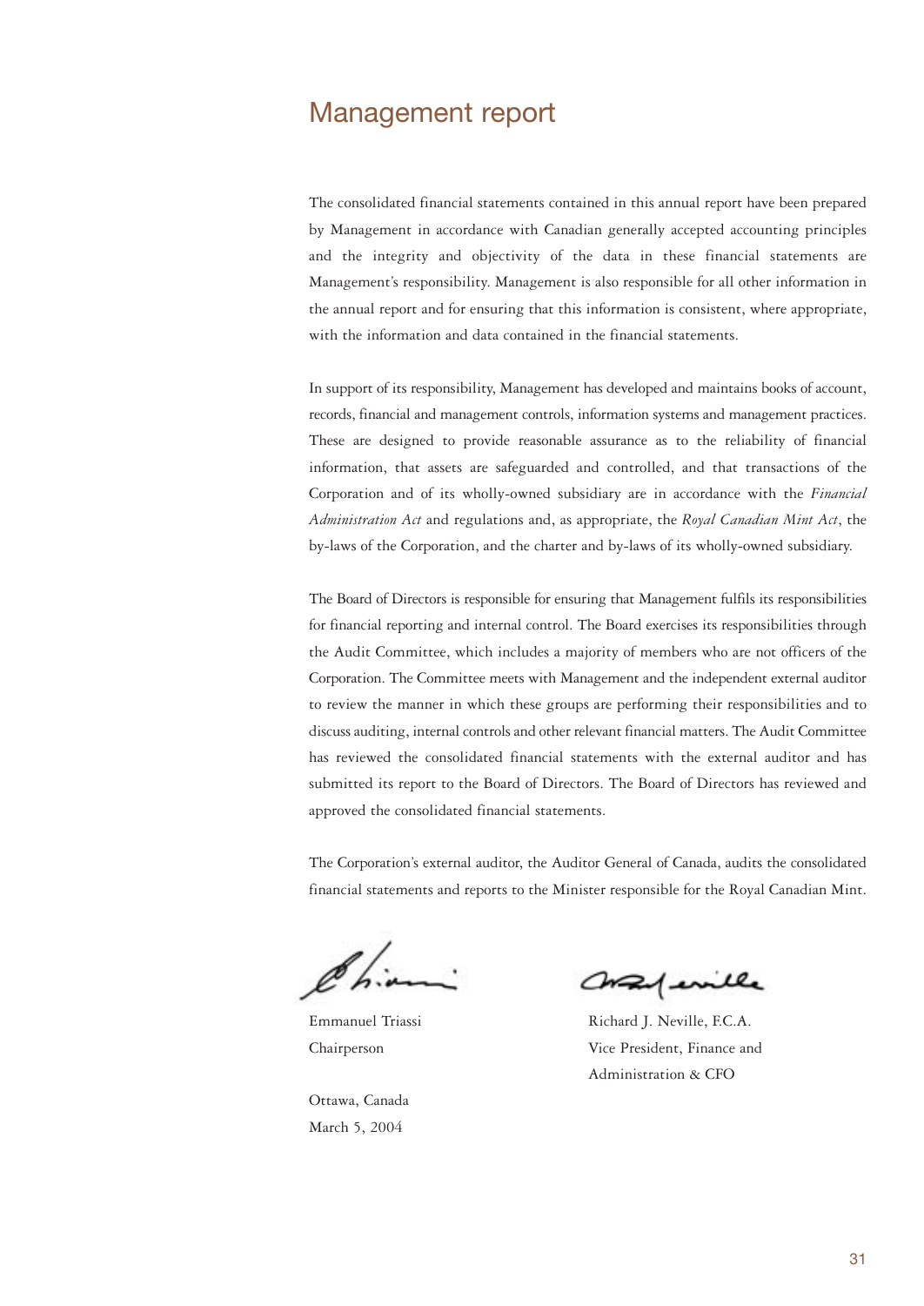# Management report

The consolidated financial statements contained in this annual report have been prepared by Management in accordance with Canadian generally accepted accounting principles and the integrity and objectivity of the data in these financial statements are Management's responsibility. Management is also responsible for all other information in the annual report and for ensuring that this information is consistent, where appropriate, with the information and data contained in the financial statements.

In support of its responsibility, Management has developed and maintains books of account, records, financial and management controls, information systems and management practices. These are designed to provide reasonable assurance as to the reliability of financial information, that assets are safeguarded and controlled, and that transactions of the Corporation and of its wholly-owned subsidiary are in accordance with the *Financial Administration Act* and regulations and, as appropriate, the *Royal Canadian Mint Act*, the by-laws of the Corporation, and the charter and by-laws of its wholly-owned subsidiary.

The Board of Directors is responsible for ensuring that Management fulfils its responsibilities for financial reporting and internal control. The Board exercises its responsibilities through the Audit Committee, which includes a majority of members who are not officers of the Corporation. The Committee meets with Management and the independent external auditor to review the manner in which these groups are performing their responsibilities and to discuss auditing, internal controls and other relevant financial matters. The Audit Committee has reviewed the consolidated financial statements with the external auditor and has submitted its report to the Board of Directors. The Board of Directors has reviewed and approved the consolidated financial statements.

The Corporation's external auditor, the Auditor General of Canada, audits the consolidated financial statements and reports to the Minister responsible for the Royal Canadian Mint.

Emmanuel Triassi
Chairperson

Richard J. Neville, F.C.A.
Vice President, Finance and
Administration & CFO

Ottawa, Canada
March 5, 2004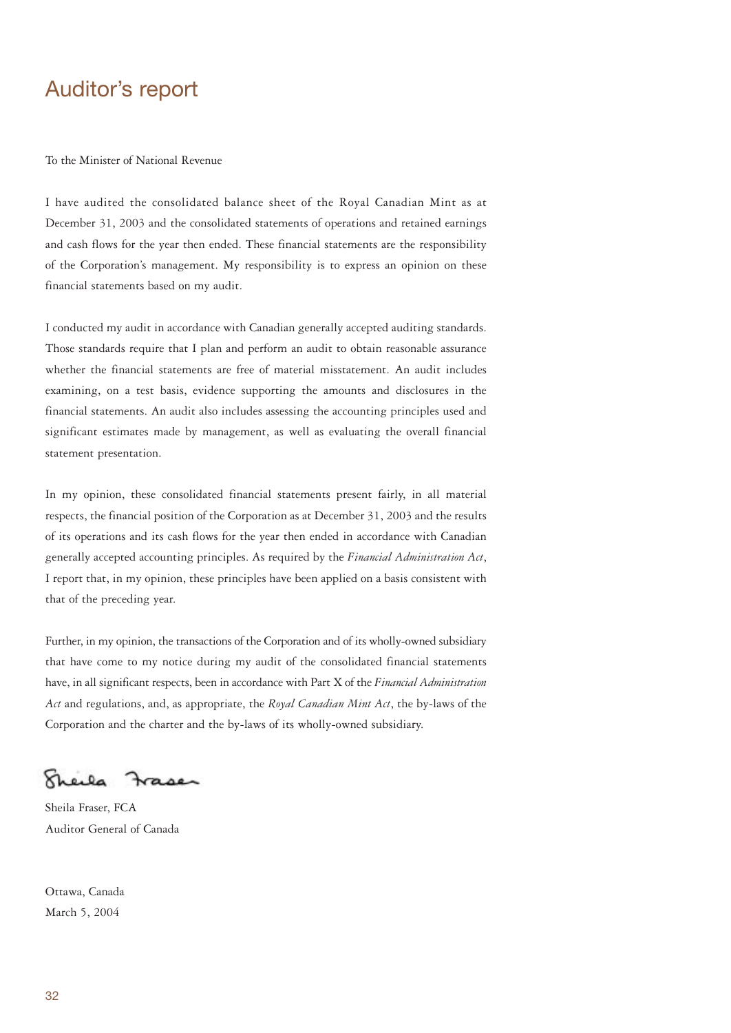# Auditor's report

To the Minister of National Revenue

I have audited the consolidated balance sheet of the Royal Canadian Mint as at December 31, 2003 and the consolidated statements of operations and retained earnings and cash flows for the year then ended. These financial statements are the responsibility of the Corporation's management. My responsibility is to express an opinion on these financial statements based on my audit.

I conducted my audit in accordance with Canadian generally accepted auditing standards. Those standards require that I plan and perform an audit to obtain reasonable assurance whether the financial statements are free of material misstatement. An audit includes examining, on a test basis, evidence supporting the amounts and disclosures in the financial statements. An audit also includes assessing the accounting principles used and significant estimates made by management, as well as evaluating the overall financial statement presentation.

In my opinion, these consolidated financial statements present fairly, in all material respects, the financial position of the Corporation as at December 31, 2003 and the results of its operations and its cash flows for the year then ended in accordance with Canadian generally accepted accounting principles. As required by the *Financial Administration Act*, I report that, in my opinion, these principles have been applied on a basis consistent with that of the preceding year.

Further, in my opinion, the transactions of the Corporation and of its wholly-owned subsidiary that have come to my notice during my audit of the consolidated financial statements have, in all significant respects, been in accordance with Part X of the *Financial Administration Act* and regulations, and, as appropriate, the *Royal Canadian Mint Act*, the by-laws of the Corporation and the charter and the by-laws of its wholly-owned subsidiary.

Sheila Fraser

Sheila Fraser, FCA
Auditor General of Canada

Ottawa, Canada
March 5, 2004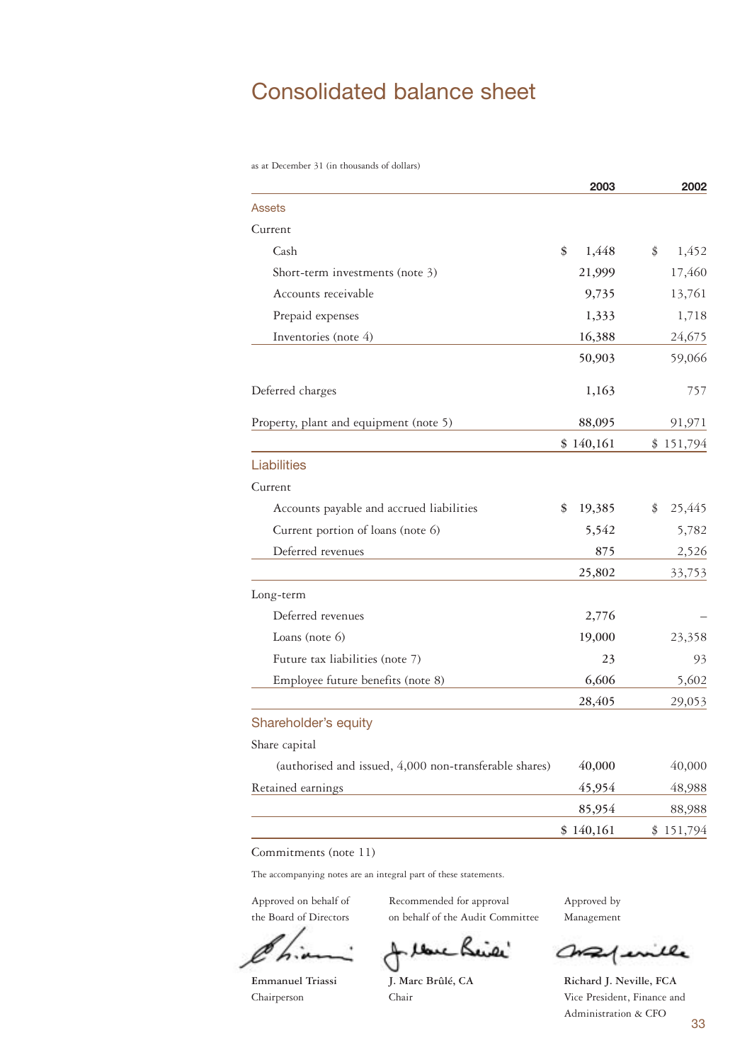# Consolidated balance sheet

as at December 31 (in thousands of dollars)

| | 2003 | 2002 |
|---|---|---|
| **Assets** | | |
| Current | | |
| Cash | $ 1,448 | $ 1,452 |
| Short-term investments (note 3) | 21,999 | 17,460 |
| Accounts receivable | 9,735 | 13,761 |
| Prepaid expenses | 1,333 | 1,718 |
| Inventories (note 4) | 16,388 | 24,675 |
| | 50,903 | 59,066 |
| Deferred charges | 1,163 | 757 |
| Property, plant and equipment (note 5) | 88,095 | 91,971 |
| | $ 140,161 | $ 151,794 |
| **Liabilities** | | |
| Current | | |
| Accounts payable and accrued liabilities | $ 19,385 | $ 25,445 |
| Current portion of loans (note 6) | 5,542 | 5,782 |
| Deferred revenues | 875 | 2,526 |
| | 25,802 | 33,753 |
| Long-term | | |
| Deferred revenues | 2,776 | – |
| Loans (note 6) | 19,000 | 23,358 |
| Future tax liabilities (note 7) | 23 | 93 |
| Employee future benefits (note 8) | 6,606 | 5,602 |
| | 28,405 | 29,053 |
| **Shareholder's equity** | | |
| Share capital | | |
| (authorised and issued, 4,000 non-transferable shares) | 40,000 | 40,000 |
| Retained earnings | 45,954 | 48,988 |
| | 85,954 | 88,988 |
| | $ 140,161 | $ 151,794 |

Commitments (note 11)

The accompanying notes are an integral part of these statements.

Approved on behalf of the Board of Directors

**Emmanuel Triassi**
Chairperson

Recommended for approval on behalf of the Audit Committee

**J. Marc Brûlé, CA**
Chair

Approved by Management

**Richard J. Neville, FCA**
Vice President, Finance and Administration & CFO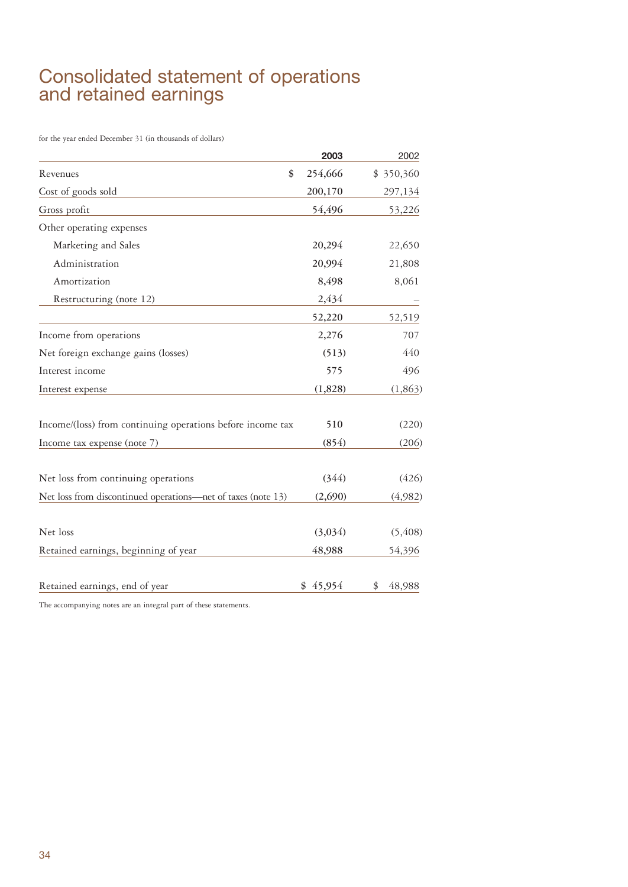# Consolidated statement of operations and retained earnings

for the year ended December 31 (in thousands of dollars)

| | 2003 | 2002 |
|---|---|---|
| Revenues | $ 254,666 | $ 350,360 |
| Cost of goods sold | 200,170 | 297,134 |
| Gross profit | 54,496 | 53,226 |
| Other operating expenses | | |
| Marketing and Sales | 20,294 | 22,650 |
| Administration | 20,994 | 21,808 |
| Amortization | 8,498 | 8,061 |
| Restructuring (note 12) | 2,434 | – |
| | 52,220 | 52,519 |
| Income from operations | 2,276 | 707 |
| Net foreign exchange gains (losses) | (513) | 440 |
| Interest income | 575 | 496 |
| Interest expense | (1,828) | (1,863) |
| Income/(loss) from continuing operations before income tax | 510 | (220) |
| Income tax expense (note 7) | (854) | (206) |
| Net loss from continuing operations | (344) | (426) |
| Net loss from discontinued operations—net of taxes (note 13) | (2,690) | (4,982) |
| Net loss | (3,034) | (5,408) |
| Retained earnings, beginning of year | 48,988 | 54,396 |
| Retained earnings, end of year | $ 45,954 | $ 48,988 |

The accompanying notes are an integral part of these statements.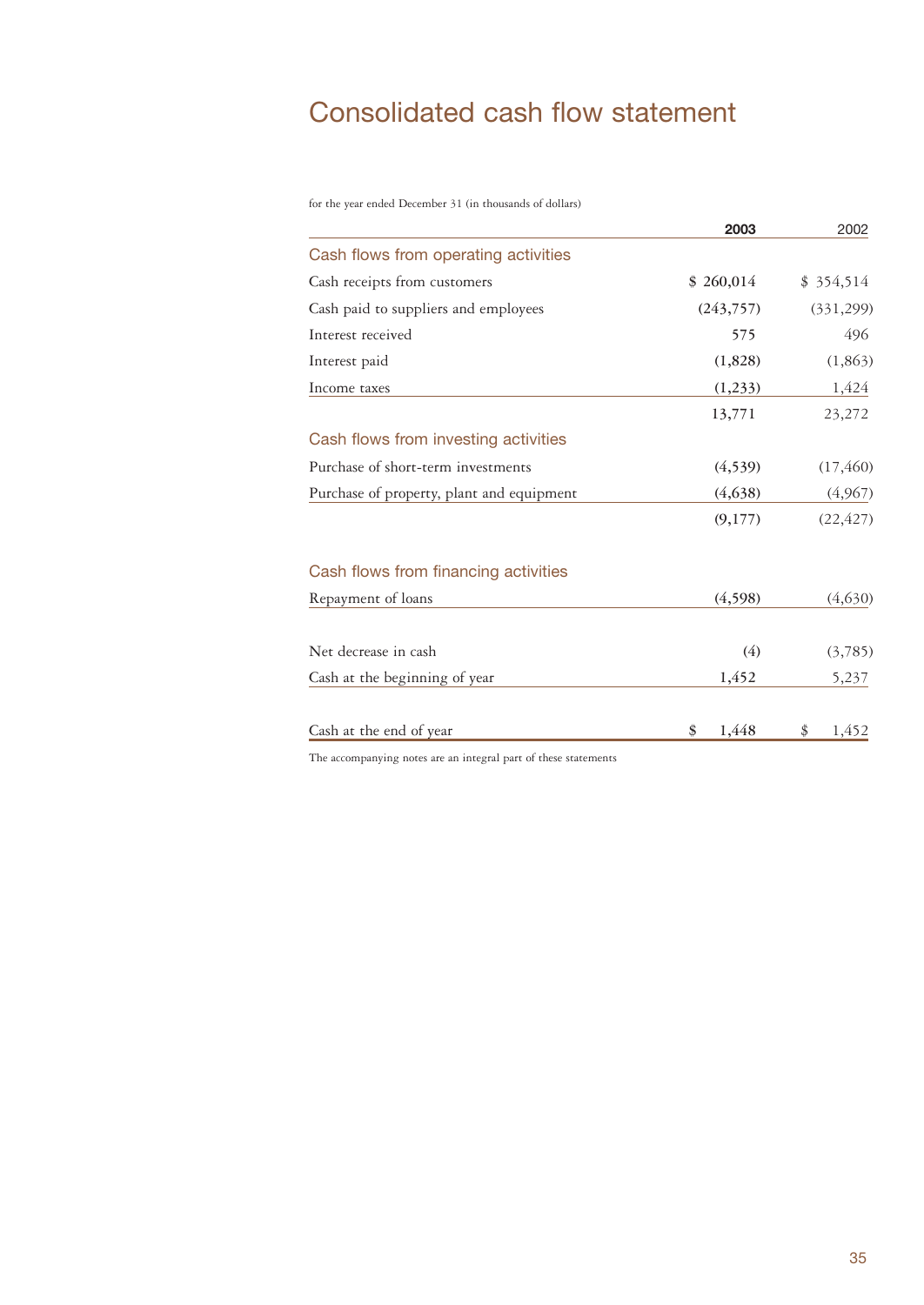# Consolidated cash flow statement

for the year ended December 31 (in thousands of dollars)

| | **2003** | 2002 |
|---|---|---|
| **Cash flows from operating activities** | | |
| Cash receipts from customers | $ 260,014 | $ 354,514 |
| Cash paid to suppliers and employees | (243,757) | (331,299) |
| Interest received | 575 | 496 |
| Interest paid | (1,828) | (1,863) |
| Income taxes | (1,233) | 1,424 |
| | 13,771 | 23,272 |
| **Cash flows from investing activities** | | |
| Purchase of short-term investments | (4,539) | (17,460) |
| Purchase of property, plant and equipment | (4,638) | (4,967) |
| | (9,177) | (22,427) |
| **Cash flows from financing activities** | | |
| Repayment of loans | (4,598) | (4,630) |
| Net decrease in cash | (4) | (3,785) |
| Cash at the beginning of year | 1,452 | 5,237 |
| Cash at the end of year | $ 1,448 | $ 1,452 |

The accompanying notes are an integral part of these statements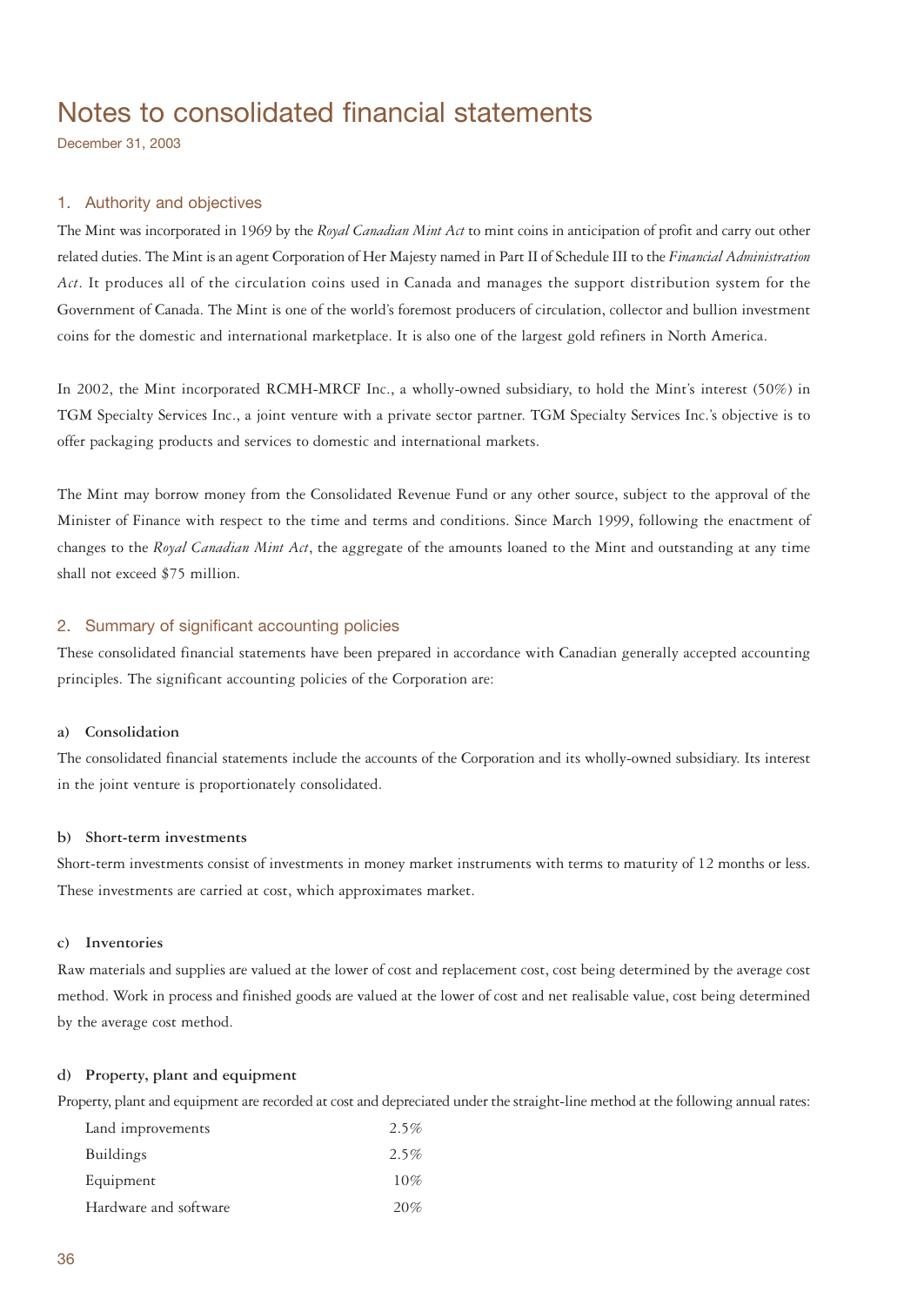# Notes to consolidated financial statements

December 31, 2003

## 1. Authority and objectives

The Mint was incorporated in 1969 by the *Royal Canadian Mint Act* to mint coins in anticipation of profit and carry out other related duties. The Mint is an agent Corporation of Her Majesty named in Part II of Schedule III to the *Financial Administration Act*. It produces all of the circulation coins used in Canada and manages the support distribution system for the Government of Canada. The Mint is one of the world's foremost producers of circulation, collector and bullion investment coins for the domestic and international marketplace. It is also one of the largest gold refiners in North America.

In 2002, the Mint incorporated RCMH-MRCF Inc., a wholly-owned subsidiary, to hold the Mint's interest (50%) in TGM Specialty Services Inc., a joint venture with a private sector partner. TGM Specialty Services Inc.'s objective is to offer packaging products and services to domestic and international markets.

The Mint may borrow money from the Consolidated Revenue Fund or any other source, subject to the approval of the Minister of Finance with respect to the time and terms and conditions. Since March 1999, following the enactment of changes to the *Royal Canadian Mint Act*, the aggregate of the amounts loaned to the Mint and outstanding at any time shall not exceed $75 million.

## 2. Summary of significant accounting policies

These consolidated financial statements have been prepared in accordance with Canadian generally accepted accounting principles. The significant accounting policies of the Corporation are:

### a) Consolidation

The consolidated financial statements include the accounts of the Corporation and its wholly-owned subsidiary. Its interest in the joint venture is proportionately consolidated.

### b) Short-term investments

Short-term investments consist of investments in money market instruments with terms to maturity of 12 months or less. These investments are carried at cost, which approximates market.

### c) Inventories

Raw materials and supplies are valued at the lower of cost and replacement cost, cost being determined by the average cost method. Work in process and finished goods are valued at the lower of cost and net realisable value, cost being determined by the average cost method.

### d) Property, plant and equipment

Property, plant and equipment are recorded at cost and depreciated under the straight-line method at the following annual rates:

| | |
|---|---|
| Land improvements | 2.5% |
| Buildings | 2.5% |
| Equipment | 10% |
| Hardware and software | 20% |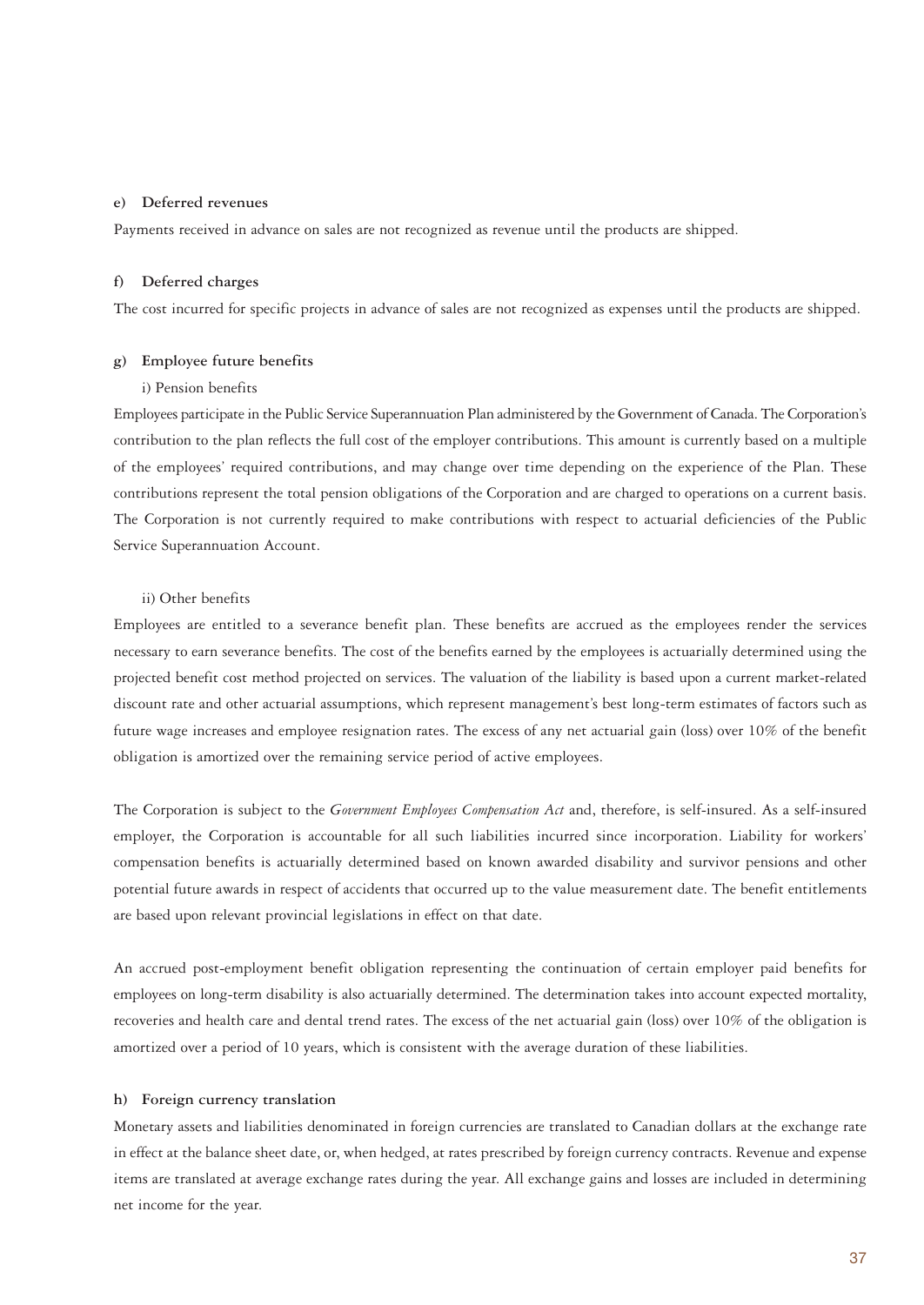#### e) Deferred revenues

Payments received in advance on sales are not recognized as revenue until the products are shipped.

#### f) Deferred charges

The cost incurred for specific projects in advance of sales are not recognized as expenses until the products are shipped.

#### g) Employee future benefits

i) Pension benefits

Employees participate in the Public Service Superannuation Plan administered by the Government of Canada. The Corporation's contribution to the plan reflects the full cost of the employer contributions. This amount is currently based on a multiple of the employees' required contributions, and may change over time depending on the experience of the Plan. These contributions represent the total pension obligations of the Corporation and are charged to operations on a current basis. The Corporation is not currently required to make contributions with respect to actuarial deficiencies of the Public Service Superannuation Account.

ii) Other benefits

Employees are entitled to a severance benefit plan. These benefits are accrued as the employees render the services necessary to earn severance benefits. The cost of the benefits earned by the employees is actuarially determined using the projected benefit cost method projected on services. The valuation of the liability is based upon a current market-related discount rate and other actuarial assumptions, which represent management's best long-term estimates of factors such as future wage increases and employee resignation rates. The excess of any net actuarial gain (loss) over 10% of the benefit obligation is amortized over the remaining service period of active employees.

The Corporation is subject to the *Government Employees Compensation Act* and, therefore, is self-insured. As a self-insured employer, the Corporation is accountable for all such liabilities incurred since incorporation. Liability for workers' compensation benefits is actuarially determined based on known awarded disability and survivor pensions and other potential future awards in respect of accidents that occurred up to the value measurement date. The benefit entitlements are based upon relevant provincial legislations in effect on that date.

An accrued post-employment benefit obligation representing the continuation of certain employer paid benefits for employees on long-term disability is also actuarially determined. The determination takes into account expected mortality, recoveries and health care and dental trend rates. The excess of the net actuarial gain (loss) over 10% of the obligation is amortized over a period of 10 years, which is consistent with the average duration of these liabilities.

#### h) Foreign currency translation

Monetary assets and liabilities denominated in foreign currencies are translated to Canadian dollars at the exchange rate in effect at the balance sheet date, or, when hedged, at rates prescribed by foreign currency contracts. Revenue and expense items are translated at average exchange rates during the year. All exchange gains and losses are included in determining net income for the year.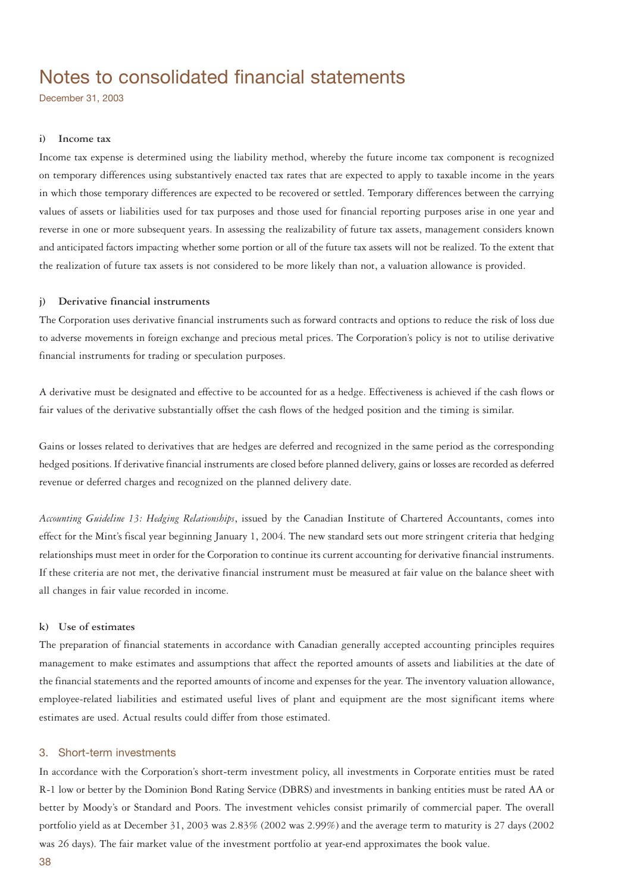# Notes to consolidated financial statements

December 31, 2003

#### i) Income tax

Income tax expense is determined using the liability method, whereby the future income tax component is recognized on temporary differences using substantively enacted tax rates that are expected to apply to taxable income in the years in which those temporary differences are expected to be recovered or settled. Temporary differences between the carrying values of assets or liabilities used for tax purposes and those used for financial reporting purposes arise in one year and reverse in one or more subsequent years. In assessing the realizability of future tax assets, management considers known and anticipated factors impacting whether some portion or all of the future tax assets will not be realized. To the extent that the realization of future tax assets is not considered to be more likely than not, a valuation allowance is provided.

#### j) Derivative financial instruments

The Corporation uses derivative financial instruments such as forward contracts and options to reduce the risk of loss due to adverse movements in foreign exchange and precious metal prices. The Corporation's policy is not to utilise derivative financial instruments for trading or speculation purposes.

A derivative must be designated and effective to be accounted for as a hedge. Effectiveness is achieved if the cash flows or fair values of the derivative substantially offset the cash flows of the hedged position and the timing is similar.

Gains or losses related to derivatives that are hedges are deferred and recognized in the same period as the corresponding hedged positions. If derivative financial instruments are closed before planned delivery, gains or losses are recorded as deferred revenue or deferred charges and recognized on the planned delivery date.

*Accounting Guideline 13: Hedging Relationships*, issued by the Canadian Institute of Chartered Accountants, comes into effect for the Mint's fiscal year beginning January 1, 2004. The new standard sets out more stringent criteria that hedging relationships must meet in order for the Corporation to continue its current accounting for derivative financial instruments. If these criteria are not met, the derivative financial instrument must be measured at fair value on the balance sheet with all changes in fair value recorded in income.

#### k) Use of estimates

The preparation of financial statements in accordance with Canadian generally accepted accounting principles requires management to make estimates and assumptions that affect the reported amounts of assets and liabilities at the date of the financial statements and the reported amounts of income and expenses for the year. The inventory valuation allowance, employee-related liabilities and estimated useful lives of plant and equipment are the most significant items where estimates are used. Actual results could differ from those estimated.

## 3. Short-term investments

In accordance with the Corporation's short-term investment policy, all investments in Corporate entities must be rated R-1 low or better by the Dominion Bond Rating Service (DBRS) and investments in banking entities must be rated AA or better by Moody's or Standard and Poors. The investment vehicles consist primarily of commercial paper. The overall portfolio yield as at December 31, 2003 was 2.83% (2002 was 2.99%) and the average term to maturity is 27 days (2002 was 26 days). The fair market value of the investment portfolio at year-end approximates the book value.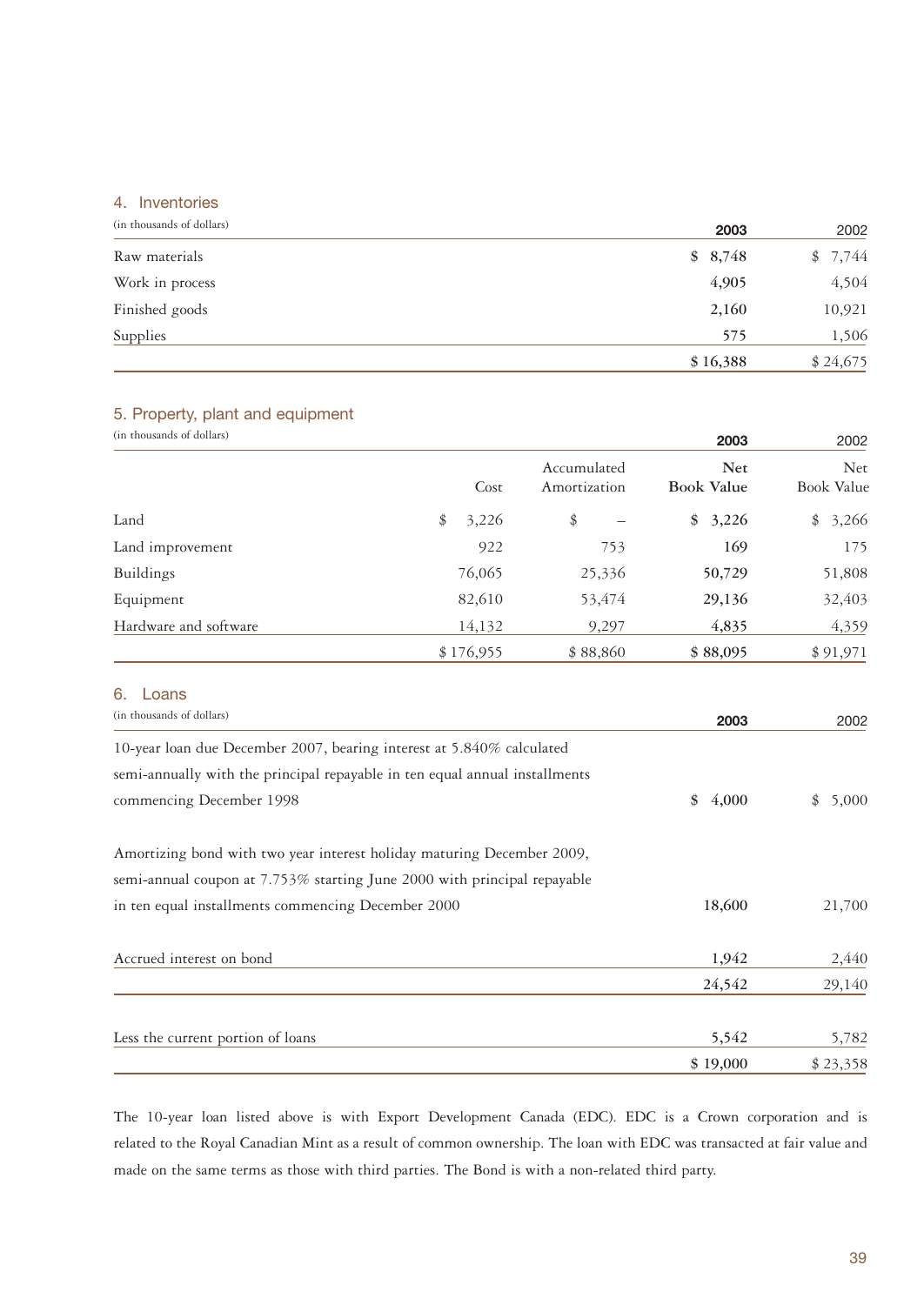## 4. Inventories

(in thousands of dollars)

| | **2003** | 2002 |
|---|---|---|
| Raw materials | **$ 8,748** | $ 7,744 |
| Work in process | **4,905** | 4,504 |
| Finished goods | **2,160** | 10,921 |
| Supplies | **575** | 1,506 |
| | **$ 16,388** | $ 24,675 |

## 5. Property, plant and equipment

(in thousands of dollars)

| | | | **2003** | 2002 |
|---|---|---|---|---|
| | Cost | Accumulated Amortization | **Net Book Value** | Net Book Value |
| Land | $ 3,226 | $ – | **$ 3,226** | $ 3,266 |
| Land improvement | 922 | 753 | **169** | 175 |
| Buildings | 76,065 | 25,336 | **50,729** | 51,808 |
| Equipment | 82,610 | 53,474 | **29,136** | 32,403 |
| Hardware and software | 14,132 | 9,297 | **4,835** | 4,359 |
| | $ 176,955 | $ 88,860 | **$ 88,095** | $ 91,971 |

## 6. Loans

(in thousands of dollars)

| | **2003** | 2002 |
|---|---|---|
| 10-year loan due December 2007, bearing interest at 5.840% calculated semi-annually with the principal repayable in ten equal annual installments commencing December 1998 | **$ 4,000** | $ 5,000 |
| Amortizing bond with two year interest holiday maturing December 2009, semi-annual coupon at 7.753% starting June 2000 with principal repayable in ten equal installments commencing December 2000 | **18,600** | 21,700 |
| Accrued interest on bond | **1,942** | 2,440 |
| | **24,542** | 29,140 |
| Less the current portion of loans | **5,542** | 5,782 |
| | **$ 19,000** | $ 23,358 |

The 10-year loan listed above is with Export Development Canada (EDC). EDC is a Crown corporation and is related to the Royal Canadian Mint as a result of common ownership. The loan with EDC was transacted at fair value and made on the same terms as those with third parties. The Bond is with a non-related third party.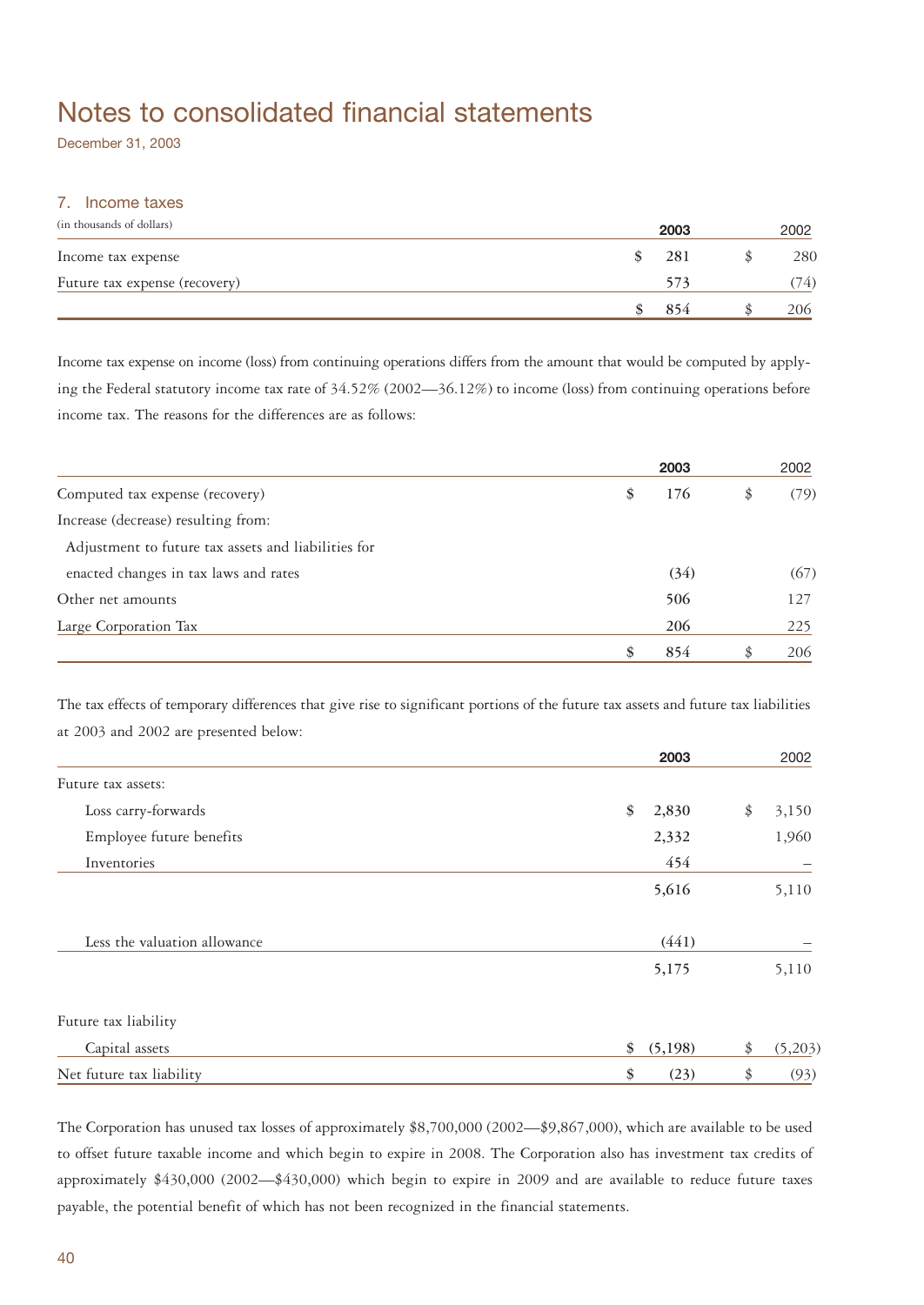# Notes to consolidated financial statements

December 31, 2003

## 7. Income taxes

(in thousands of dollars)

| | 2003 | 2002 |
|---|---|---|
| Income tax expense | $ 281 | $ 280 |
| Future tax expense (recovery) | 573 | (74) |
| | $ 854 | $ 206 |

Income tax expense on income (loss) from continuing operations differs from the amount that would be computed by applying the Federal statutory income tax rate of 34.52% (2002—36.12%) to income (loss) from continuing operations before income tax. The reasons for the differences are as follows:

| | 2003 | 2002 |
|---|---|---|
| Computed tax expense (recovery) | $ 176 | $ (79) |
| Increase (decrease) resulting from: | | |
| Adjustment to future tax assets and liabilities for enacted changes in tax laws and rates | (34) | (67) |
| Other net amounts | 506 | 127 |
| Large Corporation Tax | 206 | 225 |
| | $ 854 | $ 206 |

The tax effects of temporary differences that give rise to significant portions of the future tax assets and future tax liabilities at 2003 and 2002 are presented below:

| | 2003 | 2002 |
|---|---|---|
| Future tax assets: | | |
| Loss carry-forwards | $ 2,830 | $ 3,150 |
| Employee future benefits | 2,332 | 1,960 |
| Inventories | 454 | – |
| | 5,616 | 5,110 |
| Less the valuation allowance | (441) | – |
| | 5,175 | 5,110 |
| Future tax liability | | |
| Capital assets | $ (5,198) | $ (5,203) |
| Net future tax liability | $ (23) | $ (93) |

The Corporation has unused tax losses of approximately $8,700,000 (2002—$9,867,000), which are available to be used to offset future taxable income and which begin to expire in 2008. The Corporation also has investment tax credits of approximately $430,000 (2002—$430,000) which begin to expire in 2009 and are available to reduce future taxes payable, the potential benefit of which has not been recognized in the financial statements.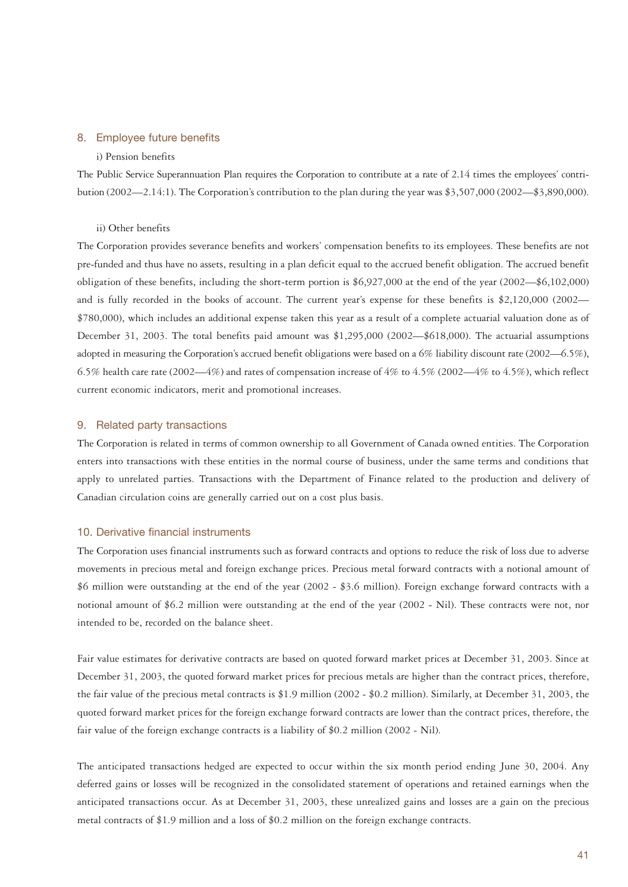## 8. Employee future benefits

i) Pension benefits

The Public Service Superannuation Plan requires the Corporation to contribute at a rate of 2.14 times the employees' contribution (2002—2.14:1). The Corporation's contribution to the plan during the year was $3,507,000 (2002—$3,890,000).

ii) Other benefits

The Corporation provides severance benefits and workers' compensation benefits to its employees. These benefits are not pre-funded and thus have no assets, resulting in a plan deficit equal to the accrued benefit obligation. The accrued benefit obligation of these benefits, including the short-term portion is $6,927,000 at the end of the year (2002—$6,102,000) and is fully recorded in the books of account. The current year's expense for these benefits is $2,120,000 (2002—$780,000), which includes an additional expense taken this year as a result of a complete actuarial valuation done as of December 31, 2003. The total benefits paid amount was $1,295,000 (2002—$618,000). The actuarial assumptions adopted in measuring the Corporation's accrued benefit obligations were based on a 6% liability discount rate (2002—6.5%), 6.5% health care rate (2002—4%) and rates of compensation increase of 4% to 4.5% (2002—4% to 4.5%), which reflect current economic indicators, merit and promotional increases.

## 9. Related party transactions

The Corporation is related in terms of common ownership to all Government of Canada owned entities. The Corporation enters into transactions with these entities in the normal course of business, under the same terms and conditions that apply to unrelated parties. Transactions with the Department of Finance related to the production and delivery of Canadian circulation coins are generally carried out on a cost plus basis.

## 10. Derivative financial instruments

The Corporation uses financial instruments such as forward contracts and options to reduce the risk of loss due to adverse movements in precious metal and foreign exchange prices. Precious metal forward contracts with a notional amount of $6 million were outstanding at the end of the year (2002 - $3.6 million). Foreign exchange forward contracts with a notional amount of $6.2 million were outstanding at the end of the year (2002 - Nil). These contracts were not, nor intended to be, recorded on the balance sheet.

Fair value estimates for derivative contracts are based on quoted forward market prices at December 31, 2003. Since at December 31, 2003, the quoted forward market prices for precious metals are higher than the contract prices, therefore, the fair value of the precious metal contracts is $1.9 million (2002 - $0.2 million). Similarly, at December 31, 2003, the quoted forward market prices for the foreign exchange forward contracts are lower than the contract prices, therefore, the fair value of the foreign exchange contracts is a liability of $0.2 million (2002 - Nil).

The anticipated transactions hedged are expected to occur within the six month period ending June 30, 2004. Any deferred gains or losses will be recognized in the consolidated statement of operations and retained earnings when the anticipated transactions occur. As at December 31, 2003, these unrealized gains and losses are a gain on the precious metal contracts of $1.9 million and a loss of $0.2 million on the foreign exchange contracts.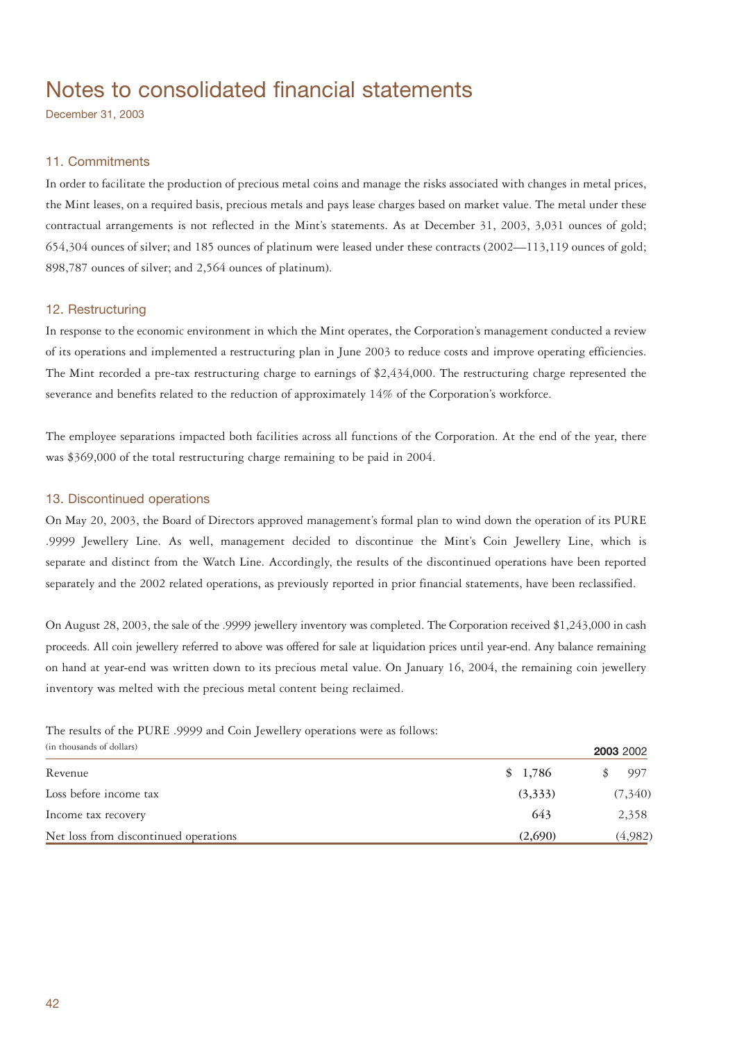# Notes to consolidated financial statements

December 31, 2003

## 11. Commitments

In order to facilitate the production of precious metal coins and manage the risks associated with changes in metal prices, the Mint leases, on a required basis, precious metals and pays lease charges based on market value. The metal under these contractual arrangements is not reflected in the Mint's statements. As at December 31, 2003, 3,031 ounces of gold; 654,304 ounces of silver; and 185 ounces of platinum were leased under these contracts (2002—113,119 ounces of gold; 898,787 ounces of silver; and 2,564 ounces of platinum).

## 12. Restructuring

In response to the economic environment in which the Mint operates, the Corporation's management conducted a review of its operations and implemented a restructuring plan in June 2003 to reduce costs and improve operating efficiencies. The Mint recorded a pre-tax restructuring charge to earnings of $2,434,000. The restructuring charge represented the severance and benefits related to the reduction of approximately 14% of the Corporation's workforce.

The employee separations impacted both facilities across all functions of the Corporation. At the end of the year, there was $369,000 of the total restructuring charge remaining to be paid in 2004.

## 13. Discontinued operations

On May 20, 2003, the Board of Directors approved management's formal plan to wind down the operation of its PURE .9999 Jewellery Line. As well, management decided to discontinue the Mint's Coin Jewellery Line, which is separate and distinct from the Watch Line. Accordingly, the results of the discontinued operations have been reported separately and the 2002 related operations, as previously reported in prior financial statements, have been reclassified.

On August 28, 2003, the sale of the .9999 jewellery inventory was completed. The Corporation received $1,243,000 in cash proceeds. All coin jewellery referred to above was offered for sale at liquidation prices until year-end. Any balance remaining on hand at year-end was written down to its precious metal value. On January 16, 2004, the remaining coin jewellery inventory was melted with the precious metal content being reclaimed.

The results of the PURE .9999 and Coin Jewellery operations were as follows:

(in thousands of dollars)

| | **2003** | 2002 |
|---|---|---|
| Revenue | $ 1,786 | $ 997 |
| Loss before income tax | (3,333) | (7,340) |
| Income tax recovery | 643 | 2,358 |
| Net loss from discontinued operations | (2,690) | (4,982) |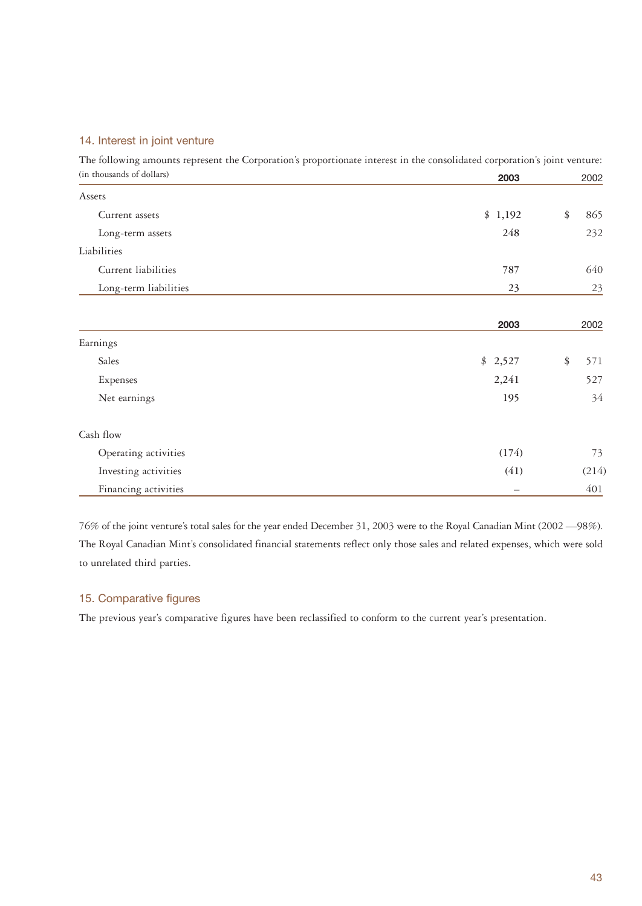## 14. Interest in joint venture

The following amounts represent the Corporation's proportionate interest in the consolidated corporation's joint venture:

| (in thousands of dollars) | **2003** | 2002 |
|---|---|---|
| Assets | | |
| Current assets | $ 1,192 | $ 865 |
| Long-term assets | 248 | 232 |
| Liabilities | | |
| Current liabilities | 787 | 640 |
| Long-term liabilities | 23 | 23 |

| | **2003** | 2002 |
|---|---|---|
| Earnings | | |
| Sales | $ 2,527 | $ 571 |
| Expenses | 2,241 | 527 |
| Net earnings | 195 | 34 |
| Cash flow | | |
| Operating activities | (174) | 73 |
| Investing activities | (41) | (214) |
| Financing activities | – | 401 |

76% of the joint venture's total sales for the year ended December 31, 2003 were to the Royal Canadian Mint (2002 —98%). The Royal Canadian Mint's consolidated financial statements reflect only those sales and related expenses, which were sold to unrelated third parties.

## 15. Comparative figures

The previous year's comparative figures have been reclassified to conform to the current year's presentation.